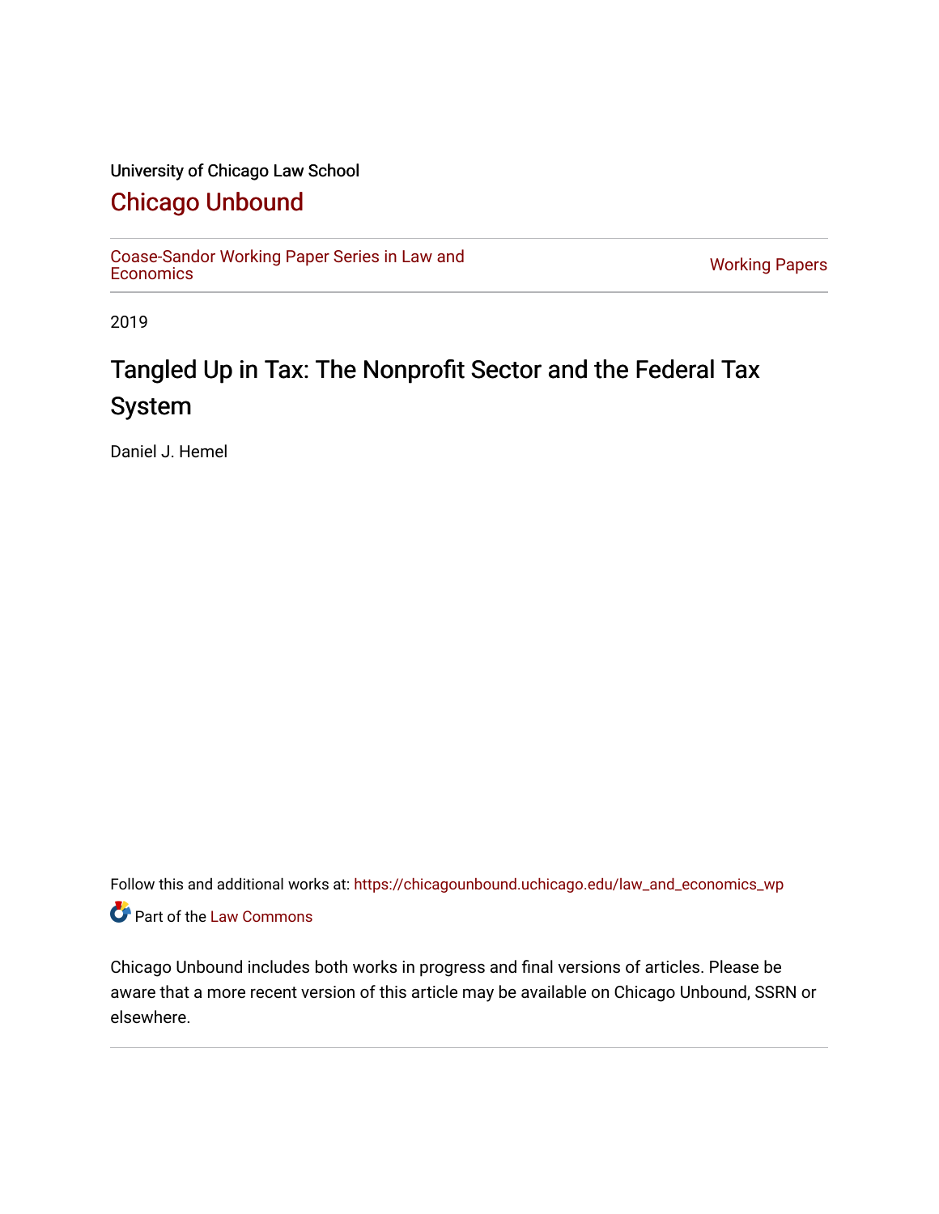University of Chicago Law School

# Chicago Unbound

Coase-Sandor Working Paper Series in Law and Economics | Working Papers

2019

## Tangled Up in Tax: The Nonprofit Sector and the Federal Tax System

Daniel J. Hemel

Follow this and additional works at: https://chicagounbound.uchicago.edu/law_and_economics_wp

Part of the Law Commons

Chicago Unbound includes both works in progress and final versions of articles. Please be aware that a more recent version of this article may be available on Chicago Unbound, SSRN or elsewhere.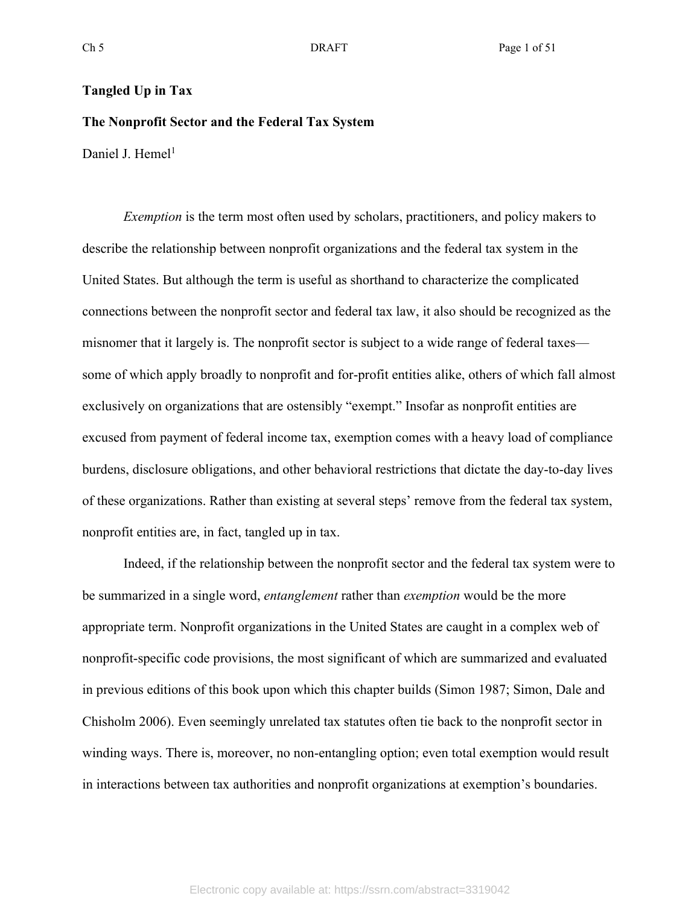**Tangled Up in Tax**

**The Nonprofit Sector and the Federal Tax System**

Daniel J. Hemel[1]

*Exemption* is the term most often used by scholars, practitioners, and policy makers to describe the relationship between nonprofit organizations and the federal tax system in the United States. But although the term is useful as shorthand to characterize the complicated connections between the nonprofit sector and federal tax law, it also should be recognized as the misnomer that it largely is. The nonprofit sector is subject to a wide range of federal taxes—some of which apply broadly to nonprofit and for-profit entities alike, others of which fall almost exclusively on organizations that are ostensibly "exempt." Insofar as nonprofit entities are excused from payment of federal income tax, exemption comes with a heavy load of compliance burdens, disclosure obligations, and other behavioral restrictions that dictate the day-to-day lives of these organizations. Rather than existing at several steps' remove from the federal tax system, nonprofit entities are, in fact, tangled up in tax.

Indeed, if the relationship between the nonprofit sector and the federal tax system were to be summarized in a single word, *entanglement* rather than *exemption* would be the more appropriate term. Nonprofit organizations in the United States are caught in a complex web of nonprofit-specific code provisions, the most significant of which are summarized and evaluated in previous editions of this book upon which this chapter builds (Simon 1987; Simon, Dale and Chisholm 2006). Even seemingly unrelated tax statutes often tie back to the nonprofit sector in winding ways. There is, moreover, no non-entangling option; even total exemption would result in interactions between tax authorities and nonprofit organizations at exemption's boundaries.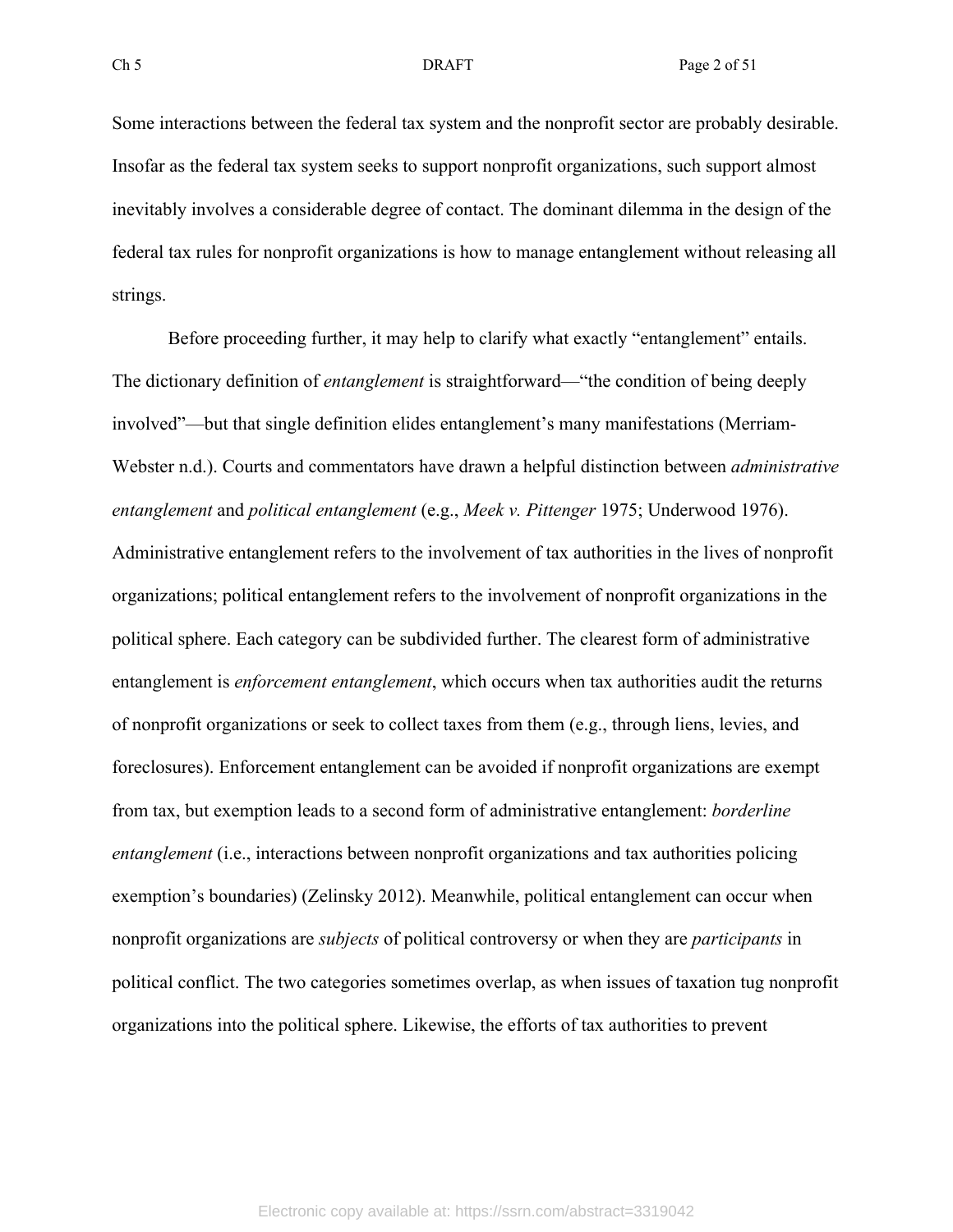Some interactions between the federal tax system and the nonprofit sector are probably desirable. Insofar as the federal tax system seeks to support nonprofit organizations, such support almost inevitably involves a considerable degree of contact. The dominant dilemma in the design of the federal tax rules for nonprofit organizations is how to manage entanglement without releasing all strings.

Before proceeding further, it may help to clarify what exactly "entanglement" entails. The dictionary definition of *entanglement* is straightforward—"the condition of being deeply involved"—but that single definition elides entanglement's many manifestations (Merriam-Webster n.d.). Courts and commentators have drawn a helpful distinction between *administrative entanglement* and *political entanglement* (e.g., *Meek v. Pittenger* 1975; Underwood 1976). Administrative entanglement refers to the involvement of tax authorities in the lives of nonprofit organizations; political entanglement refers to the involvement of nonprofit organizations in the political sphere. Each category can be subdivided further. The clearest form of administrative entanglement is *enforcement entanglement*, which occurs when tax authorities audit the returns of nonprofit organizations or seek to collect taxes from them (e.g., through liens, levies, and foreclosures). Enforcement entanglement can be avoided if nonprofit organizations are exempt from tax, but exemption leads to a second form of administrative entanglement: *borderline entanglement* (i.e., interactions between nonprofit organizations and tax authorities policing exemption's boundaries) (Zelinsky 2012). Meanwhile, political entanglement can occur when nonprofit organizations are *subjects* of political controversy or when they are *participants* in political conflict. The two categories sometimes overlap, as when issues of taxation tug nonprofit organizations into the political sphere. Likewise, the efforts of tax authorities to prevent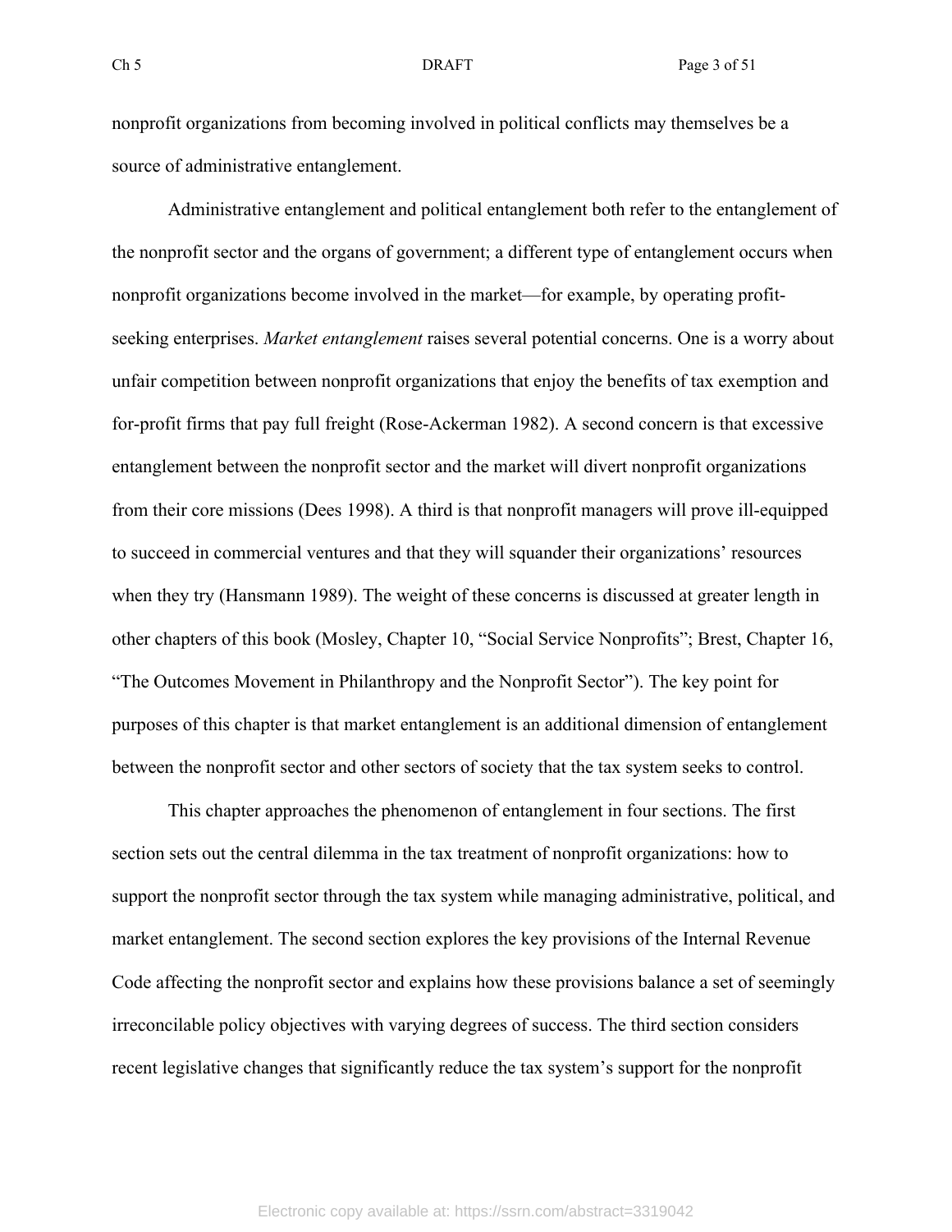nonprofit organizations from becoming involved in political conflicts may themselves be a source of administrative entanglement.

Administrative entanglement and political entanglement both refer to the entanglement of the nonprofit sector and the organs of government; a different type of entanglement occurs when nonprofit organizations become involved in the market—for example, by operating profit-seeking enterprises. *Market entanglement* raises several potential concerns. One is a worry about unfair competition between nonprofit organizations that enjoy the benefits of tax exemption and for-profit firms that pay full freight (Rose-Ackerman 1982). A second concern is that excessive entanglement between the nonprofit sector and the market will divert nonprofit organizations from their core missions (Dees 1998). A third is that nonprofit managers will prove ill-equipped to succeed in commercial ventures and that they will squander their organizations' resources when they try (Hansmann 1989). The weight of these concerns is discussed at greater length in other chapters of this book (Mosley, Chapter 10, "Social Service Nonprofits"; Brest, Chapter 16, "The Outcomes Movement in Philanthropy and the Nonprofit Sector"). The key point for purposes of this chapter is that market entanglement is an additional dimension of entanglement between the nonprofit sector and other sectors of society that the tax system seeks to control.

This chapter approaches the phenomenon of entanglement in four sections. The first section sets out the central dilemma in the tax treatment of nonprofit organizations: how to support the nonprofit sector through the tax system while managing administrative, political, and market entanglement. The second section explores the key provisions of the Internal Revenue Code affecting the nonprofit sector and explains how these provisions balance a set of seemingly irreconcilable policy objectives with varying degrees of success. The third section considers recent legislative changes that significantly reduce the tax system's support for the nonprofit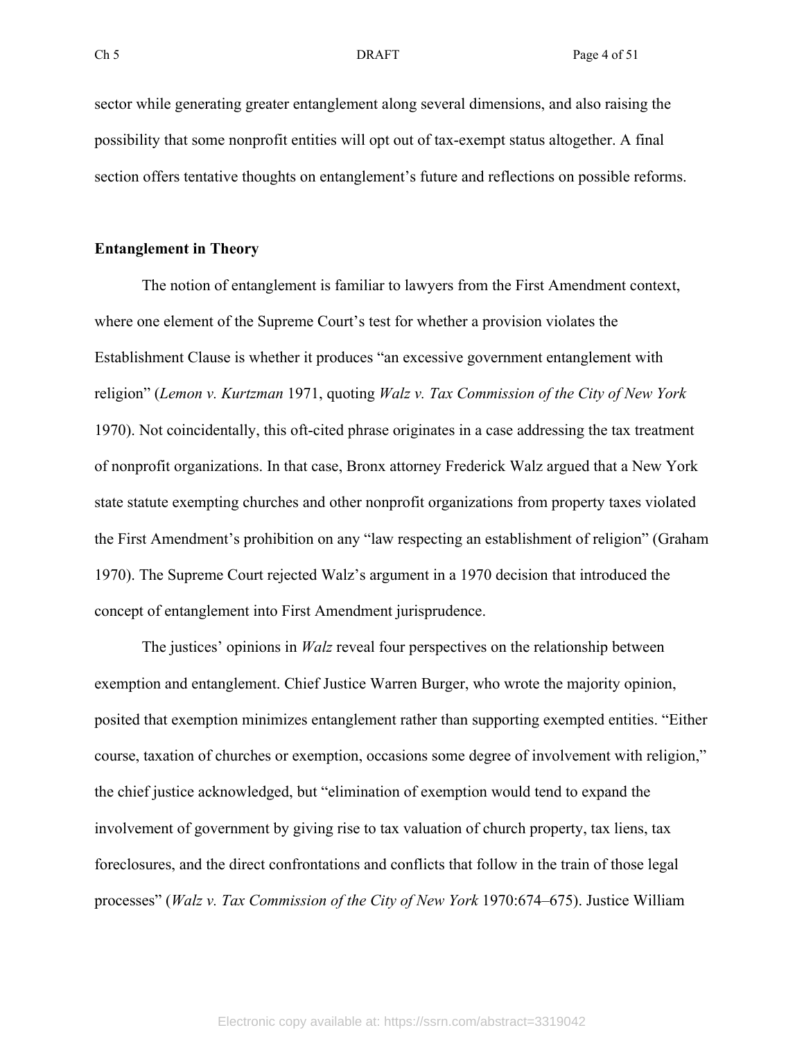sector while generating greater entanglement along several dimensions, and also raising the possibility that some nonprofit entities will opt out of tax-exempt status altogether. A final section offers tentative thoughts on entanglement's future and reflections on possible reforms.

**Entanglement in Theory**

The notion of entanglement is familiar to lawyers from the First Amendment context, where one element of the Supreme Court's test for whether a provision violates the Establishment Clause is whether it produces "an excessive government entanglement with religion" (*Lemon v. Kurtzman* 1971, quoting *Walz v. Tax Commission of the City of New York* 1970). Not coincidentally, this oft-cited phrase originates in a case addressing the tax treatment of nonprofit organizations. In that case, Bronx attorney Frederick Walz argued that a New York state statute exempting churches and other nonprofit organizations from property taxes violated the First Amendment's prohibition on any "law respecting an establishment of religion" (Graham 1970). The Supreme Court rejected Walz's argument in a 1970 decision that introduced the concept of entanglement into First Amendment jurisprudence.

The justices' opinions in *Walz* reveal four perspectives on the relationship between exemption and entanglement. Chief Justice Warren Burger, who wrote the majority opinion, posited that exemption minimizes entanglement rather than supporting exempted entities. "Either course, taxation of churches or exemption, occasions some degree of involvement with religion," the chief justice acknowledged, but "elimination of exemption would tend to expand the involvement of government by giving rise to tax valuation of church property, tax liens, tax foreclosures, and the direct confrontations and conflicts that follow in the train of those legal processes" (*Walz v. Tax Commission of the City of New York* 1970:674–675). Justice William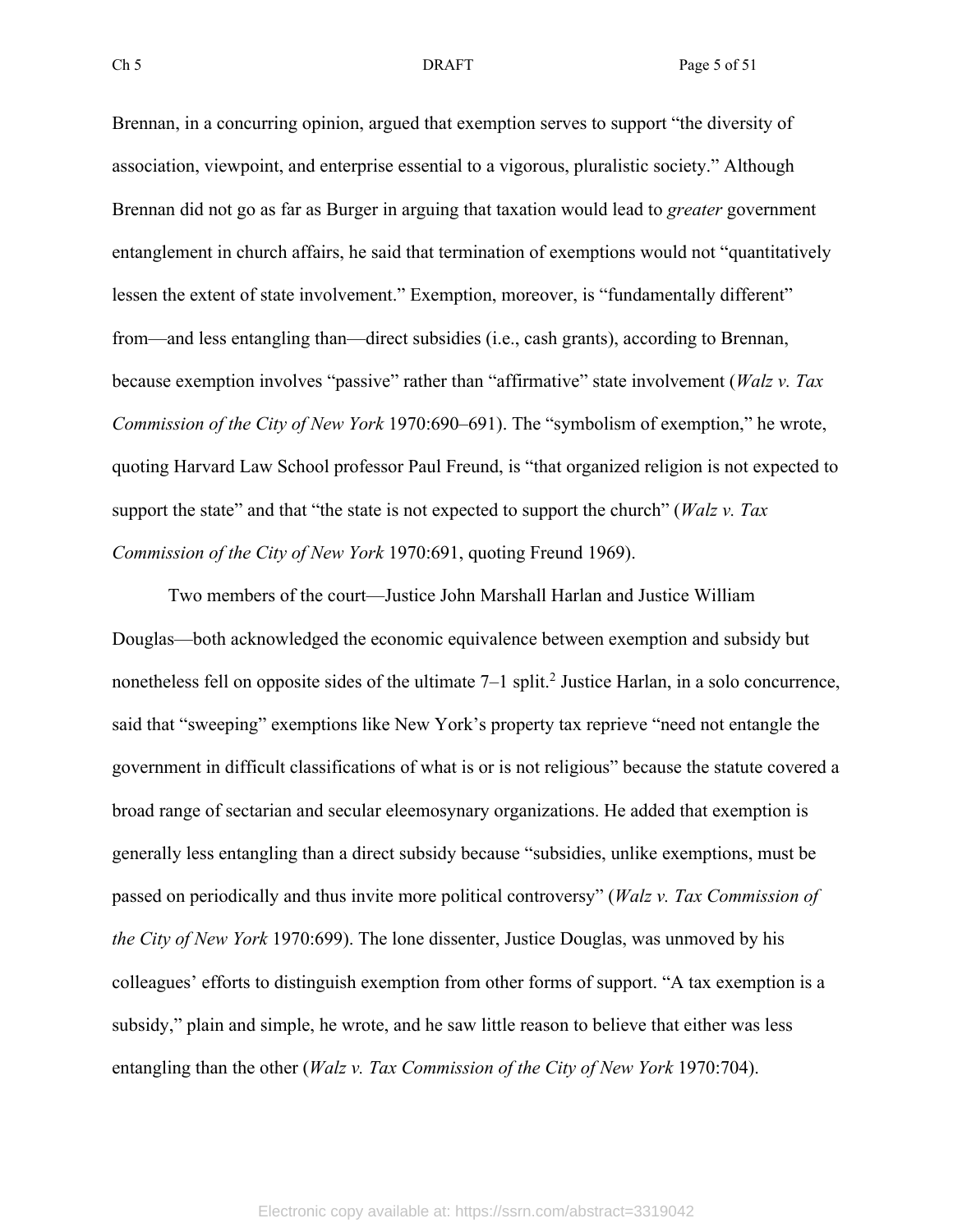Brennan, in a concurring opinion, argued that exemption serves to support "the diversity of association, viewpoint, and enterprise essential to a vigorous, pluralistic society." Although Brennan did not go as far as Burger in arguing that taxation would lead to *greater* government entanglement in church affairs, he said that termination of exemptions would not "quantitatively lessen the extent of state involvement." Exemption, moreover, is "fundamentally different" from—and less entangling than—direct subsidies (i.e., cash grants), according to Brennan, because exemption involves "passive" rather than "affirmative" state involvement (*Walz v. Tax Commission of the City of New York* 1970:690–691). The "symbolism of exemption," he wrote, quoting Harvard Law School professor Paul Freund, is "that organized religion is not expected to support the state" and that "the state is not expected to support the church" (*Walz v. Tax Commission of the City of New York* 1970:691, quoting Freund 1969).

Two members of the court—Justice John Marshall Harlan and Justice William Douglas—both acknowledged the economic equivalence between exemption and subsidy but nonetheless fell on opposite sides of the ultimate 7–1 split.[2] Justice Harlan, in a solo concurrence, said that "sweeping" exemptions like New York's property tax reprieve "need not entangle the government in difficult classifications of what is or is not religious" because the statute covered a broad range of sectarian and secular eleemosynary organizations. He added that exemption is generally less entangling than a direct subsidy because "subsidies, unlike exemptions, must be passed on periodically and thus invite more political controversy" (*Walz v. Tax Commission of the City of New York* 1970:699). The lone dissenter, Justice Douglas, was unmoved by his colleagues' efforts to distinguish exemption from other forms of support. "A tax exemption is a subsidy," plain and simple, he wrote, and he saw little reason to believe that either was less entangling than the other (*Walz v. Tax Commission of the City of New York* 1970:704).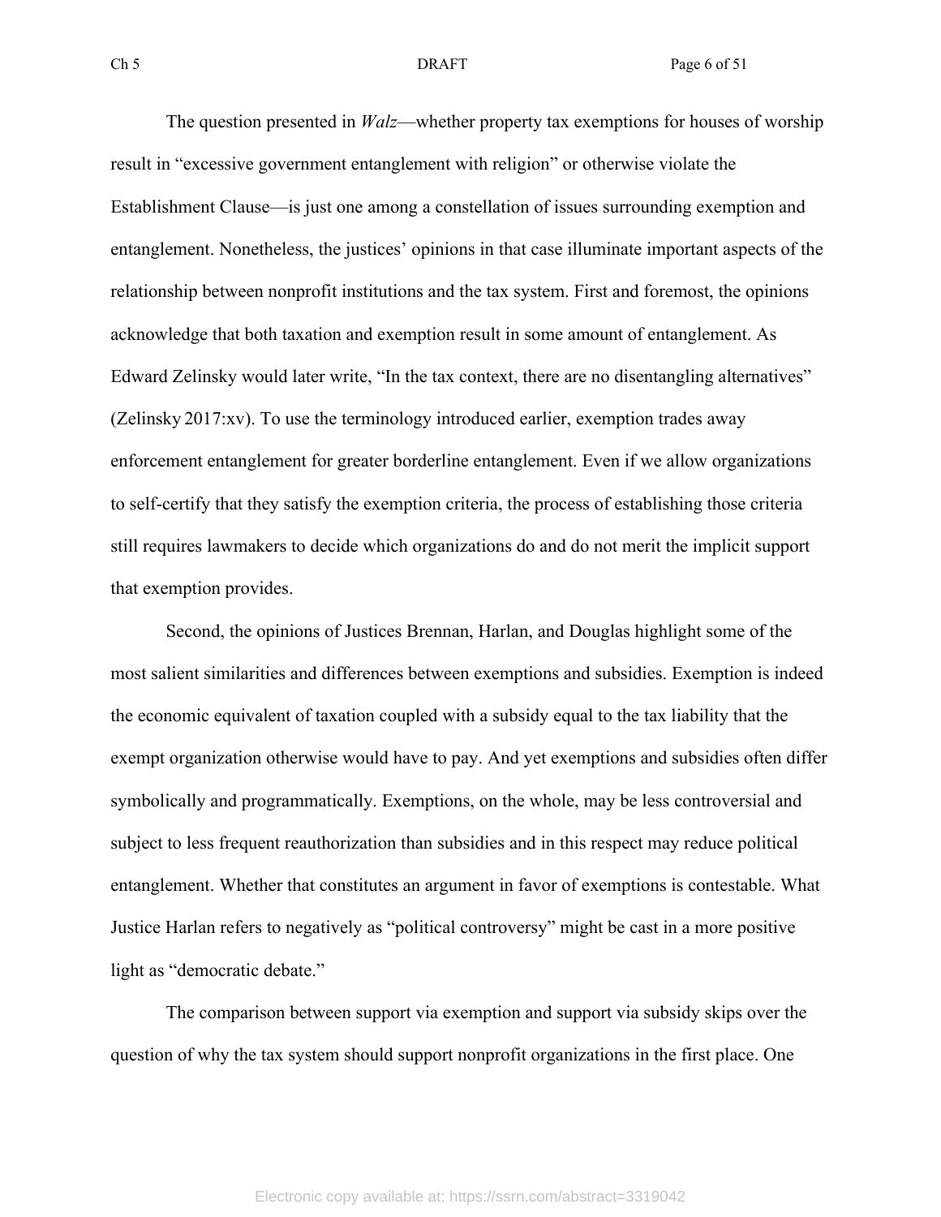The question presented in *Walz*—whether property tax exemptions for houses of worship result in "excessive government entanglement with religion" or otherwise violate the Establishment Clause—is just one among a constellation of issues surrounding exemption and entanglement. Nonetheless, the justices' opinions in that case illuminate important aspects of the relationship between nonprofit institutions and the tax system. First and foremost, the opinions acknowledge that both taxation and exemption result in some amount of entanglement. As Edward Zelinsky would later write, "In the tax context, there are no disentangling alternatives" (Zelinsky 2017:xv). To use the terminology introduced earlier, exemption trades away enforcement entanglement for greater borderline entanglement. Even if we allow organizations to self-certify that they satisfy the exemption criteria, the process of establishing those criteria still requires lawmakers to decide which organizations do and do not merit the implicit support that exemption provides.

Second, the opinions of Justices Brennan, Harlan, and Douglas highlight some of the most salient similarities and differences between exemptions and subsidies. Exemption is indeed the economic equivalent of taxation coupled with a subsidy equal to the tax liability that the exempt organization otherwise would have to pay. And yet exemptions and subsidies often differ symbolically and programmatically. Exemptions, on the whole, may be less controversial and subject to less frequent reauthorization than subsidies and in this respect may reduce political entanglement. Whether that constitutes an argument in favor of exemptions is contestable. What Justice Harlan refers to negatively as "political controversy" might be cast in a more positive light as "democratic debate."

The comparison between support via exemption and support via subsidy skips over the question of why the tax system should support nonprofit organizations in the first place. One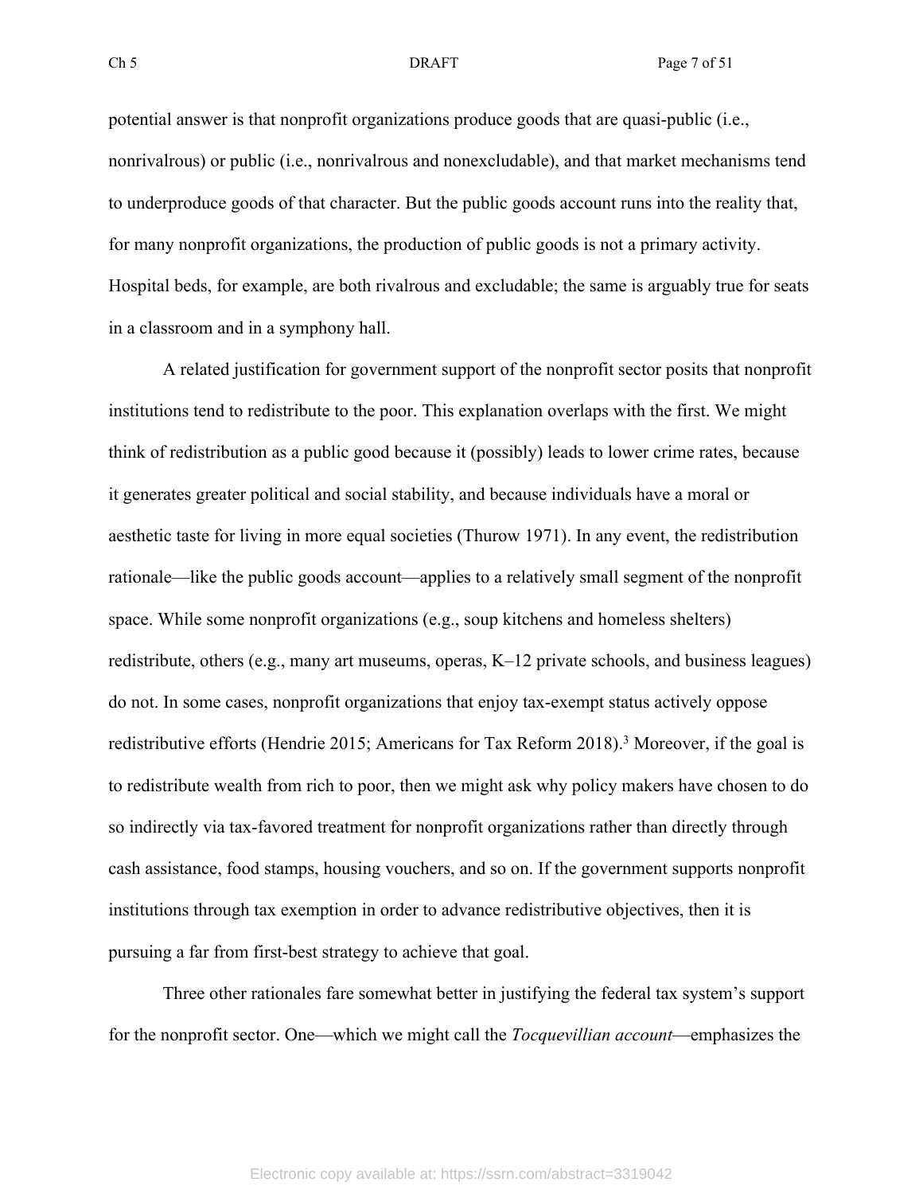potential answer is that nonprofit organizations produce goods that are quasi-public (i.e., nonrivalrous) or public (i.e., nonrivalrous and nonexcludable), and that market mechanisms tend to underproduce goods of that character. But the public goods account runs into the reality that, for many nonprofit organizations, the production of public goods is not a primary activity. Hospital beds, for example, are both rivalrous and excludable; the same is arguably true for seats in a classroom and in a symphony hall.

A related justification for government support of the nonprofit sector posits that nonprofit institutions tend to redistribute to the poor. This explanation overlaps with the first. We might think of redistribution as a public good because it (possibly) leads to lower crime rates, because it generates greater political and social stability, and because individuals have a moral or aesthetic taste for living in more equal societies (Thurow 1971). In any event, the redistribution rationale—like the public goods account—applies to a relatively small segment of the nonprofit space. While some nonprofit organizations (e.g., soup kitchens and homeless shelters) redistribute, others (e.g., many art museums, operas, K–12 private schools, and business leagues) do not. In some cases, nonprofit organizations that enjoy tax-exempt status actively oppose redistributive efforts (Hendrie 2015; Americans for Tax Reform 2018).[3] Moreover, if the goal is to redistribute wealth from rich to poor, then we might ask why policy makers have chosen to do so indirectly via tax-favored treatment for nonprofit organizations rather than directly through cash assistance, food stamps, housing vouchers, and so on. If the government supports nonprofit institutions through tax exemption in order to advance redistributive objectives, then it is pursuing a far from first-best strategy to achieve that goal.

Three other rationales fare somewhat better in justifying the federal tax system's support for the nonprofit sector. One—which we might call the *Tocquevillian account*—emphasizes the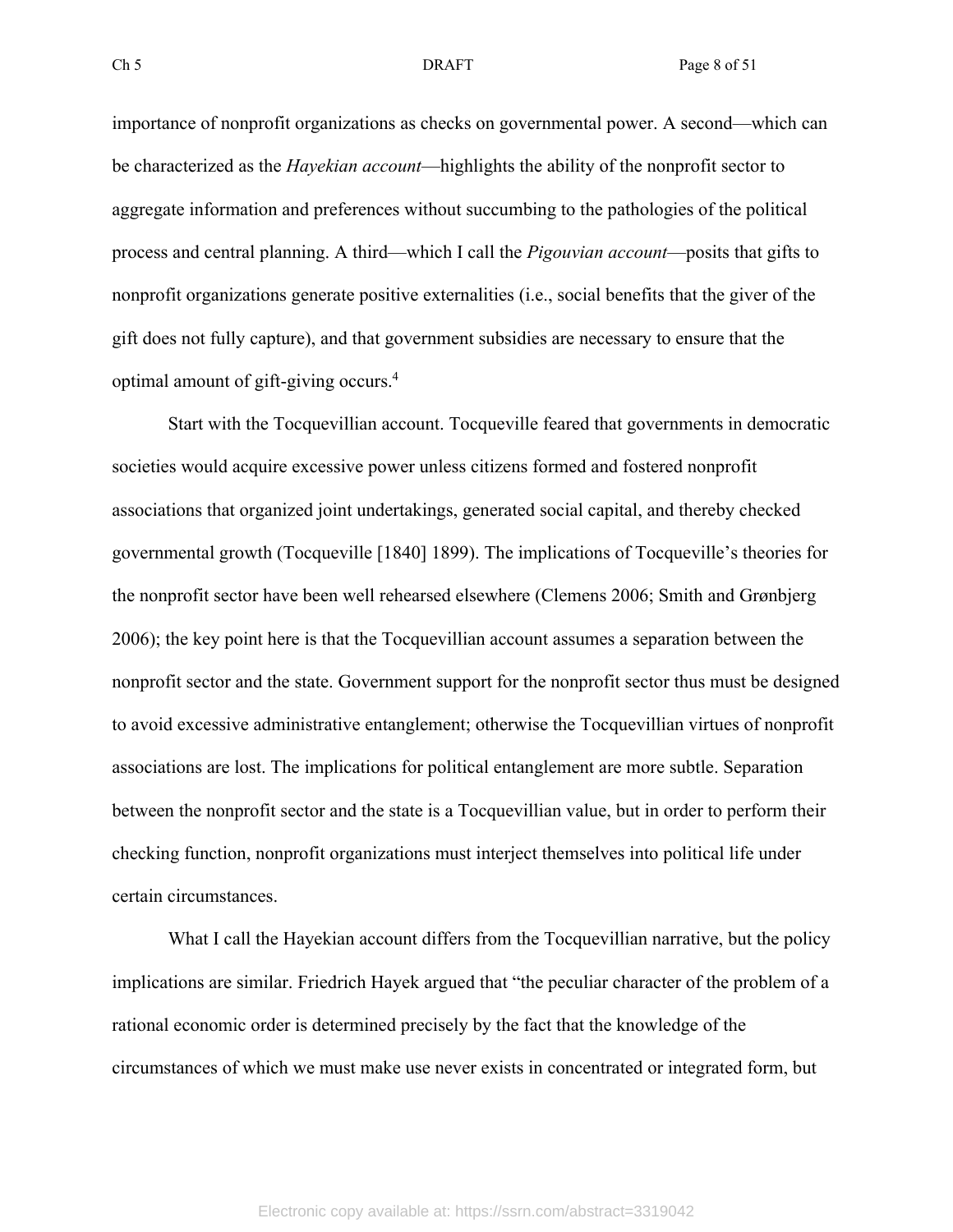importance of nonprofit organizations as checks on governmental power. A second—which can be characterized as the *Hayekian account*—highlights the ability of the nonprofit sector to aggregate information and preferences without succumbing to the pathologies of the political process and central planning. A third—which I call the *Pigouvian account*—posits that gifts to nonprofit organizations generate positive externalities (i.e., social benefits that the giver of the gift does not fully capture), and that government subsidies are necessary to ensure that the optimal amount of gift-giving occurs.[4]

Start with the Tocquevillian account. Tocqueville feared that governments in democratic societies would acquire excessive power unless citizens formed and fostered nonprofit associations that organized joint undertakings, generated social capital, and thereby checked governmental growth (Tocqueville [1840] 1899). The implications of Tocqueville's theories for the nonprofit sector have been well rehearsed elsewhere (Clemens 2006; Smith and Grønbjerg 2006); the key point here is that the Tocquevillian account assumes a separation between the nonprofit sector and the state. Government support for the nonprofit sector thus must be designed to avoid excessive administrative entanglement; otherwise the Tocquevillian virtues of nonprofit associations are lost. The implications for political entanglement are more subtle. Separation between the nonprofit sector and the state is a Tocquevillian value, but in order to perform their checking function, nonprofit organizations must interject themselves into political life under certain circumstances.

What I call the Hayekian account differs from the Tocquevillian narrative, but the policy implications are similar. Friedrich Hayek argued that "the peculiar character of the problem of a rational economic order is determined precisely by the fact that the knowledge of the circumstances of which we must make use never exists in concentrated or integrated form, but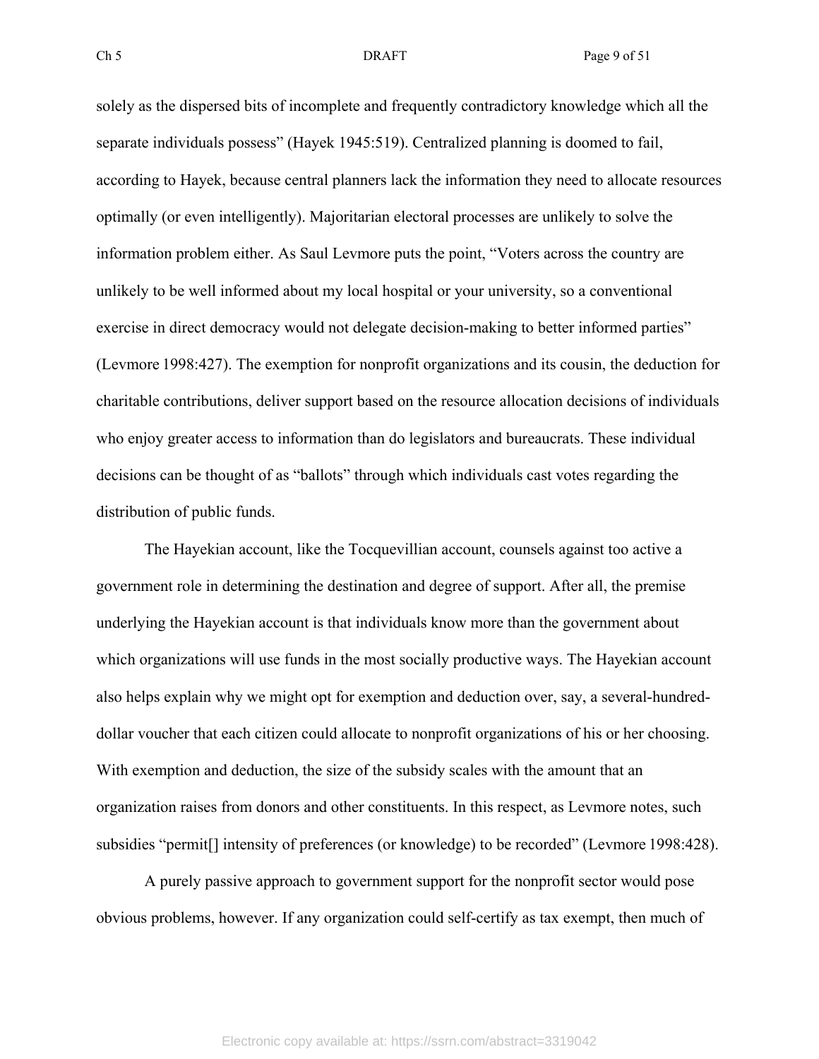solely as the dispersed bits of incomplete and frequently contradictory knowledge which all the separate individuals possess" (Hayek 1945:519). Centralized planning is doomed to fail, according to Hayek, because central planners lack the information they need to allocate resources optimally (or even intelligently). Majoritarian electoral processes are unlikely to solve the information problem either. As Saul Levmore puts the point, "Voters across the country are unlikely to be well informed about my local hospital or your university, so a conventional exercise in direct democracy would not delegate decision-making to better informed parties" (Levmore 1998:427). The exemption for nonprofit organizations and its cousin, the deduction for charitable contributions, deliver support based on the resource allocation decisions of individuals who enjoy greater access to information than do legislators and bureaucrats. These individual decisions can be thought of as "ballots" through which individuals cast votes regarding the distribution of public funds.

The Hayekian account, like the Tocquevillian account, counsels against too active a government role in determining the destination and degree of support. After all, the premise underlying the Hayekian account is that individuals know more than the government about which organizations will use funds in the most socially productive ways. The Hayekian account also helps explain why we might opt for exemption and deduction over, say, a several-hundred-dollar voucher that each citizen could allocate to nonprofit organizations of his or her choosing. With exemption and deduction, the size of the subsidy scales with the amount that an organization raises from donors and other constituents. In this respect, as Levmore notes, such subsidies "permit[] intensity of preferences (or knowledge) to be recorded" (Levmore 1998:428).

A purely passive approach to government support for the nonprofit sector would pose obvious problems, however. If any organization could self-certify as tax exempt, then much of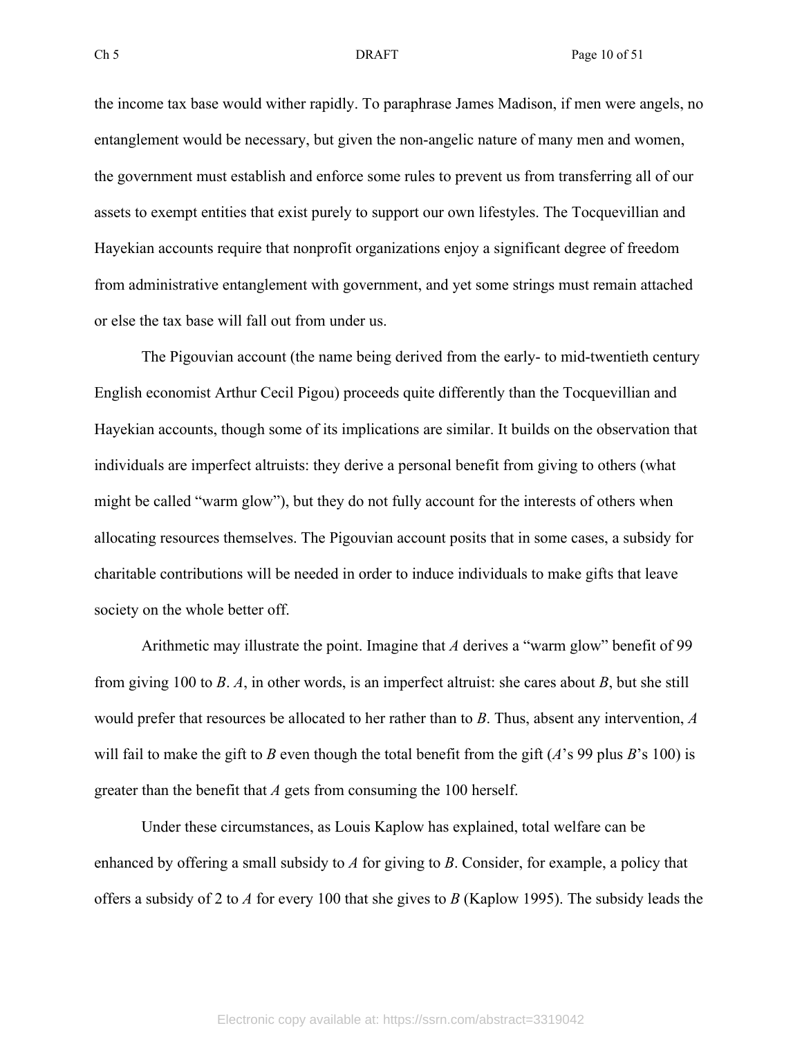the income tax base would wither rapidly. To paraphrase James Madison, if men were angels, no entanglement would be necessary, but given the non-angelic nature of many men and women, the government must establish and enforce some rules to prevent us from transferring all of our assets to exempt entities that exist purely to support our own lifestyles. The Tocquevillian and Hayekian accounts require that nonprofit organizations enjoy a significant degree of freedom from administrative entanglement with government, and yet some strings must remain attached or else the tax base will fall out from under us.

The Pigouvian account (the name being derived from the early- to mid-twentieth century English economist Arthur Cecil Pigou) proceeds quite differently than the Tocquevillian and Hayekian accounts, though some of its implications are similar. It builds on the observation that individuals are imperfect altruists: they derive a personal benefit from giving to others (what might be called "warm glow"), but they do not fully account for the interests of others when allocating resources themselves. The Pigouvian account posits that in some cases, a subsidy for charitable contributions will be needed in order to induce individuals to make gifts that leave society on the whole better off.

Arithmetic may illustrate the point. Imagine that *A* derives a "warm glow" benefit of 99 from giving 100 to *B*. *A*, in other words, is an imperfect altruist: she cares about *B*, but she still would prefer that resources be allocated to her rather than to *B*. Thus, absent any intervention, *A* will fail to make the gift to *B* even though the total benefit from the gift (*A*'s 99 plus *B*'s 100) is greater than the benefit that *A* gets from consuming the 100 herself.

Under these circumstances, as Louis Kaplow has explained, total welfare can be enhanced by offering a small subsidy to *A* for giving to *B*. Consider, for example, a policy that offers a subsidy of 2 to *A* for every 100 that she gives to *B* (Kaplow 1995). The subsidy leads the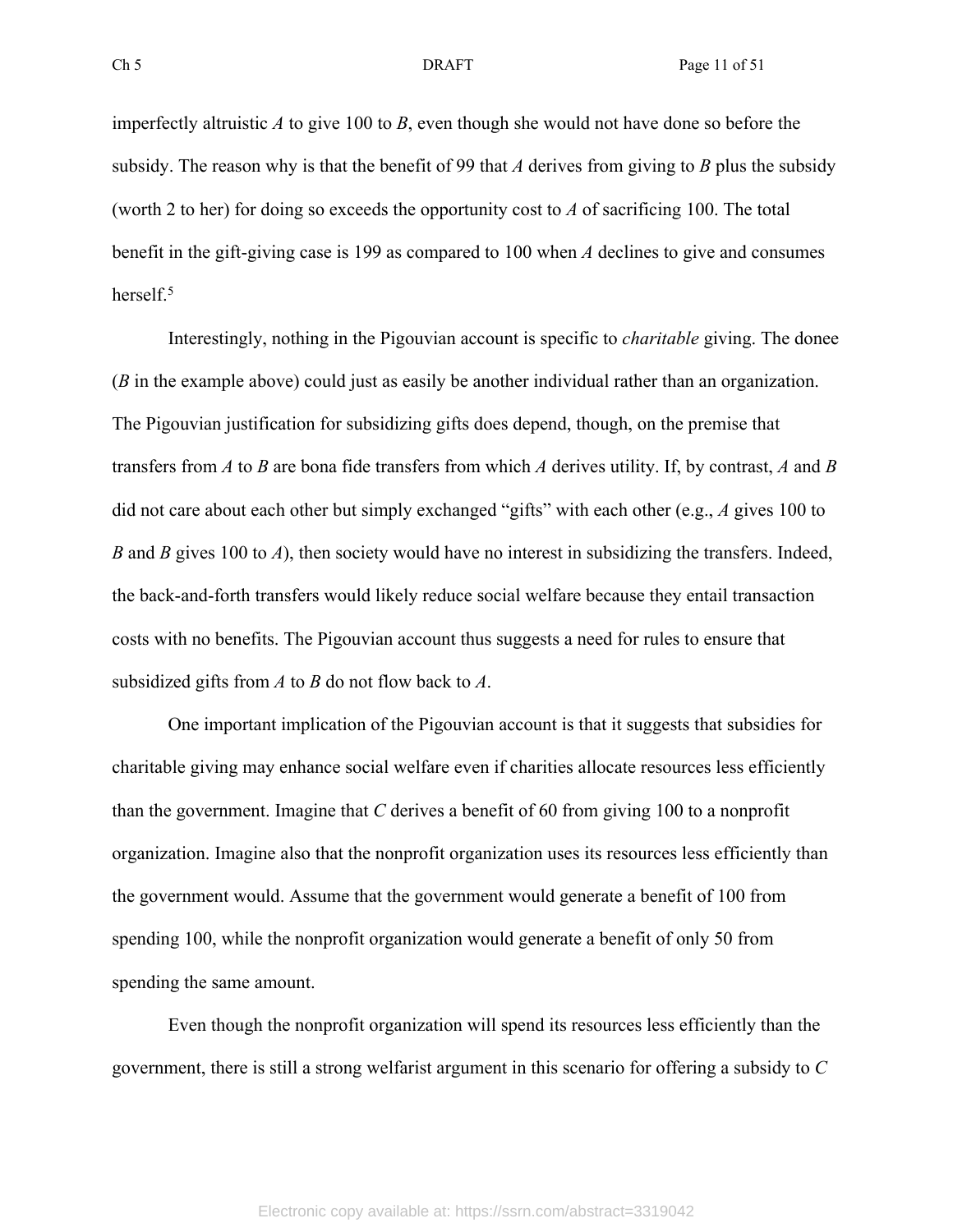imperfectly altruistic *A* to give 100 to *B*, even though she would not have done so before the subsidy. The reason why is that the benefit of 99 that *A* derives from giving to *B* plus the subsidy (worth 2 to her) for doing so exceeds the opportunity cost to *A* of sacrificing 100. The total benefit in the gift-giving case is 199 as compared to 100 when *A* declines to give and consumes herself.[5]

Interestingly, nothing in the Pigouvian account is specific to *charitable* giving. The donee (*B* in the example above) could just as easily be another individual rather than an organization. The Pigouvian justification for subsidizing gifts does depend, though, on the premise that transfers from *A* to *B* are bona fide transfers from which *A* derives utility. If, by contrast, *A* and *B* did not care about each other but simply exchanged "gifts" with each other (e.g., *A* gives 100 to *B* and *B* gives 100 to *A*), then society would have no interest in subsidizing the transfers. Indeed, the back-and-forth transfers would likely reduce social welfare because they entail transaction costs with no benefits. The Pigouvian account thus suggests a need for rules to ensure that subsidized gifts from *A* to *B* do not flow back to *A*.

One important implication of the Pigouvian account is that it suggests that subsidies for charitable giving may enhance social welfare even if charities allocate resources less efficiently than the government. Imagine that *C* derives a benefit of 60 from giving 100 to a nonprofit organization. Imagine also that the nonprofit organization uses its resources less efficiently than the government would. Assume that the government would generate a benefit of 100 from spending 100, while the nonprofit organization would generate a benefit of only 50 from spending the same amount.

Even though the nonprofit organization will spend its resources less efficiently than the government, there is still a strong welfarist argument in this scenario for offering a subsidy to *C*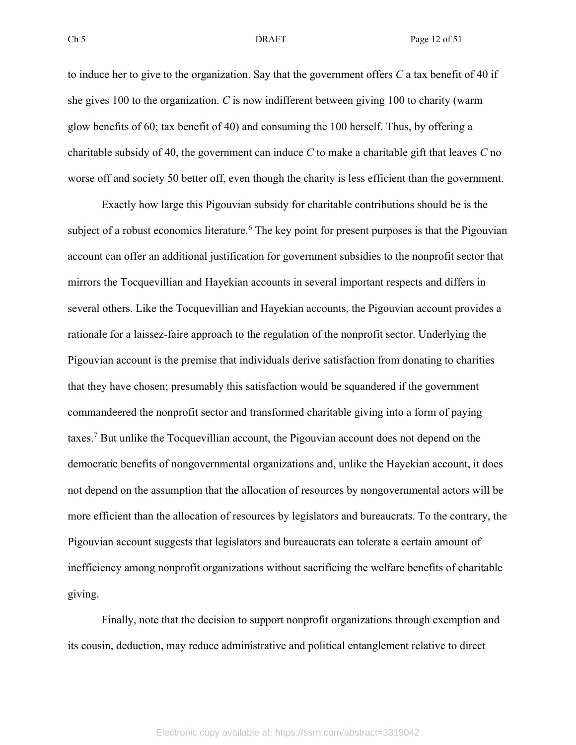to induce her to give to the organization. Say that the government offers *C* a tax benefit of 40 if she gives 100 to the organization. *C* is now indifferent between giving 100 to charity (warm glow benefits of 60; tax benefit of 40) and consuming the 100 herself. Thus, by offering a charitable subsidy of 40, the government can induce *C* to make a charitable gift that leaves *C* no worse off and society 50 better off, even though the charity is less efficient than the government.

Exactly how large this Pigouvian subsidy for charitable contributions should be is the subject of a robust economics literature.[6] The key point for present purposes is that the Pigouvian account can offer an additional justification for government subsidies to the nonprofit sector that mirrors the Tocquevillian and Hayekian accounts in several important respects and differs in several others. Like the Tocquevillian and Hayekian accounts, the Pigouvian account provides a rationale for a laissez-faire approach to the regulation of the nonprofit sector. Underlying the Pigouvian account is the premise that individuals derive satisfaction from donating to charities that they have chosen; presumably this satisfaction would be squandered if the government commandeered the nonprofit sector and transformed charitable giving into a form of paying taxes.[7] But unlike the Tocquevillian account, the Pigouvian account does not depend on the democratic benefits of nongovernmental organizations and, unlike the Hayekian account, it does not depend on the assumption that the allocation of resources by nongovernmental actors will be more efficient than the allocation of resources by legislators and bureaucrats. To the contrary, the Pigouvian account suggests that legislators and bureaucrats can tolerate a certain amount of inefficiency among nonprofit organizations without sacrificing the welfare benefits of charitable giving.

Finally, note that the decision to support nonprofit organizations through exemption and its cousin, deduction, may reduce administrative and political entanglement relative to direct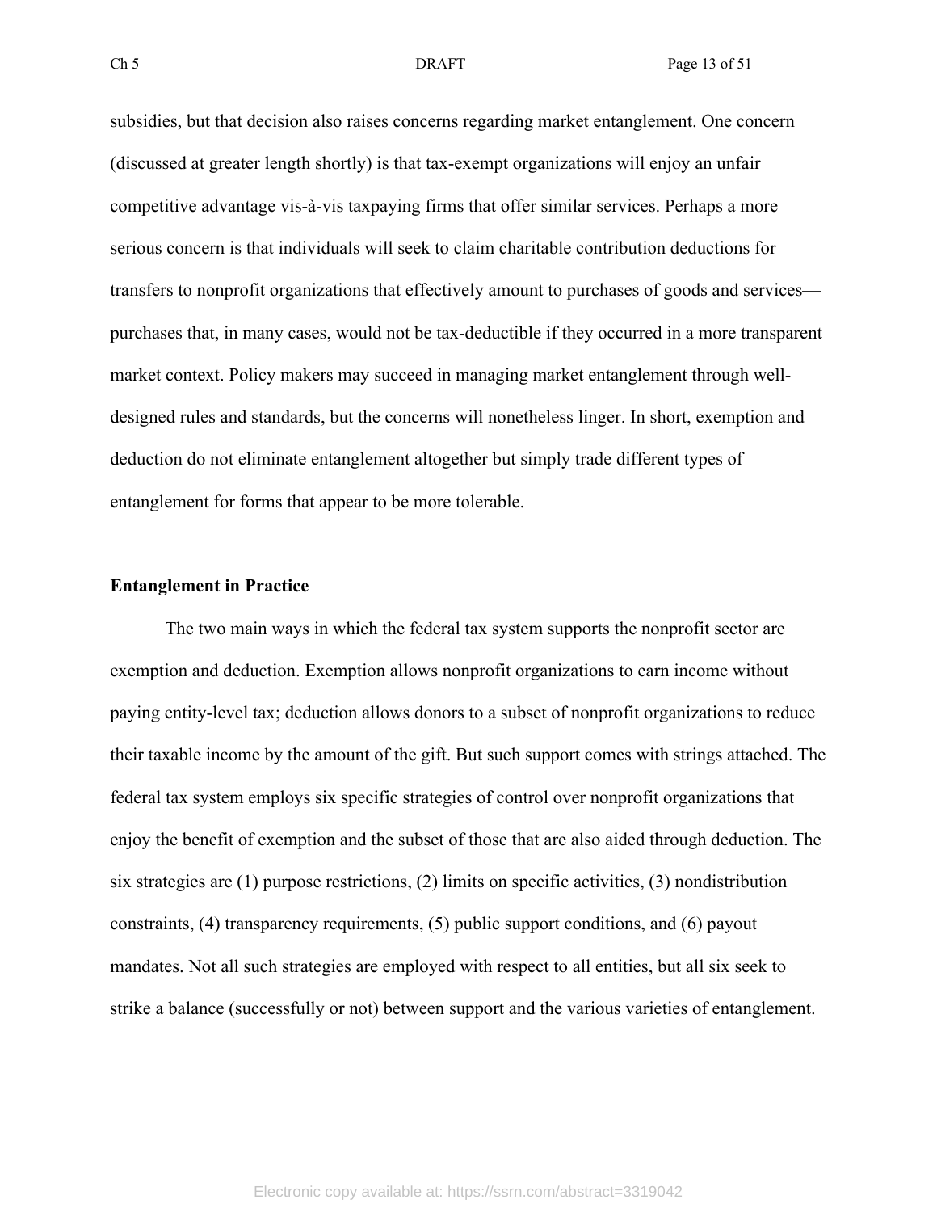subsidies, but that decision also raises concerns regarding market entanglement. One concern (discussed at greater length shortly) is that tax-exempt organizations will enjoy an unfair competitive advantage vis-à-vis taxpaying firms that offer similar services. Perhaps a more serious concern is that individuals will seek to claim charitable contribution deductions for transfers to nonprofit organizations that effectively amount to purchases of goods and services—purchases that, in many cases, would not be tax-deductible if they occurred in a more transparent market context. Policy makers may succeed in managing market entanglement through well-designed rules and standards, but the concerns will nonetheless linger. In short, exemption and deduction do not eliminate entanglement altogether but simply trade different types of entanglement for forms that appear to be more tolerable.

**Entanglement in Practice**

The two main ways in which the federal tax system supports the nonprofit sector are exemption and deduction. Exemption allows nonprofit organizations to earn income without paying entity-level tax; deduction allows donors to a subset of nonprofit organizations to reduce their taxable income by the amount of the gift. But such support comes with strings attached. The federal tax system employs six specific strategies of control over nonprofit organizations that enjoy the benefit of exemption and the subset of those that are also aided through deduction. The six strategies are (1) purpose restrictions, (2) limits on specific activities, (3) nondistribution constraints, (4) transparency requirements, (5) public support conditions, and (6) payout mandates. Not all such strategies are employed with respect to all entities, but all six seek to strike a balance (successfully or not) between support and the various varieties of entanglement.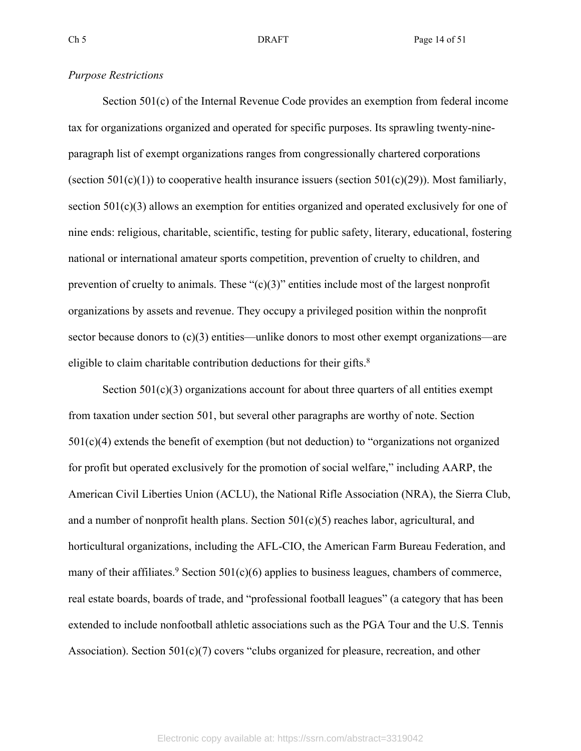*Purpose Restrictions*

Section 501(c) of the Internal Revenue Code provides an exemption from federal income tax for organizations organized and operated for specific purposes. Its sprawling twenty-nine-paragraph list of exempt organizations ranges from congressionally chartered corporations (section 501(c)(1)) to cooperative health insurance issuers (section 501(c)(29)). Most familiarly, section 501(c)(3) allows an exemption for entities organized and operated exclusively for one of nine ends: religious, charitable, scientific, testing for public safety, literary, educational, fostering national or international amateur sports competition, prevention of cruelty to children, and prevention of cruelty to animals. These "(c)(3)" entities include most of the largest nonprofit organizations by assets and revenue. They occupy a privileged position within the nonprofit sector because donors to (c)(3) entities—unlike donors to most other exempt organizations—are eligible to claim charitable contribution deductions for their gifts.[8]

Section 501(c)(3) organizations account for about three quarters of all entities exempt from taxation under section 501, but several other paragraphs are worthy of note. Section 501(c)(4) extends the benefit of exemption (but not deduction) to "organizations not organized for profit but operated exclusively for the promotion of social welfare," including AARP, the American Civil Liberties Union (ACLU), the National Rifle Association (NRA), the Sierra Club, and a number of nonprofit health plans. Section 501(c)(5) reaches labor, agricultural, and horticultural organizations, including the AFL-CIO, the American Farm Bureau Federation, and many of their affiliates.[9] Section 501(c)(6) applies to business leagues, chambers of commerce, real estate boards, boards of trade, and "professional football leagues" (a category that has been extended to include nonfootball athletic associations such as the PGA Tour and the U.S. Tennis Association). Section 501(c)(7) covers "clubs organized for pleasure, recreation, and other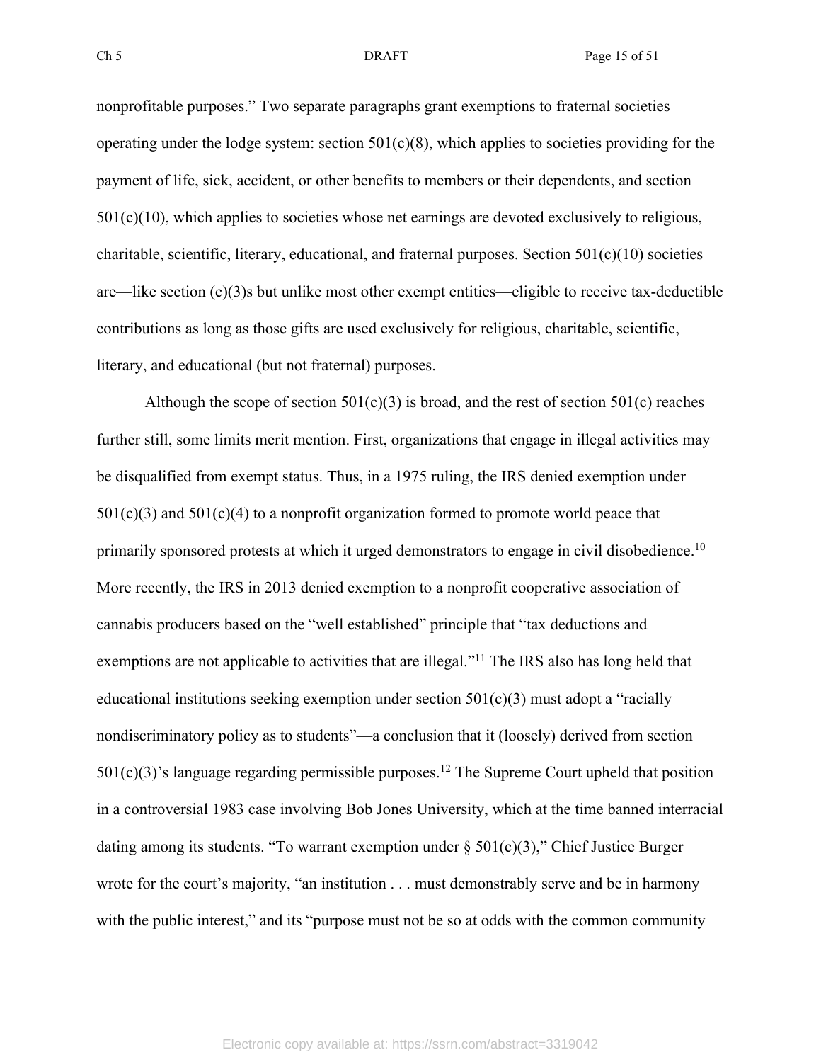nonprofitable purposes." Two separate paragraphs grant exemptions to fraternal societies operating under the lodge system: section 501(c)(8), which applies to societies providing for the payment of life, sick, accident, or other benefits to members or their dependents, and section 501(c)(10), which applies to societies whose net earnings are devoted exclusively to religious, charitable, scientific, literary, educational, and fraternal purposes. Section 501(c)(10) societies are—like section (c)(3)s but unlike most other exempt entities—eligible to receive tax-deductible contributions as long as those gifts are used exclusively for religious, charitable, scientific, literary, and educational (but not fraternal) purposes.

Although the scope of section 501(c)(3) is broad, and the rest of section 501(c) reaches further still, some limits merit mention. First, organizations that engage in illegal activities may be disqualified from exempt status. Thus, in a 1975 ruling, the IRS denied exemption under 501(c)(3) and 501(c)(4) to a nonprofit organization formed to promote world peace that primarily sponsored protests at which it urged demonstrators to engage in civil disobedience.[10] More recently, the IRS in 2013 denied exemption to a nonprofit cooperative association of cannabis producers based on the "well established" principle that "tax deductions and exemptions are not applicable to activities that are illegal."[11] The IRS also has long held that educational institutions seeking exemption under section 501(c)(3) must adopt a "racially nondiscriminatory policy as to students"—a conclusion that it (loosely) derived from section 501(c)(3)'s language regarding permissible purposes.[12] The Supreme Court upheld that position in a controversial 1983 case involving Bob Jones University, which at the time banned interracial dating among its students. "To warrant exemption under § 501(c)(3)," Chief Justice Burger wrote for the court's majority, "an institution . . . must demonstrably serve and be in harmony with the public interest," and its "purpose must not be so at odds with the common community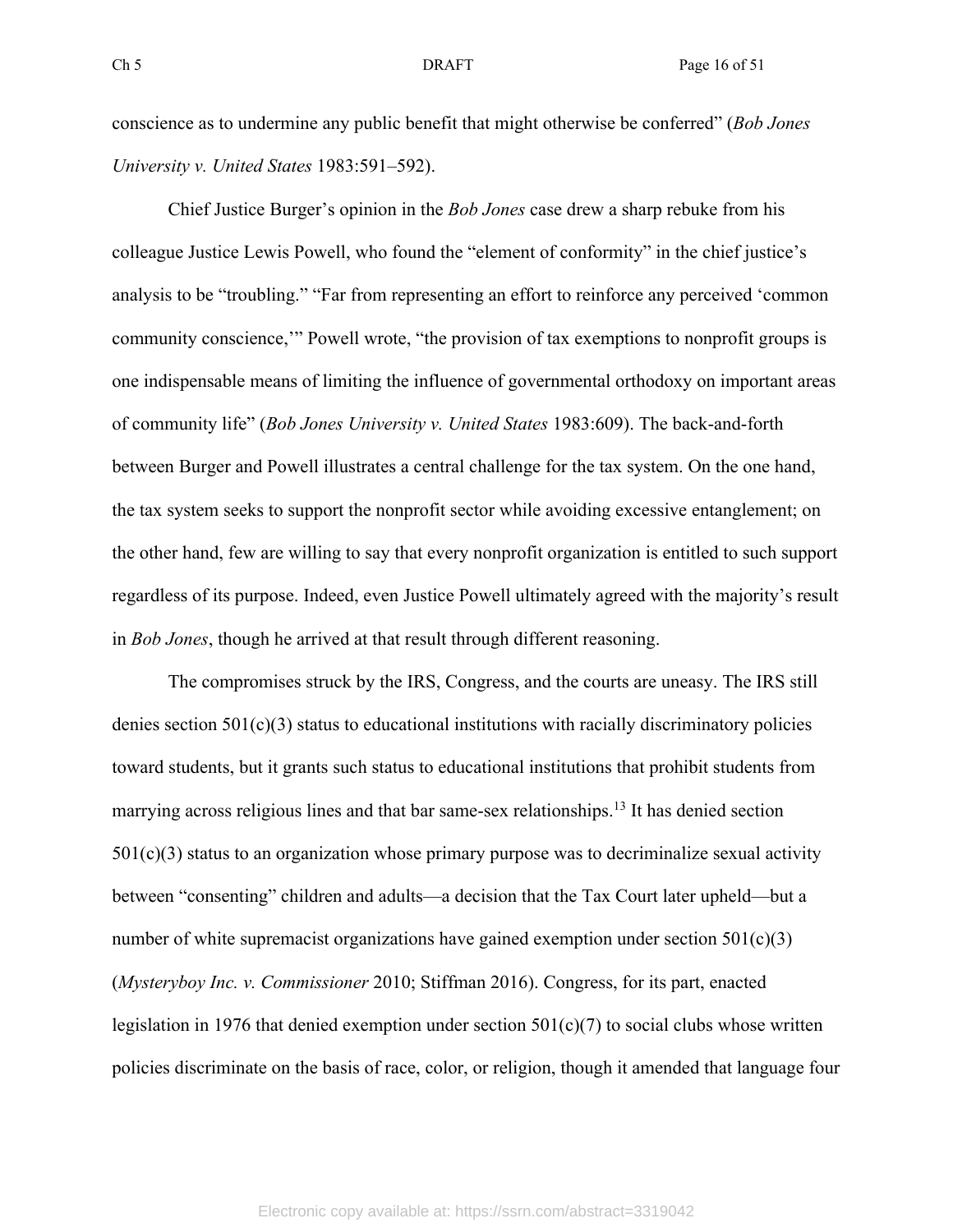conscience as to undermine any public benefit that might otherwise be conferred" (*Bob Jones University v. United States* 1983:591–592).

Chief Justice Burger's opinion in the *Bob Jones* case drew a sharp rebuke from his colleague Justice Lewis Powell, who found the "element of conformity" in the chief justice's analysis to be "troubling." "Far from representing an effort to reinforce any perceived 'common community conscience,'" Powell wrote, "the provision of tax exemptions to nonprofit groups is one indispensable means of limiting the influence of governmental orthodoxy on important areas of community life" (*Bob Jones University v. United States* 1983:609). The back-and-forth between Burger and Powell illustrates a central challenge for the tax system. On the one hand, the tax system seeks to support the nonprofit sector while avoiding excessive entanglement; on the other hand, few are willing to say that every nonprofit organization is entitled to such support regardless of its purpose. Indeed, even Justice Powell ultimately agreed with the majority's result in *Bob Jones*, though he arrived at that result through different reasoning.

The compromises struck by the IRS, Congress, and the courts are uneasy. The IRS still denies section 501(c)(3) status to educational institutions with racially discriminatory policies toward students, but it grants such status to educational institutions that prohibit students from marrying across religious lines and that bar same-sex relationships.[13] It has denied section 501(c)(3) status to an organization whose primary purpose was to decriminalize sexual activity between "consenting" children and adults—a decision that the Tax Court later upheld—but a number of white supremacist organizations have gained exemption under section 501(c)(3) (*Mysteryboy Inc. v. Commissioner* 2010; Stiffman 2016). Congress, for its part, enacted legislation in 1976 that denied exemption under section 501(c)(7) to social clubs whose written policies discriminate on the basis of race, color, or religion, though it amended that language four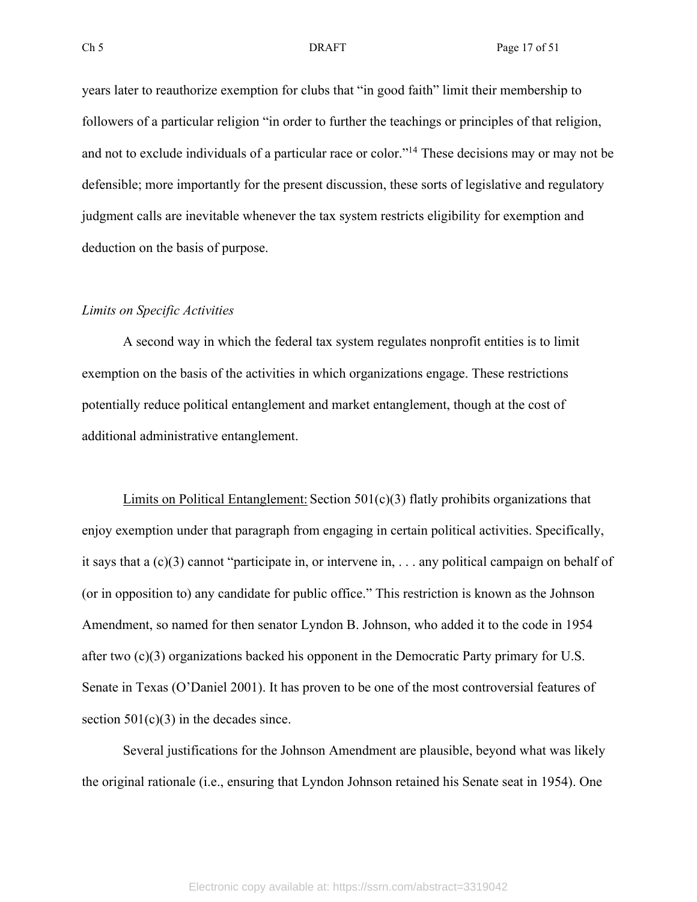years later to reauthorize exemption for clubs that "in good faith" limit their membership to followers of a particular religion "in order to further the teachings or principles of that religion, and not to exclude individuals of a particular race or color."[14] These decisions may or may not be defensible; more importantly for the present discussion, these sorts of legislative and regulatory judgment calls are inevitable whenever the tax system restricts eligibility for exemption and deduction on the basis of purpose.

*Limits on Specific Activities*

A second way in which the federal tax system regulates nonprofit entities is to limit exemption on the basis of the activities in which organizations engage. These restrictions potentially reduce political entanglement and market entanglement, though at the cost of additional administrative entanglement.

<u>Limits on Political Entanglement:</u> Section 501(c)(3) flatly prohibits organizations that enjoy exemption under that paragraph from engaging in certain political activities. Specifically, it says that a (c)(3) cannot "participate in, or intervene in, . . . any political campaign on behalf of (or in opposition to) any candidate for public office." This restriction is known as the Johnson Amendment, so named for then senator Lyndon B. Johnson, who added it to the code in 1954 after two (c)(3) organizations backed his opponent in the Democratic Party primary for U.S. Senate in Texas (O'Daniel 2001). It has proven to be one of the most controversial features of section 501(c)(3) in the decades since.

Several justifications for the Johnson Amendment are plausible, beyond what was likely the original rationale (i.e., ensuring that Lyndon Johnson retained his Senate seat in 1954). One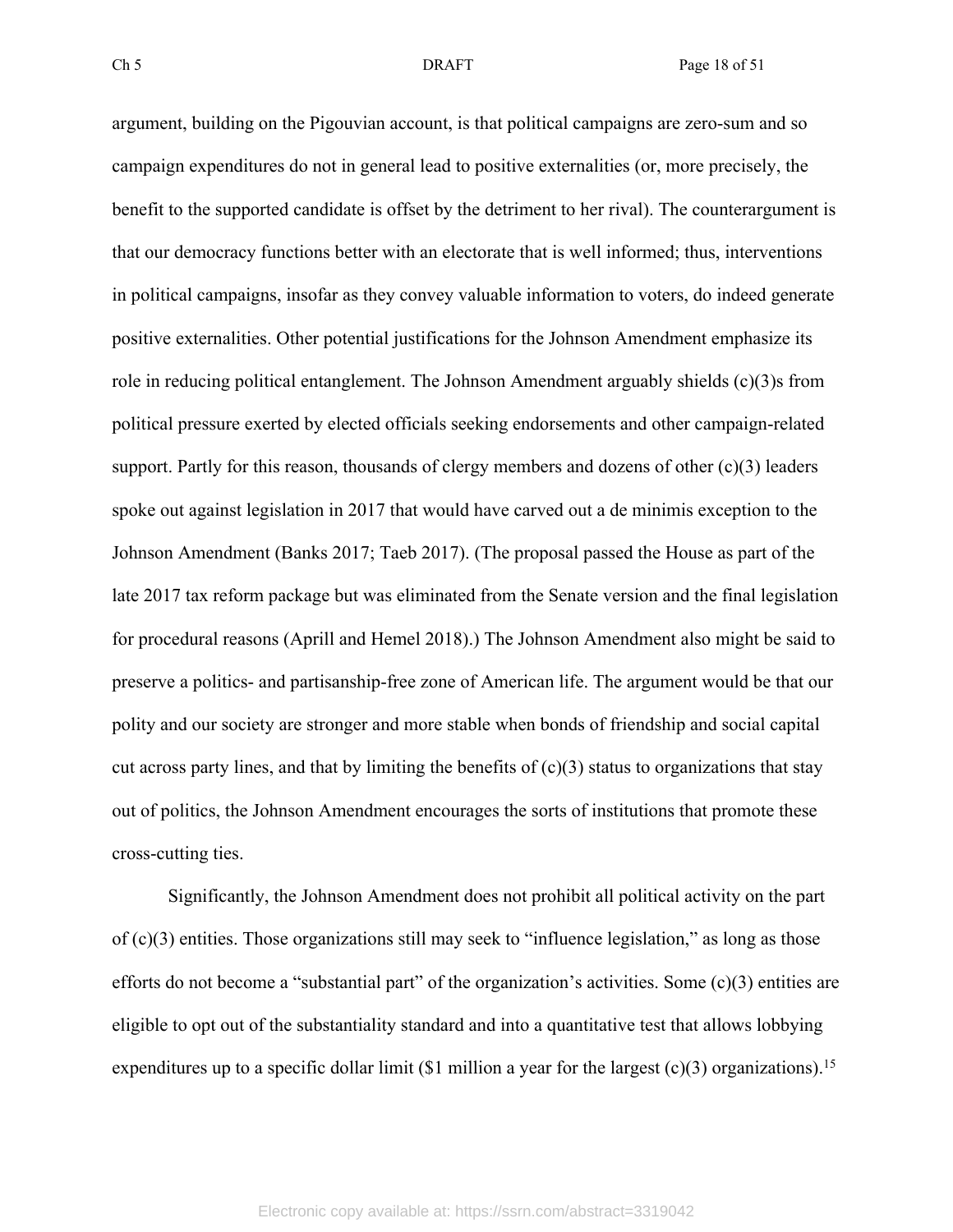argument, building on the Pigouvian account, is that political campaigns are zero-sum and so campaign expenditures do not in general lead to positive externalities (or, more precisely, the benefit to the supported candidate is offset by the detriment to her rival). The counterargument is that our democracy functions better with an electorate that is well informed; thus, interventions in political campaigns, insofar as they convey valuable information to voters, do indeed generate positive externalities. Other potential justifications for the Johnson Amendment emphasize its role in reducing political entanglement. The Johnson Amendment arguably shields (c)(3)s from political pressure exerted by elected officials seeking endorsements and other campaign-related support. Partly for this reason, thousands of clergy members and dozens of other (c)(3) leaders spoke out against legislation in 2017 that would have carved out a de minimis exception to the Johnson Amendment (Banks 2017; Taeb 2017). (The proposal passed the House as part of the late 2017 tax reform package but was eliminated from the Senate version and the final legislation for procedural reasons (Aprill and Hemel 2018).) The Johnson Amendment also might be said to preserve a politics- and partisanship-free zone of American life. The argument would be that our polity and our society are stronger and more stable when bonds of friendship and social capital cut across party lines, and that by limiting the benefits of (c)(3) status to organizations that stay out of politics, the Johnson Amendment encourages the sorts of institutions that promote these cross-cutting ties.

Significantly, the Johnson Amendment does not prohibit all political activity on the part of (c)(3) entities. Those organizations still may seek to "influence legislation," as long as those efforts do not become a "substantial part" of the organization's activities. Some (c)(3) entities are eligible to opt out of the substantiality standard and into a quantitative test that allows lobbying expenditures up to a specific dollar limit ($1 million a year for the largest (c)(3) organizations).[15]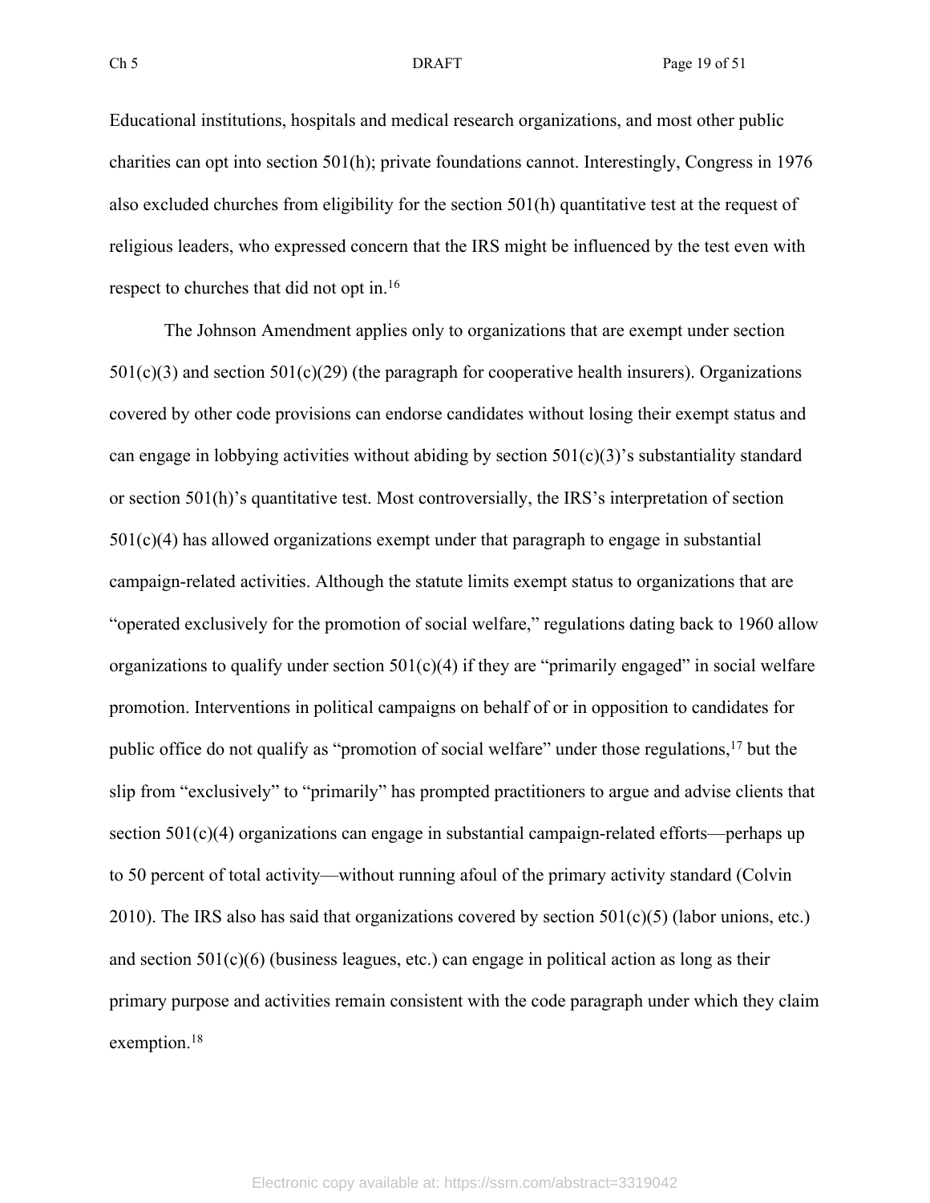Educational institutions, hospitals and medical research organizations, and most other public charities can opt into section 501(h); private foundations cannot. Interestingly, Congress in 1976 also excluded churches from eligibility for the section 501(h) quantitative test at the request of religious leaders, who expressed concern that the IRS might be influenced by the test even with respect to churches that did not opt in.[16]

The Johnson Amendment applies only to organizations that are exempt under section 501(c)(3) and section 501(c)(29) (the paragraph for cooperative health insurers). Organizations covered by other code provisions can endorse candidates without losing their exempt status and can engage in lobbying activities without abiding by section 501(c)(3)'s substantiality standard or section 501(h)'s quantitative test. Most controversially, the IRS's interpretation of section 501(c)(4) has allowed organizations exempt under that paragraph to engage in substantial campaign-related activities. Although the statute limits exempt status to organizations that are "operated exclusively for the promotion of social welfare," regulations dating back to 1960 allow organizations to qualify under section 501(c)(4) if they are "primarily engaged" in social welfare promotion. Interventions in political campaigns on behalf of or in opposition to candidates for public office do not qualify as "promotion of social welfare" under those regulations,[17] but the slip from "exclusively" to "primarily" has prompted practitioners to argue and advise clients that section 501(c)(4) organizations can engage in substantial campaign-related efforts—perhaps up to 50 percent of total activity—without running afoul of the primary activity standard (Colvin 2010). The IRS also has said that organizations covered by section 501(c)(5) (labor unions, etc.) and section 501(c)(6) (business leagues, etc.) can engage in political action as long as their primary purpose and activities remain consistent with the code paragraph under which they claim exemption.[18]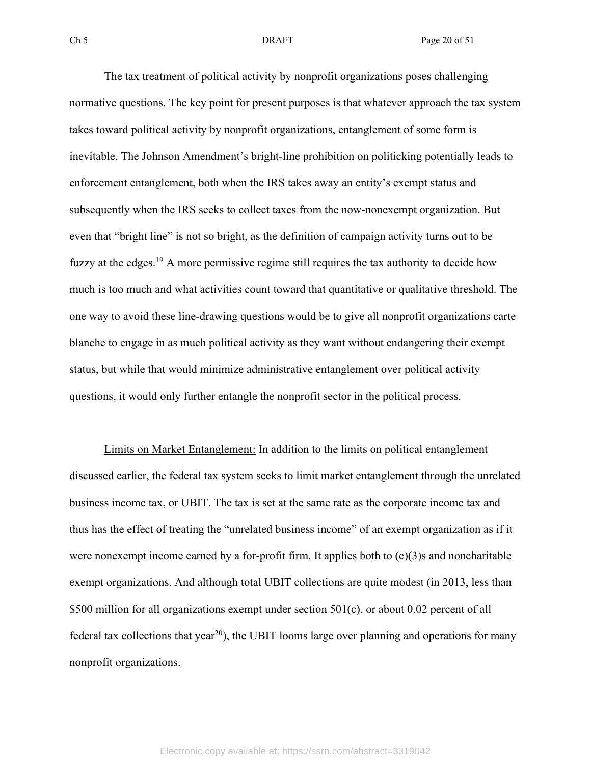The tax treatment of political activity by nonprofit organizations poses challenging normative questions. The key point for present purposes is that whatever approach the tax system takes toward political activity by nonprofit organizations, entanglement of some form is inevitable. The Johnson Amendment's bright-line prohibition on politicking potentially leads to enforcement entanglement, both when the IRS takes away an entity's exempt status and subsequently when the IRS seeks to collect taxes from the now-nonexempt organization. But even that "bright line" is not so bright, as the definition of campaign activity turns out to be fuzzy at the edges.[19] A more permissive regime still requires the tax authority to decide how much is too much and what activities count toward that quantitative or qualitative threshold. The one way to avoid these line-drawing questions would be to give all nonprofit organizations carte blanche to engage in as much political activity as they want without endangering their exempt status, but while that would minimize administrative entanglement over political activity questions, it would only further entangle the nonprofit sector in the political process.

<u>Limits on Market Entanglement:</u> In addition to the limits on political entanglement discussed earlier, the federal tax system seeks to limit market entanglement through the unrelated business income tax, or UBIT. The tax is set at the same rate as the corporate income tax and thus has the effect of treating the "unrelated business income" of an exempt organization as if it were nonexempt income earned by a for-profit firm. It applies both to (c)(3)s and noncharitable exempt organizations. And although total UBIT collections are quite modest (in 2013, less than $500 million for all organizations exempt under section 501(c), or about 0.02 percent of all federal tax collections that year[20]), the UBIT looms large over planning and operations for many nonprofit organizations.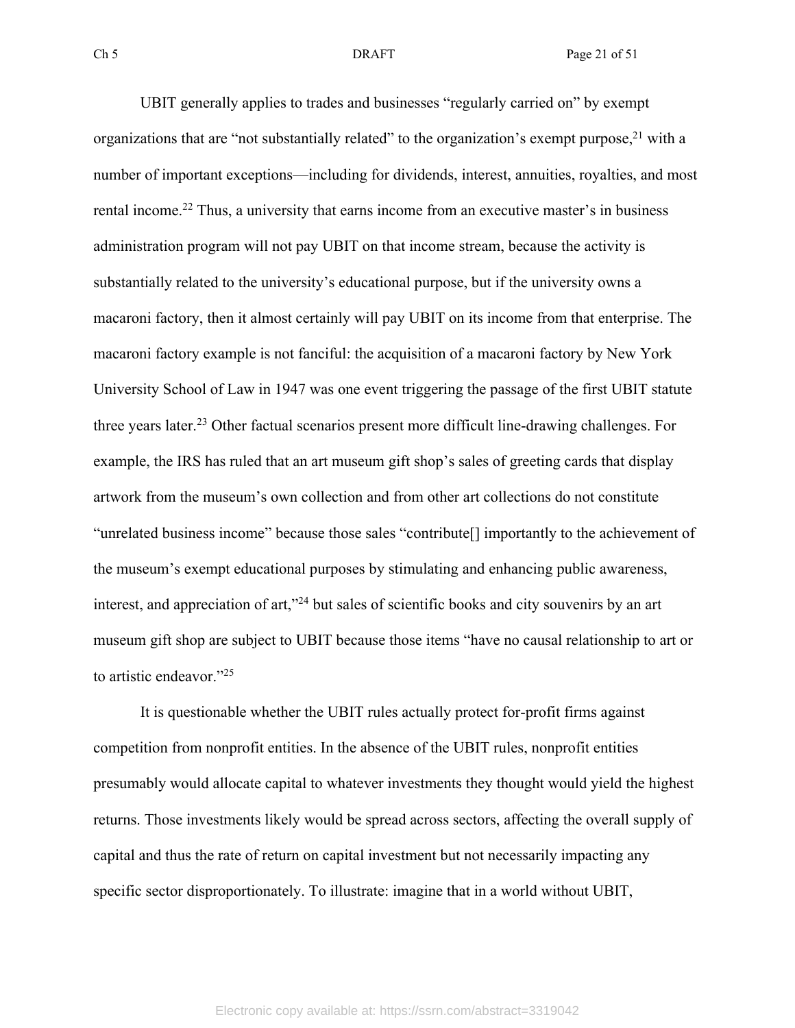UBIT generally applies to trades and businesses "regularly carried on" by exempt organizations that are "not substantially related" to the organization's exempt purpose,[21] with a number of important exceptions—including for dividends, interest, annuities, royalties, and most rental income.[22] Thus, a university that earns income from an executive master's in business administration program will not pay UBIT on that income stream, because the activity is substantially related to the university's educational purpose, but if the university owns a macaroni factory, then it almost certainly will pay UBIT on its income from that enterprise. The macaroni factory example is not fanciful: the acquisition of a macaroni factory by New York University School of Law in 1947 was one event triggering the passage of the first UBIT statute three years later.[23] Other factual scenarios present more difficult line-drawing challenges. For example, the IRS has ruled that an art museum gift shop's sales of greeting cards that display artwork from the museum's own collection and from other art collections do not constitute "unrelated business income" because those sales "contribute[] importantly to the achievement of the museum's exempt educational purposes by stimulating and enhancing public awareness, interest, and appreciation of art,"[24] but sales of scientific books and city souvenirs by an art museum gift shop are subject to UBIT because those items "have no causal relationship to art or to artistic endeavor."[25]

It is questionable whether the UBIT rules actually protect for-profit firms against competition from nonprofit entities. In the absence of the UBIT rules, nonprofit entities presumably would allocate capital to whatever investments they thought would yield the highest returns. Those investments likely would be spread across sectors, affecting the overall supply of capital and thus the rate of return on capital investment but not necessarily impacting any specific sector disproportionately. To illustrate: imagine that in a world without UBIT,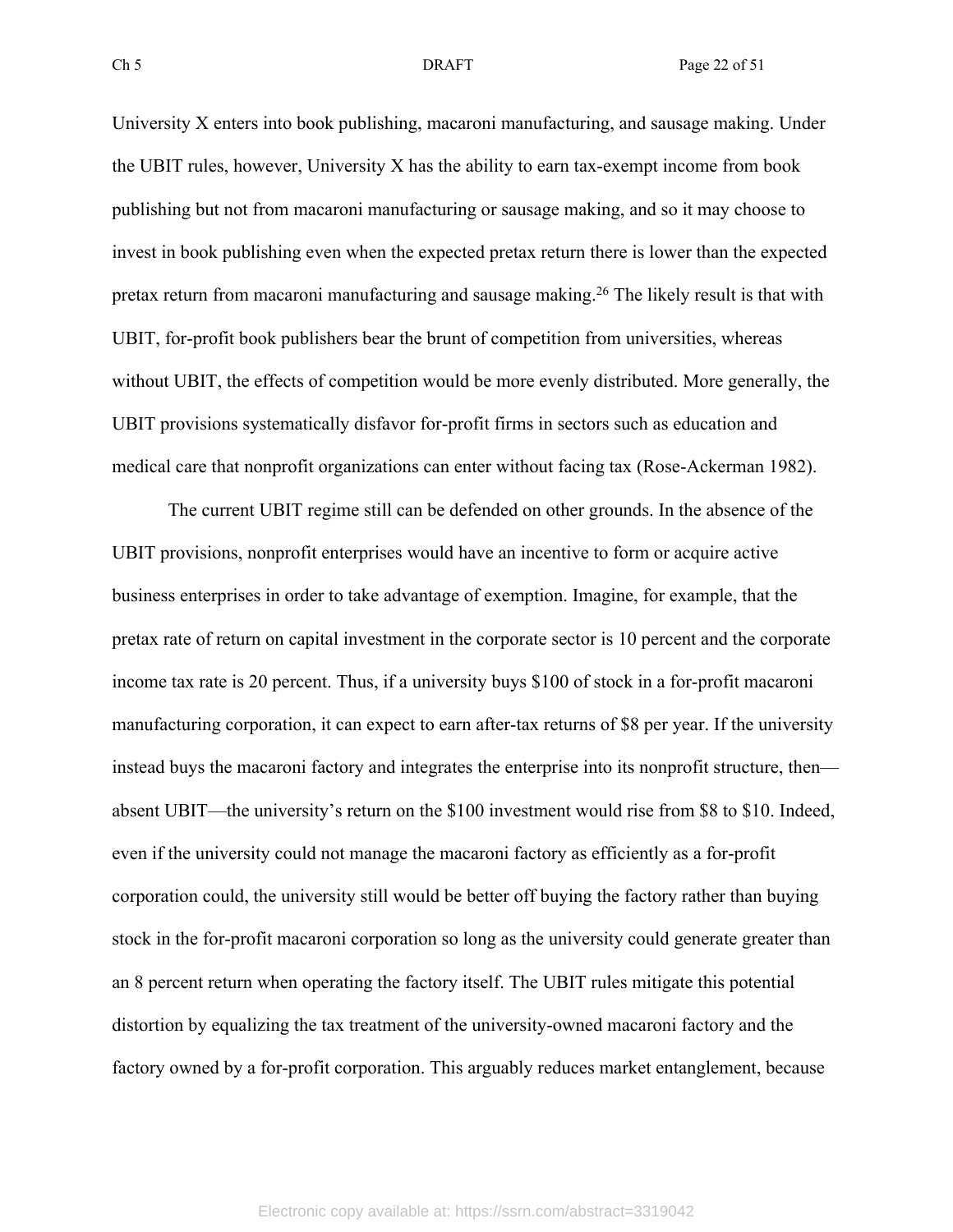University X enters into book publishing, macaroni manufacturing, and sausage making. Under the UBIT rules, however, University X has the ability to earn tax-exempt income from book publishing but not from macaroni manufacturing or sausage making, and so it may choose to invest in book publishing even when the expected pretax return there is lower than the expected pretax return from macaroni manufacturing and sausage making.[26] The likely result is that with UBIT, for-profit book publishers bear the brunt of competition from universities, whereas without UBIT, the effects of competition would be more evenly distributed. More generally, the UBIT provisions systematically disfavor for-profit firms in sectors such as education and medical care that nonprofit organizations can enter without facing tax (Rose-Ackerman 1982).

The current UBIT regime still can be defended on other grounds. In the absence of the UBIT provisions, nonprofit enterprises would have an incentive to form or acquire active business enterprises in order to take advantage of exemption. Imagine, for example, that the pretax rate of return on capital investment in the corporate sector is 10 percent and the corporate income tax rate is 20 percent. Thus, if a university buys $100 of stock in a for-profit macaroni manufacturing corporation, it can expect to earn after-tax returns of $8 per year. If the university instead buys the macaroni factory and integrates the enterprise into its nonprofit structure, then—absent UBIT—the university's return on the $100 investment would rise from $8 to $10. Indeed, even if the university could not manage the macaroni factory as efficiently as a for-profit corporation could, the university still would be better off buying the factory rather than buying stock in the for-profit macaroni corporation so long as the university could generate greater than an 8 percent return when operating the factory itself. The UBIT rules mitigate this potential distortion by equalizing the tax treatment of the university-owned macaroni factory and the factory owned by a for-profit corporation. This arguably reduces market entanglement, because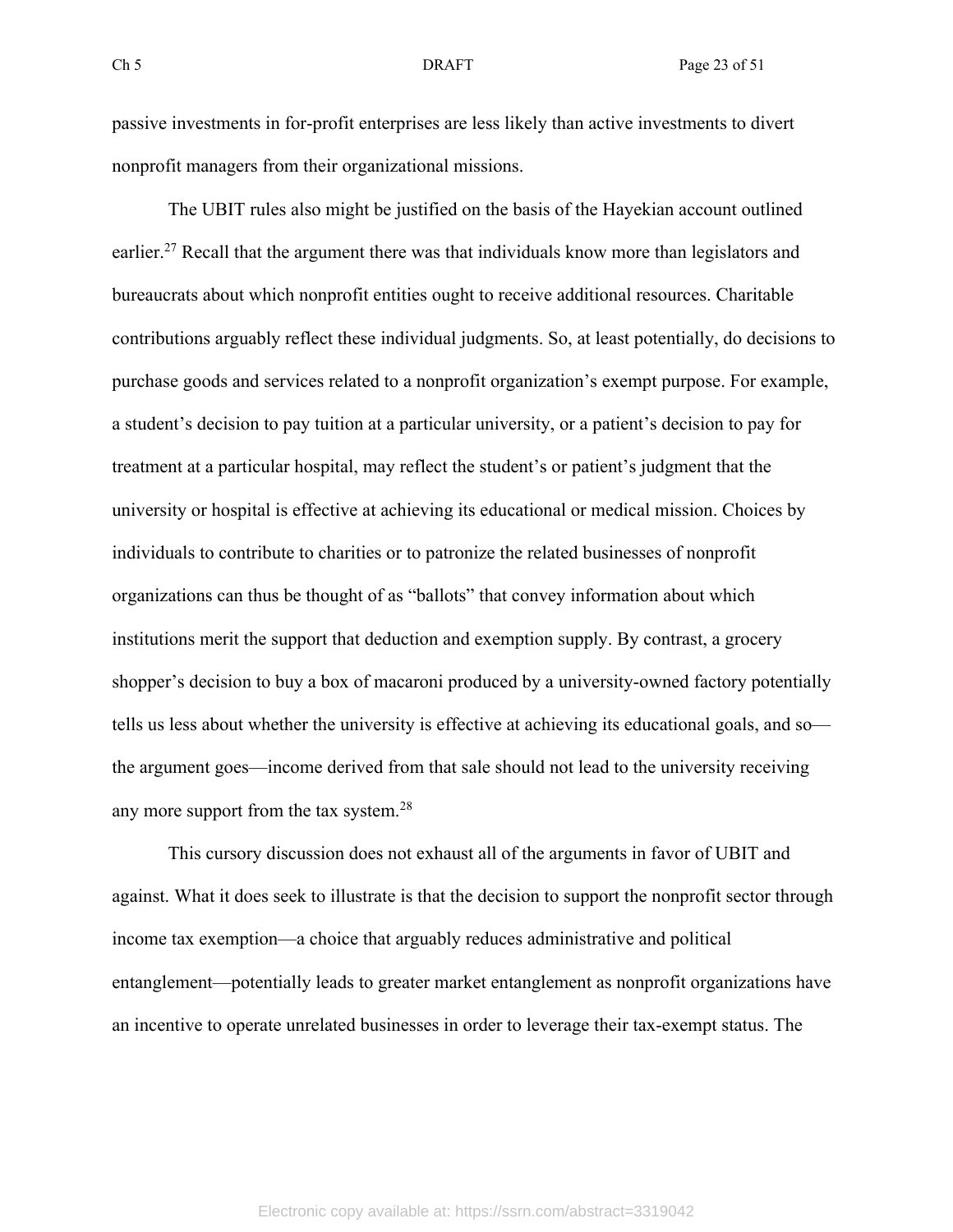passive investments in for-profit enterprises are less likely than active investments to divert nonprofit managers from their organizational missions.

The UBIT rules also might be justified on the basis of the Hayekian account outlined earlier.[27] Recall that the argument there was that individuals know more than legislators and bureaucrats about which nonprofit entities ought to receive additional resources. Charitable contributions arguably reflect these individual judgments. So, at least potentially, do decisions to purchase goods and services related to a nonprofit organization's exempt purpose. For example, a student's decision to pay tuition at a particular university, or a patient's decision to pay for treatment at a particular hospital, may reflect the student's or patient's judgment that the university or hospital is effective at achieving its educational or medical mission. Choices by individuals to contribute to charities or to patronize the related businesses of nonprofit organizations can thus be thought of as "ballots" that convey information about which institutions merit the support that deduction and exemption supply. By contrast, a grocery shopper's decision to buy a box of macaroni produced by a university-owned factory potentially tells us less about whether the university is effective at achieving its educational goals, and so—the argument goes—income derived from that sale should not lead to the university receiving any more support from the tax system.[28]

This cursory discussion does not exhaust all of the arguments in favor of UBIT and against. What it does seek to illustrate is that the decision to support the nonprofit sector through income tax exemption—a choice that arguably reduces administrative and political entanglement—potentially leads to greater market entanglement as nonprofit organizations have an incentive to operate unrelated businesses in order to leverage their tax-exempt status. The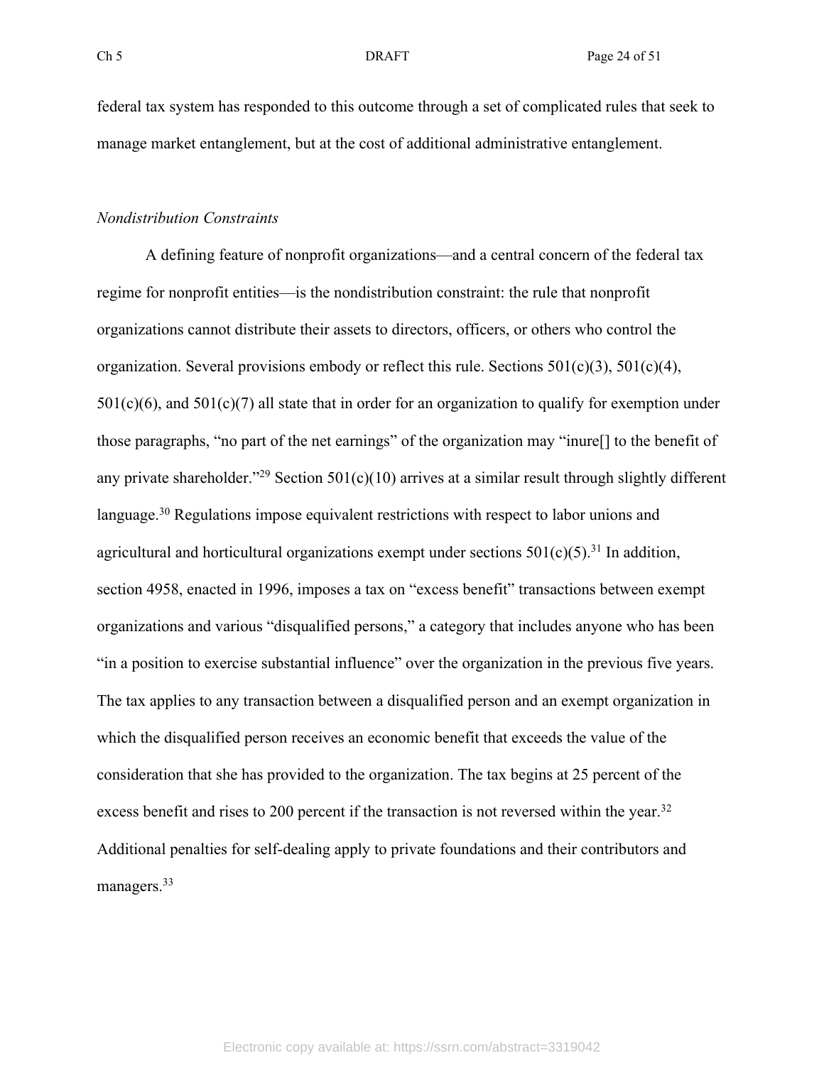federal tax system has responded to this outcome through a set of complicated rules that seek to manage market entanglement, but at the cost of additional administrative entanglement.

*Nondistribution Constraints*

A defining feature of nonprofit organizations—and a central concern of the federal tax regime for nonprofit entities—is the nondistribution constraint: the rule that nonprofit organizations cannot distribute their assets to directors, officers, or others who control the organization. Several provisions embody or reflect this rule. Sections 501(c)(3), 501(c)(4), 501(c)(6), and 501(c)(7) all state that in order for an organization to qualify for exemption under those paragraphs, "no part of the net earnings" of the organization may "inure[] to the benefit of any private shareholder."[29] Section 501(c)(10) arrives at a similar result through slightly different language.[30] Regulations impose equivalent restrictions with respect to labor unions and agricultural and horticultural organizations exempt under sections 501(c)(5).[31] In addition, section 4958, enacted in 1996, imposes a tax on "excess benefit" transactions between exempt organizations and various "disqualified persons," a category that includes anyone who has been "in a position to exercise substantial influence" over the organization in the previous five years. The tax applies to any transaction between a disqualified person and an exempt organization in which the disqualified person receives an economic benefit that exceeds the value of the consideration that she has provided to the organization. The tax begins at 25 percent of the excess benefit and rises to 200 percent if the transaction is not reversed within the year.[32] Additional penalties for self-dealing apply to private foundations and their contributors and managers.[33]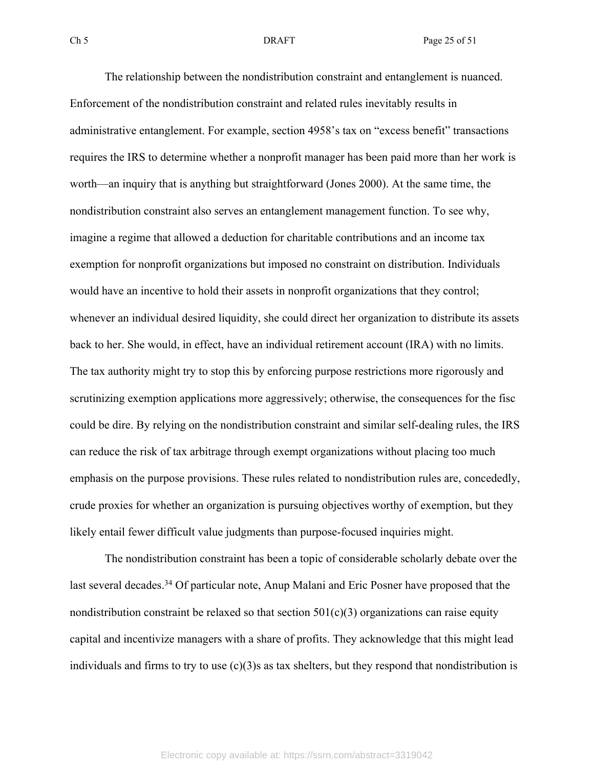The relationship between the nondistribution constraint and entanglement is nuanced. Enforcement of the nondistribution constraint and related rules inevitably results in administrative entanglement. For example, section 4958's tax on "excess benefit" transactions requires the IRS to determine whether a nonprofit manager has been paid more than her work is worth—an inquiry that is anything but straightforward (Jones 2000). At the same time, the nondistribution constraint also serves an entanglement management function. To see why, imagine a regime that allowed a deduction for charitable contributions and an income tax exemption for nonprofit organizations but imposed no constraint on distribution. Individuals would have an incentive to hold their assets in nonprofit organizations that they control; whenever an individual desired liquidity, she could direct her organization to distribute its assets back to her. She would, in effect, have an individual retirement account (IRA) with no limits. The tax authority might try to stop this by enforcing purpose restrictions more rigorously and scrutinizing exemption applications more aggressively; otherwise, the consequences for the fisc could be dire. By relying on the nondistribution constraint and similar self-dealing rules, the IRS can reduce the risk of tax arbitrage through exempt organizations without placing too much emphasis on the purpose provisions. These rules related to nondistribution rules are, concededly, crude proxies for whether an organization is pursuing objectives worthy of exemption, but they likely entail fewer difficult value judgments than purpose-focused inquiries might.

The nondistribution constraint has been a topic of considerable scholarly debate over the last several decades.[34] Of particular note, Anup Malani and Eric Posner have proposed that the nondistribution constraint be relaxed so that section 501(c)(3) organizations can raise equity capital and incentivize managers with a share of profits. They acknowledge that this might lead individuals and firms to try to use (c)(3)s as tax shelters, but they respond that nondistribution is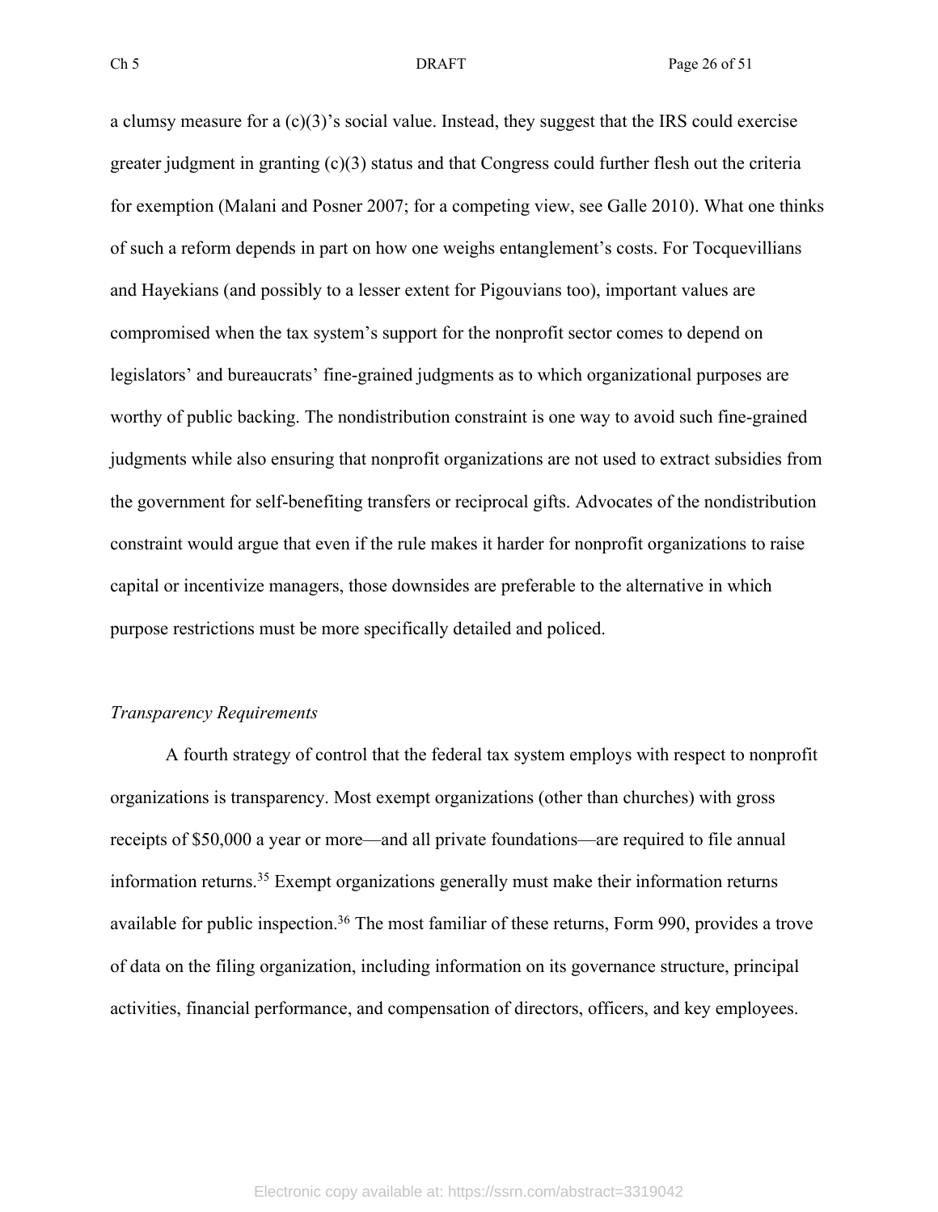a clumsy measure for a (c)(3)'s social value. Instead, they suggest that the IRS could exercise greater judgment in granting (c)(3) status and that Congress could further flesh out the criteria for exemption (Malani and Posner 2007; for a competing view, see Galle 2010). What one thinks of such a reform depends in part on how one weighs entanglement's costs. For Tocquevillians and Hayekians (and possibly to a lesser extent for Pigouvians too), important values are compromised when the tax system's support for the nonprofit sector comes to depend on legislators' and bureaucrats' fine-grained judgments as to which organizational purposes are worthy of public backing. The nondistribution constraint is one way to avoid such fine-grained judgments while also ensuring that nonprofit organizations are not used to extract subsidies from the government for self-benefiting transfers or reciprocal gifts. Advocates of the nondistribution constraint would argue that even if the rule makes it harder for nonprofit organizations to raise capital or incentivize managers, those downsides are preferable to the alternative in which purpose restrictions must be more specifically detailed and policed.

*Transparency Requirements*

A fourth strategy of control that the federal tax system employs with respect to nonprofit organizations is transparency. Most exempt organizations (other than churches) with gross receipts of $50,000 a year or more—and all private foundations—are required to file annual information returns.[35] Exempt organizations generally must make their information returns available for public inspection.[36] The most familiar of these returns, Form 990, provides a trove of data on the filing organization, including information on its governance structure, principal activities, financial performance, and compensation of directors, officers, and key employees.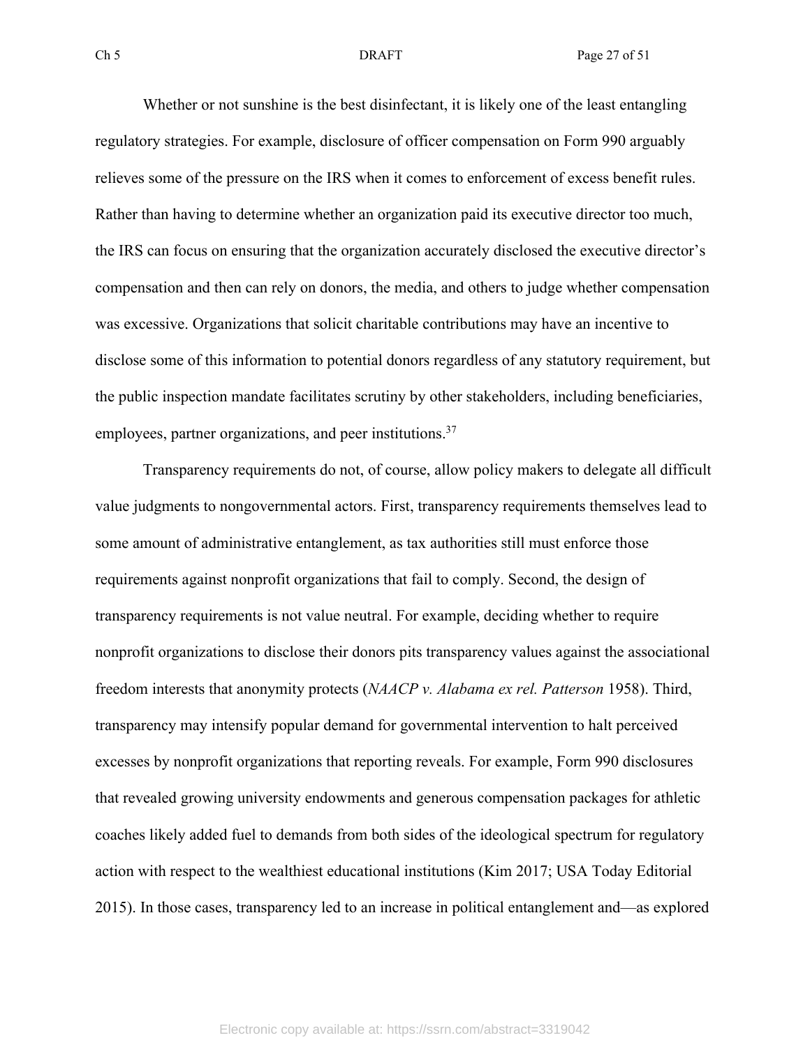Whether or not sunshine is the best disinfectant, it is likely one of the least entangling regulatory strategies. For example, disclosure of officer compensation on Form 990 arguably relieves some of the pressure on the IRS when it comes to enforcement of excess benefit rules. Rather than having to determine whether an organization paid its executive director too much, the IRS can focus on ensuring that the organization accurately disclosed the executive director's compensation and then can rely on donors, the media, and others to judge whether compensation was excessive. Organizations that solicit charitable contributions may have an incentive to disclose some of this information to potential donors regardless of any statutory requirement, but the public inspection mandate facilitates scrutiny by other stakeholders, including beneficiaries, employees, partner organizations, and peer institutions.[37]

Transparency requirements do not, of course, allow policy makers to delegate all difficult value judgments to nongovernmental actors. First, transparency requirements themselves lead to some amount of administrative entanglement, as tax authorities still must enforce those requirements against nonprofit organizations that fail to comply. Second, the design of transparency requirements is not value neutral. For example, deciding whether to require nonprofit organizations to disclose their donors pits transparency values against the associational freedom interests that anonymity protects (*NAACP v. Alabama ex rel. Patterson* 1958). Third, transparency may intensify popular demand for governmental intervention to halt perceived excesses by nonprofit organizations that reporting reveals. For example, Form 990 disclosures that revealed growing university endowments and generous compensation packages for athletic coaches likely added fuel to demands from both sides of the ideological spectrum for regulatory action with respect to the wealthiest educational institutions (Kim 2017; USA Today Editorial 2015). In those cases, transparency led to an increase in political entanglement and—as explored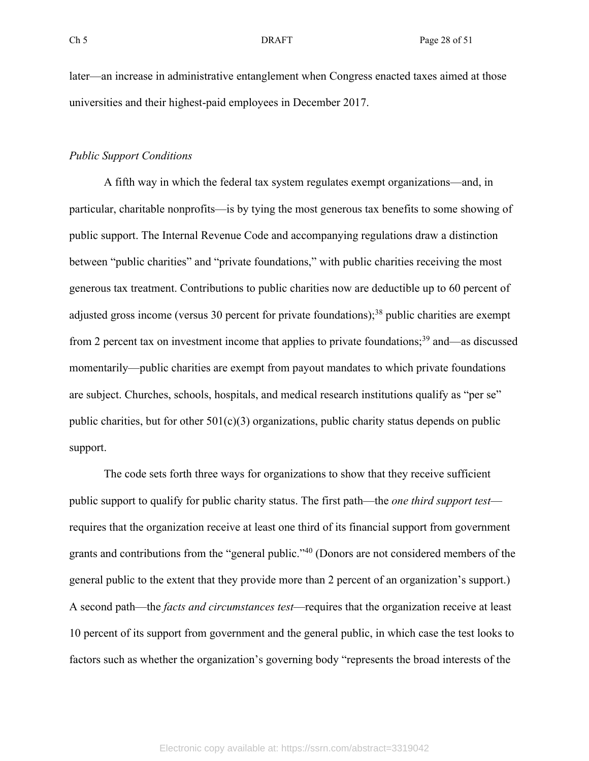later—an increase in administrative entanglement when Congress enacted taxes aimed at those universities and their highest-paid employees in December 2017.

*Public Support Conditions*

A fifth way in which the federal tax system regulates exempt organizations—and, in particular, charitable nonprofits—is by tying the most generous tax benefits to some showing of public support. The Internal Revenue Code and accompanying regulations draw a distinction between "public charities" and "private foundations," with public charities receiving the most generous tax treatment. Contributions to public charities now are deductible up to 60 percent of adjusted gross income (versus 30 percent for private foundations);[38] public charities are exempt from 2 percent tax on investment income that applies to private foundations;[39] and—as discussed momentarily—public charities are exempt from payout mandates to which private foundations are subject. Churches, schools, hospitals, and medical research institutions qualify as "per se" public charities, but for other 501(c)(3) organizations, public charity status depends on public support.

The code sets forth three ways for organizations to show that they receive sufficient public support to qualify for public charity status. The first path—the *one third support test*—requires that the organization receive at least one third of its financial support from government grants and contributions from the "general public."[40] (Donors are not considered members of the general public to the extent that they provide more than 2 percent of an organization's support.) A second path—the *facts and circumstances test*—requires that the organization receive at least 10 percent of its support from government and the general public, in which case the test looks to factors such as whether the organization's governing body "represents the broad interests of the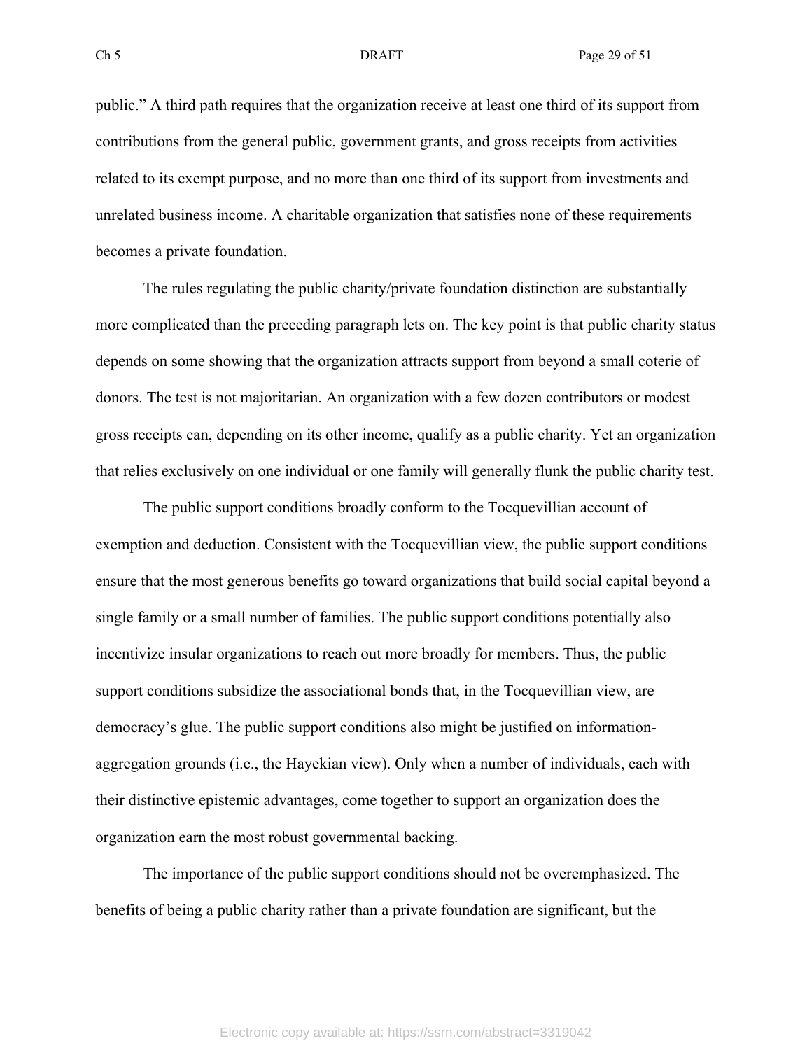public." A third path requires that the organization receive at least one third of its support from contributions from the general public, government grants, and gross receipts from activities related to its exempt purpose, and no more than one third of its support from investments and unrelated business income. A charitable organization that satisfies none of these requirements becomes a private foundation.

The rules regulating the public charity/private foundation distinction are substantially more complicated than the preceding paragraph lets on. The key point is that public charity status depends on some showing that the organization attracts support from beyond a small coterie of donors. The test is not majoritarian. An organization with a few dozen contributors or modest gross receipts can, depending on its other income, qualify as a public charity. Yet an organization that relies exclusively on one individual or one family will generally flunk the public charity test.

The public support conditions broadly conform to the Tocquevillian account of exemption and deduction. Consistent with the Tocquevillian view, the public support conditions ensure that the most generous benefits go toward organizations that build social capital beyond a single family or a small number of families. The public support conditions potentially also incentivize insular organizations to reach out more broadly for members. Thus, the public support conditions subsidize the associational bonds that, in the Tocquevillian view, are democracy's glue. The public support conditions also might be justified on information-aggregation grounds (i.e., the Hayekian view). Only when a number of individuals, each with their distinctive epistemic advantages, come together to support an organization does the organization earn the most robust governmental backing.

The importance of the public support conditions should not be overemphasized. The benefits of being a public charity rather than a private foundation are significant, but the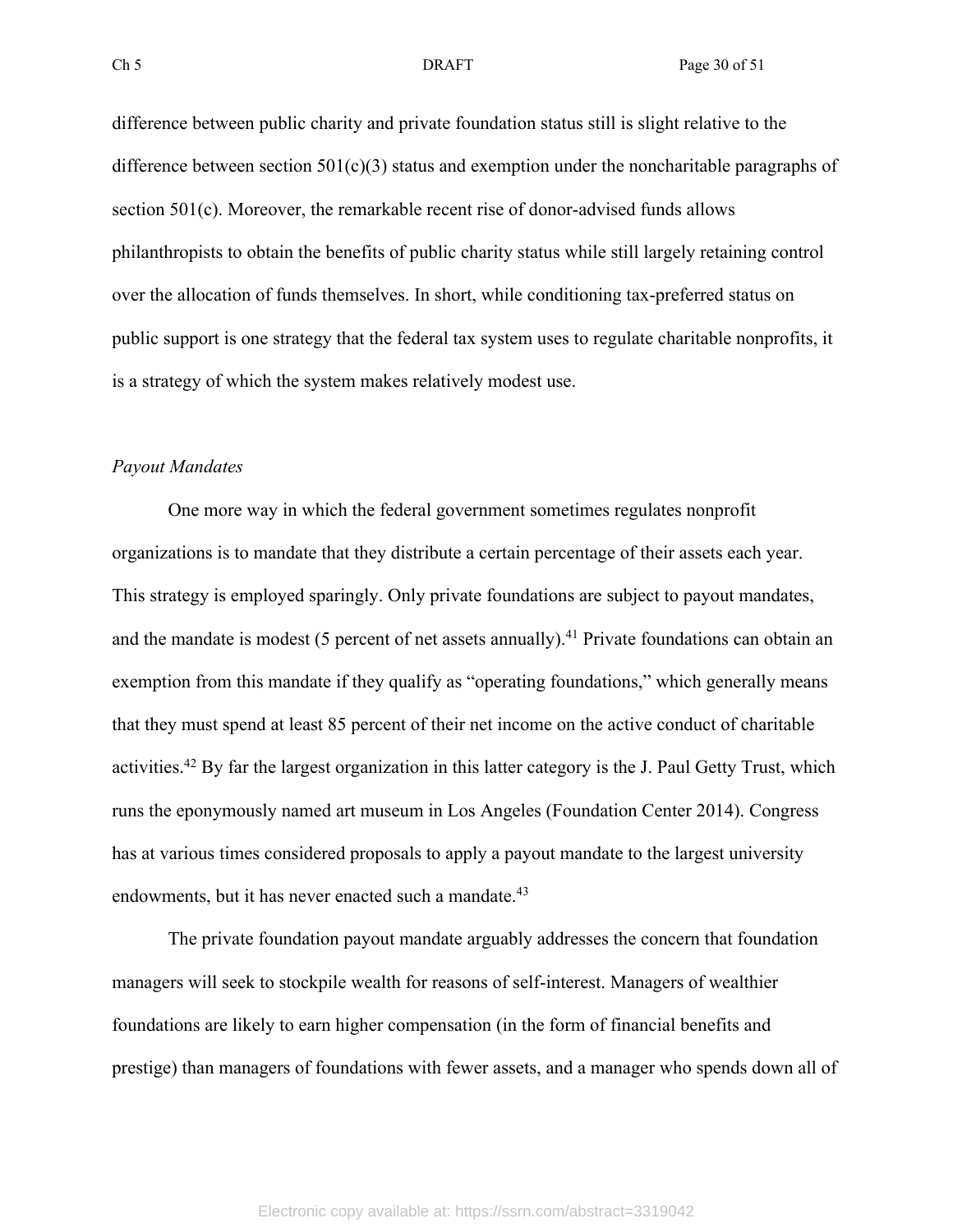difference between public charity and private foundation status still is slight relative to the difference between section 501(c)(3) status and exemption under the noncharitable paragraphs of section 501(c). Moreover, the remarkable recent rise of donor-advised funds allows philanthropists to obtain the benefits of public charity status while still largely retaining control over the allocation of funds themselves. In short, while conditioning tax-preferred status on public support is one strategy that the federal tax system uses to regulate charitable nonprofits, it is a strategy of which the system makes relatively modest use.

*Payout Mandates*

One more way in which the federal government sometimes regulates nonprofit organizations is to mandate that they distribute a certain percentage of their assets each year. This strategy is employed sparingly. Only private foundations are subject to payout mandates, and the mandate is modest (5 percent of net assets annually).[41] Private foundations can obtain an exemption from this mandate if they qualify as "operating foundations," which generally means that they must spend at least 85 percent of their net income on the active conduct of charitable activities.[42] By far the largest organization in this latter category is the J. Paul Getty Trust, which runs the eponymously named art museum in Los Angeles (Foundation Center 2014). Congress has at various times considered proposals to apply a payout mandate to the largest university endowments, but it has never enacted such a mandate.[43]

The private foundation payout mandate arguably addresses the concern that foundation managers will seek to stockpile wealth for reasons of self-interest. Managers of wealthier foundations are likely to earn higher compensation (in the form of financial benefits and prestige) than managers of foundations with fewer assets, and a manager who spends down all of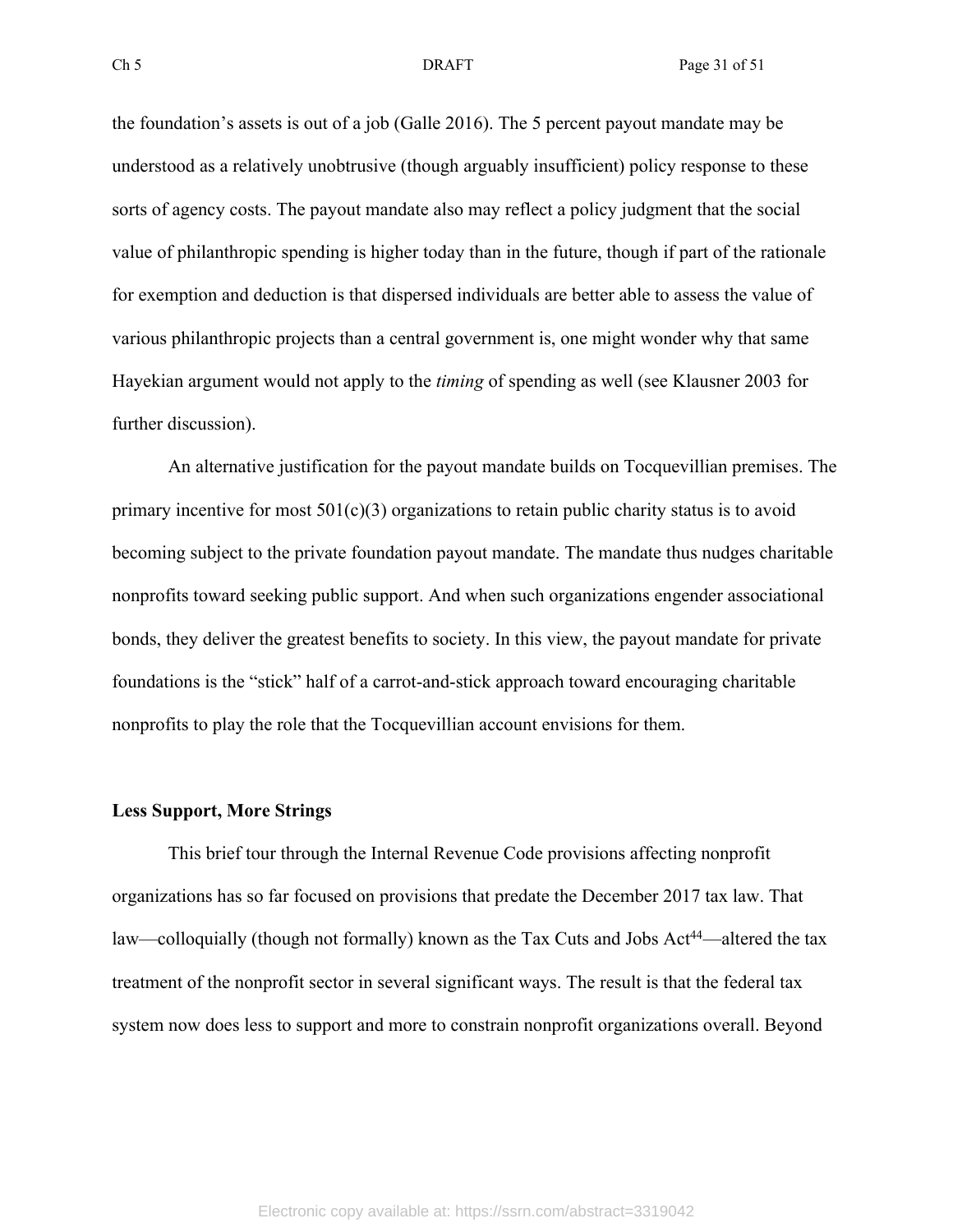the foundation's assets is out of a job (Galle 2016). The 5 percent payout mandate may be understood as a relatively unobtrusive (though arguably insufficient) policy response to these sorts of agency costs. The payout mandate also may reflect a policy judgment that the social value of philanthropic spending is higher today than in the future, though if part of the rationale for exemption and deduction is that dispersed individuals are better able to assess the value of various philanthropic projects than a central government is, one might wonder why that same Hayekian argument would not apply to the *timing* of spending as well (see Klausner 2003 for further discussion).

An alternative justification for the payout mandate builds on Tocquevillian premises. The primary incentive for most 501(c)(3) organizations to retain public charity status is to avoid becoming subject to the private foundation payout mandate. The mandate thus nudges charitable nonprofits toward seeking public support. And when such organizations engender associational bonds, they deliver the greatest benefits to society. In this view, the payout mandate for private foundations is the "stick" half of a carrot-and-stick approach toward encouraging charitable nonprofits to play the role that the Tocquevillian account envisions for them.

### Less Support, More Strings

This brief tour through the Internal Revenue Code provisions affecting nonprofit organizations has so far focused on provisions that predate the December 2017 tax law. That law—colloquially (though not formally) known as the Tax Cuts and Jobs Act[44]—altered the tax treatment of the nonprofit sector in several significant ways. The result is that the federal tax system now does less to support and more to constrain nonprofit organizations overall. Beyond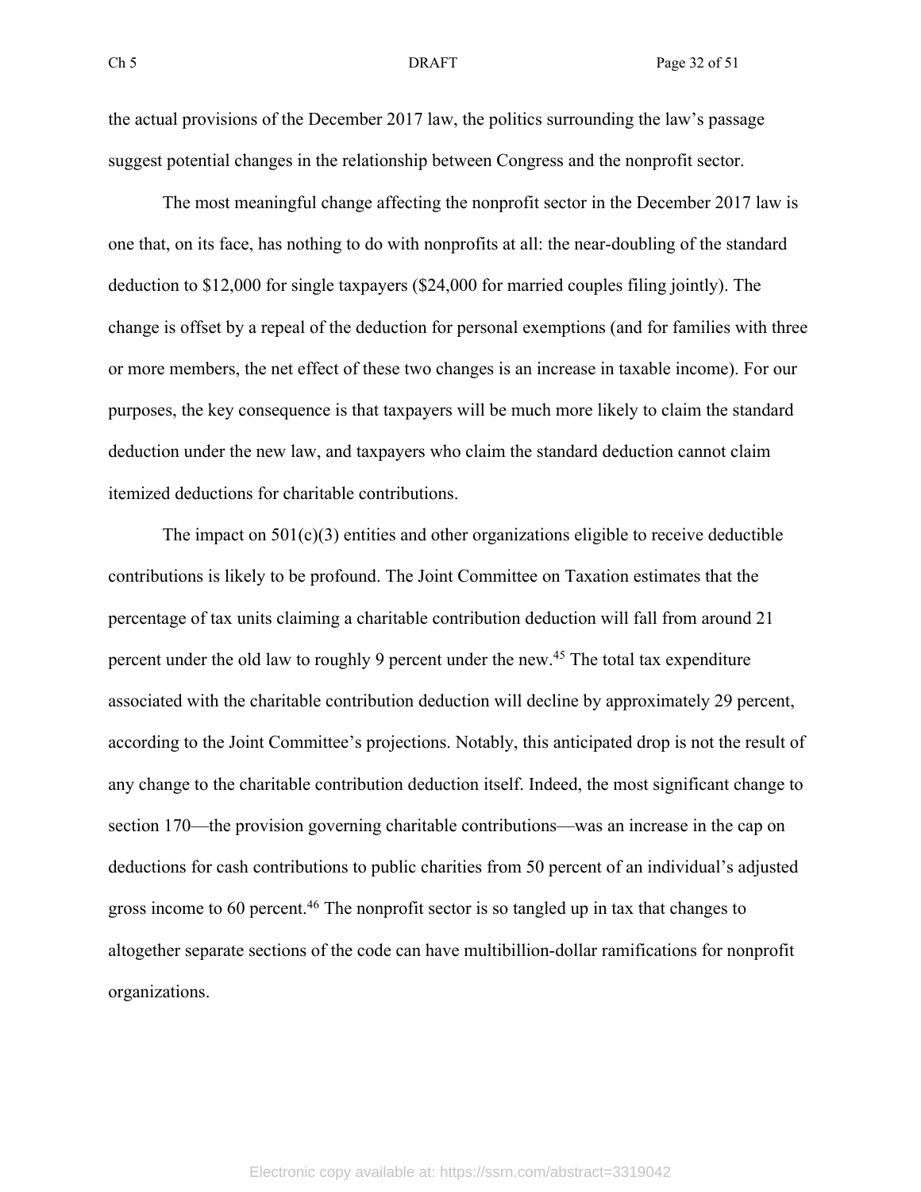the actual provisions of the December 2017 law, the politics surrounding the law's passage suggest potential changes in the relationship between Congress and the nonprofit sector.

The most meaningful change affecting the nonprofit sector in the December 2017 law is one that, on its face, has nothing to do with nonprofits at all: the near-doubling of the standard deduction to $12,000 for single taxpayers ($24,000 for married couples filing jointly). The change is offset by a repeal of the deduction for personal exemptions (and for families with three or more members, the net effect of these two changes is an increase in taxable income). For our purposes, the key consequence is that taxpayers will be much more likely to claim the standard deduction under the new law, and taxpayers who claim the standard deduction cannot claim itemized deductions for charitable contributions.

The impact on 501(c)(3) entities and other organizations eligible to receive deductible contributions is likely to be profound. The Joint Committee on Taxation estimates that the percentage of tax units claiming a charitable contribution deduction will fall from around 21 percent under the old law to roughly 9 percent under the new.[45] The total tax expenditure associated with the charitable contribution deduction will decline by approximately 29 percent, according to the Joint Committee's projections. Notably, this anticipated drop is not the result of any change to the charitable contribution deduction itself. Indeed, the most significant change to section 170—the provision governing charitable contributions—was an increase in the cap on deductions for cash contributions to public charities from 50 percent of an individual's adjusted gross income to 60 percent.[46] The nonprofit sector is so tangled up in tax that changes to altogether separate sections of the code can have multibillion-dollar ramifications for nonprofit organizations.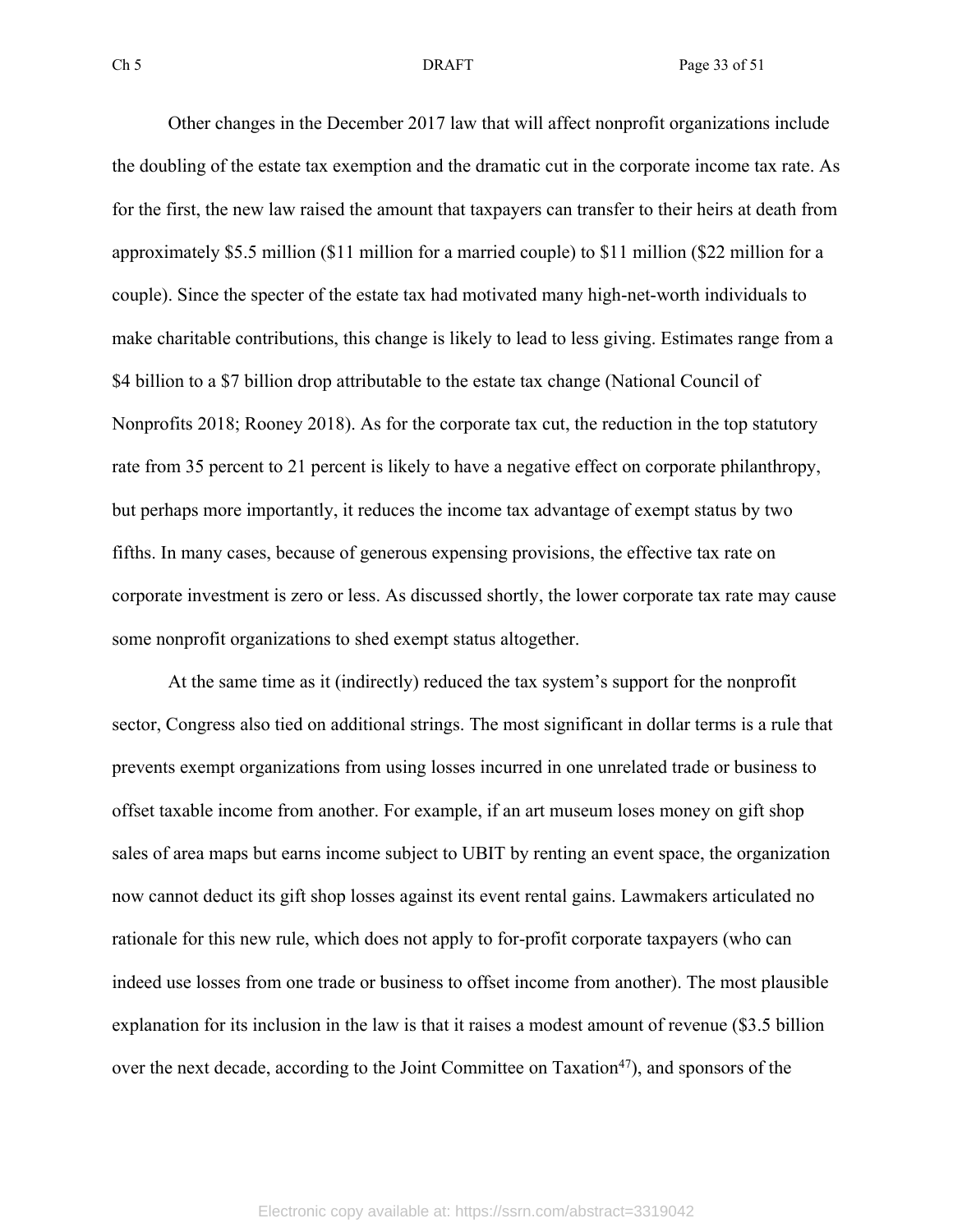Other changes in the December 2017 law that will affect nonprofit organizations include the doubling of the estate tax exemption and the dramatic cut in the corporate income tax rate. As for the first, the new law raised the amount that taxpayers can transfer to their heirs at death from approximately $5.5 million ($11 million for a married couple) to $11 million ($22 million for a couple). Since the specter of the estate tax had motivated many high-net-worth individuals to make charitable contributions, this change is likely to lead to less giving. Estimates range from a $4 billion to a $7 billion drop attributable to the estate tax change (National Council of Nonprofits 2018; Rooney 2018). As for the corporate tax cut, the reduction in the top statutory rate from 35 percent to 21 percent is likely to have a negative effect on corporate philanthropy, but perhaps more importantly, it reduces the income tax advantage of exempt status by two fifths. In many cases, because of generous expensing provisions, the effective tax rate on corporate investment is zero or less. As discussed shortly, the lower corporate tax rate may cause some nonprofit organizations to shed exempt status altogether.

At the same time as it (indirectly) reduced the tax system's support for the nonprofit sector, Congress also tied on additional strings. The most significant in dollar terms is a rule that prevents exempt organizations from using losses incurred in one unrelated trade or business to offset taxable income from another. For example, if an art museum loses money on gift shop sales of area maps but earns income subject to UBIT by renting an event space, the organization now cannot deduct its gift shop losses against its event rental gains. Lawmakers articulated no rationale for this new rule, which does not apply to for-profit corporate taxpayers (who can indeed use losses from one trade or business to offset income from another). The most plausible explanation for its inclusion in the law is that it raises a modest amount of revenue ($3.5 billion over the next decade, according to the Joint Committee on Taxation[47]), and sponsors of the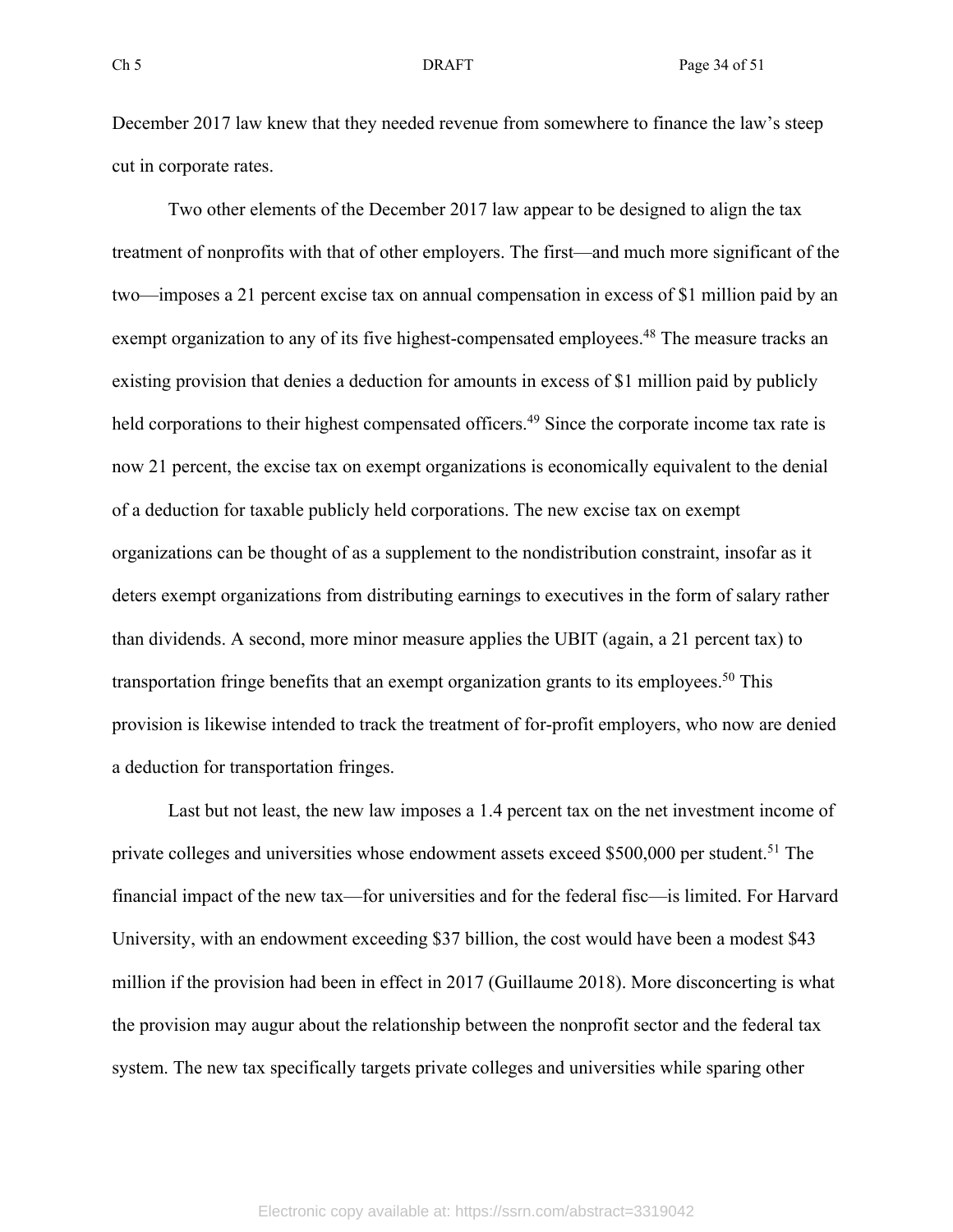December 2017 law knew that they needed revenue from somewhere to finance the law's steep cut in corporate rates.

Two other elements of the December 2017 law appear to be designed to align the tax treatment of nonprofits with that of other employers. The first—and much more significant of the two—imposes a 21 percent excise tax on annual compensation in excess of $1 million paid by an exempt organization to any of its five highest-compensated employees.[48] The measure tracks an existing provision that denies a deduction for amounts in excess of $1 million paid by publicly held corporations to their highest compensated officers.[49] Since the corporate income tax rate is now 21 percent, the excise tax on exempt organizations is economically equivalent to the denial of a deduction for taxable publicly held corporations. The new excise tax on exempt organizations can be thought of as a supplement to the nondistribution constraint, insofar as it deters exempt organizations from distributing earnings to executives in the form of salary rather than dividends. A second, more minor measure applies the UBIT (again, a 21 percent tax) to transportation fringe benefits that an exempt organization grants to its employees.[50] This provision is likewise intended to track the treatment of for-profit employers, who now are denied a deduction for transportation fringes.

Last but not least, the new law imposes a 1.4 percent tax on the net investment income of private colleges and universities whose endowment assets exceed $500,000 per student.[51] The financial impact of the new tax—for universities and for the federal fisc—is limited. For Harvard University, with an endowment exceeding $37 billion, the cost would have been a modest $43 million if the provision had been in effect in 2017 (Guillaume 2018). More disconcerting is what the provision may augur about the relationship between the nonprofit sector and the federal tax system. The new tax specifically targets private colleges and universities while sparing other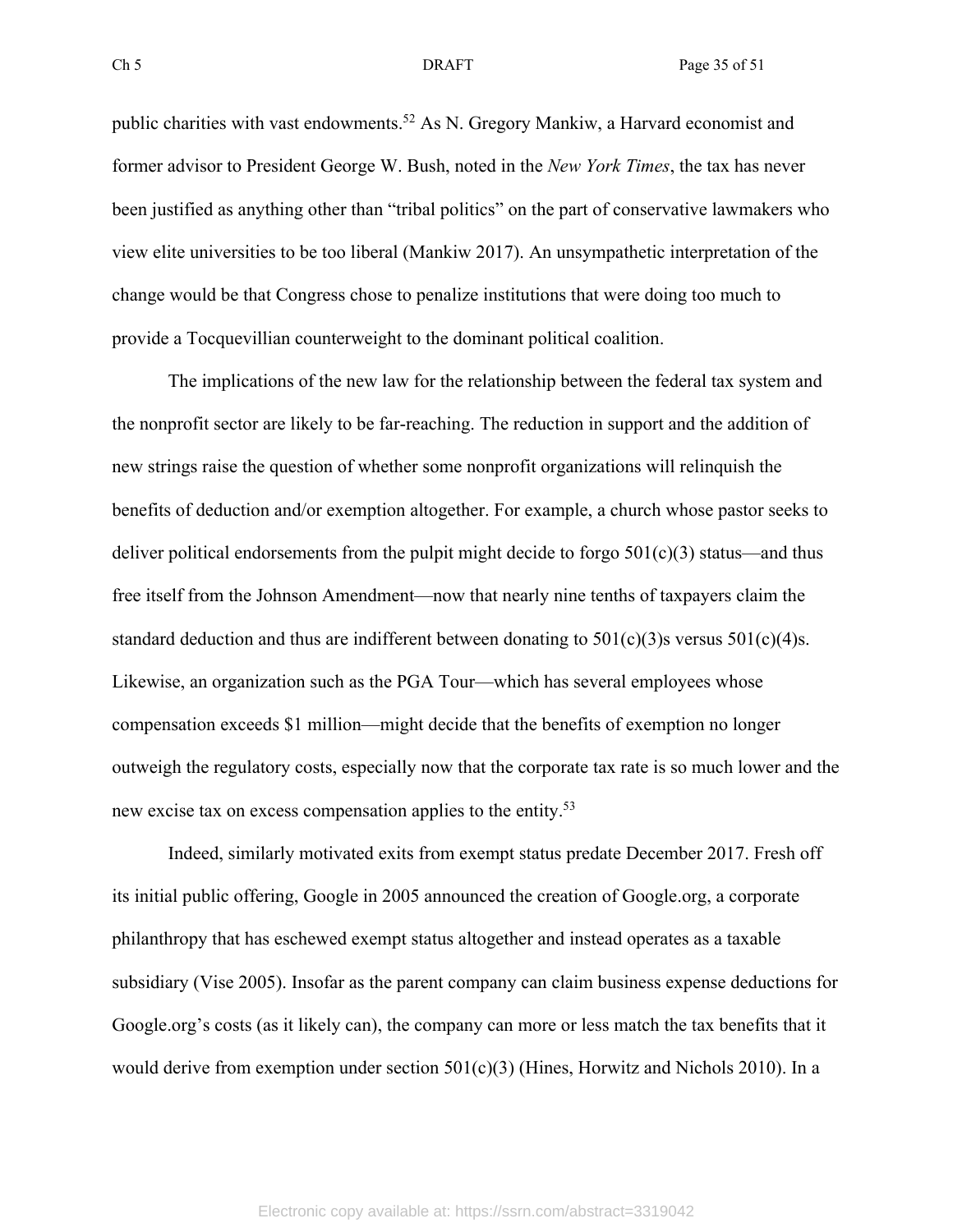public charities with vast endowments.[52] As N. Gregory Mankiw, a Harvard economist and former advisor to President George W. Bush, noted in the *New York Times*, the tax has never been justified as anything other than "tribal politics" on the part of conservative lawmakers who view elite universities to be too liberal (Mankiw 2017). An unsympathetic interpretation of the change would be that Congress chose to penalize institutions that were doing too much to provide a Tocquevillian counterweight to the dominant political coalition.

The implications of the new law for the relationship between the federal tax system and the nonprofit sector are likely to be far-reaching. The reduction in support and the addition of new strings raise the question of whether some nonprofit organizations will relinquish the benefits of deduction and/or exemption altogether. For example, a church whose pastor seeks to deliver political endorsements from the pulpit might decide to forgo 501(c)(3) status—and thus free itself from the Johnson Amendment—now that nearly nine tenths of taxpayers claim the standard deduction and thus are indifferent between donating to 501(c)(3)s versus 501(c)(4)s. Likewise, an organization such as the PGA Tour—which has several employees whose compensation exceeds $1 million—might decide that the benefits of exemption no longer outweigh the regulatory costs, especially now that the corporate tax rate is so much lower and the new excise tax on excess compensation applies to the entity.[53]

Indeed, similarly motivated exits from exempt status predate December 2017. Fresh off its initial public offering, Google in 2005 announced the creation of Google.org, a corporate philanthropy that has eschewed exempt status altogether and instead operates as a taxable subsidiary (Vise 2005). Insofar as the parent company can claim business expense deductions for Google.org's costs (as it likely can), the company can more or less match the tax benefits that it would derive from exemption under section 501(c)(3) (Hines, Horwitz and Nichols 2010). In a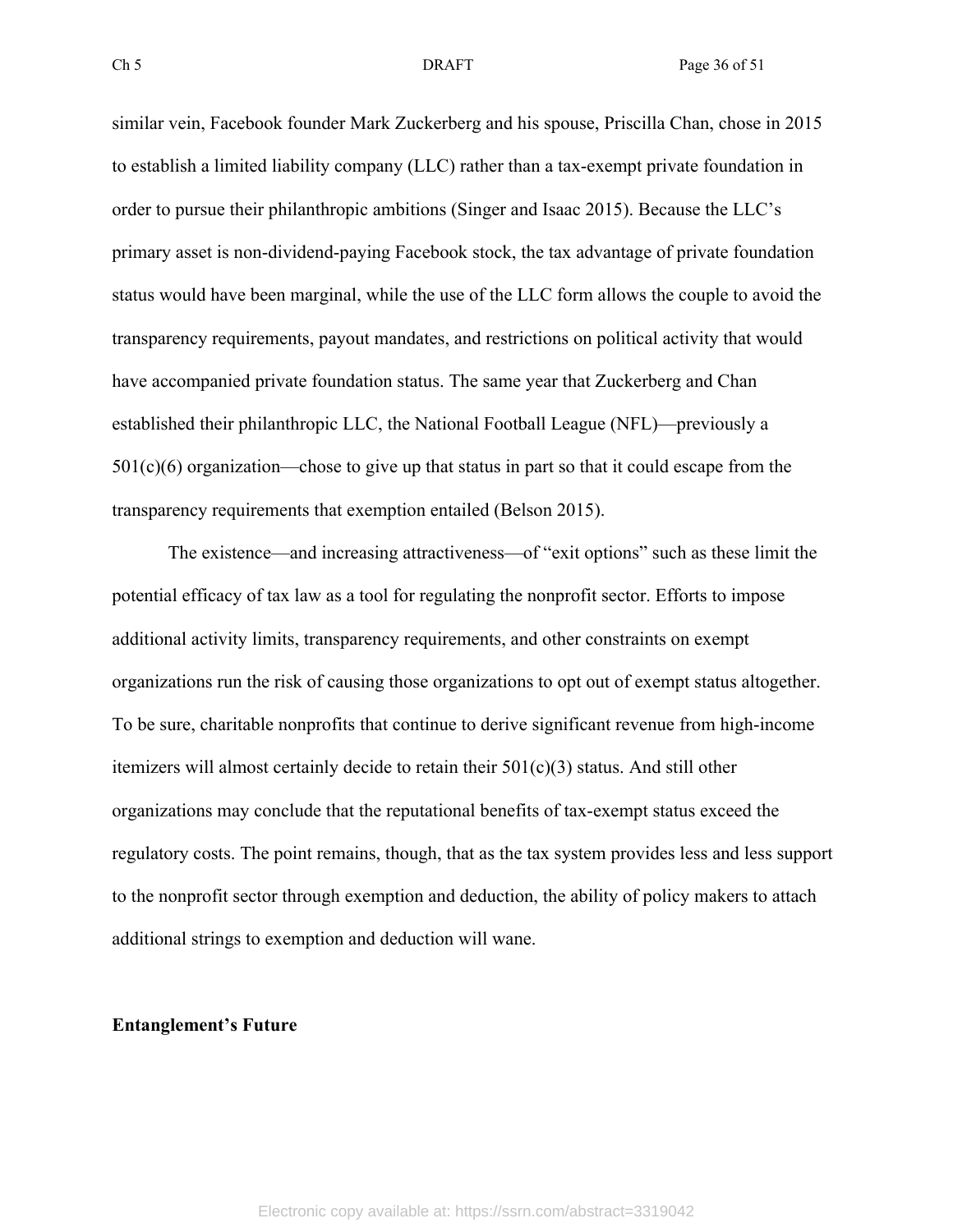similar vein, Facebook founder Mark Zuckerberg and his spouse, Priscilla Chan, chose in 2015 to establish a limited liability company (LLC) rather than a tax-exempt private foundation in order to pursue their philanthropic ambitions (Singer and Isaac 2015). Because the LLC's primary asset is non-dividend-paying Facebook stock, the tax advantage of private foundation status would have been marginal, while the use of the LLC form allows the couple to avoid the transparency requirements, payout mandates, and restrictions on political activity that would have accompanied private foundation status. The same year that Zuckerberg and Chan established their philanthropic LLC, the National Football League (NFL)—previously a 501(c)(6) organization—chose to give up that status in part so that it could escape from the transparency requirements that exemption entailed (Belson 2015).

The existence—and increasing attractiveness—of "exit options" such as these limit the potential efficacy of tax law as a tool for regulating the nonprofit sector. Efforts to impose additional activity limits, transparency requirements, and other constraints on exempt organizations run the risk of causing those organizations to opt out of exempt status altogether. To be sure, charitable nonprofits that continue to derive significant revenue from high-income itemizers will almost certainly decide to retain their 501(c)(3) status. And still other organizations may conclude that the reputational benefits of tax-exempt status exceed the regulatory costs. The point remains, though, that as the tax system provides less and less support to the nonprofit sector through exemption and deduction, the ability of policy makers to attach additional strings to exemption and deduction will wane.

**Entanglement's Future**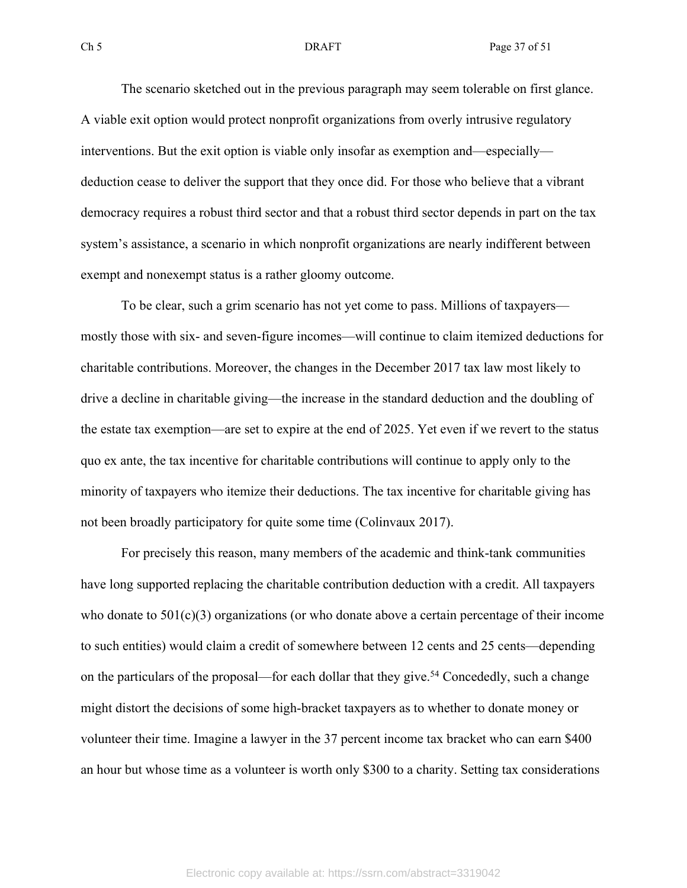The scenario sketched out in the previous paragraph may seem tolerable on first glance. A viable exit option would protect nonprofit organizations from overly intrusive regulatory interventions. But the exit option is viable only insofar as exemption and—especially—deduction cease to deliver the support that they once did. For those who believe that a vibrant democracy requires a robust third sector and that a robust third sector depends in part on the tax system's assistance, a scenario in which nonprofit organizations are nearly indifferent between exempt and nonexempt status is a rather gloomy outcome.

To be clear, such a grim scenario has not yet come to pass. Millions of taxpayers—mostly those with six- and seven-figure incomes—will continue to claim itemized deductions for charitable contributions. Moreover, the changes in the December 2017 tax law most likely to drive a decline in charitable giving—the increase in the standard deduction and the doubling of the estate tax exemption—are set to expire at the end of 2025. Yet even if we revert to the status quo ex ante, the tax incentive for charitable contributions will continue to apply only to the minority of taxpayers who itemize their deductions. The tax incentive for charitable giving has not been broadly participatory for quite some time (Colinvaux 2017).

For precisely this reason, many members of the academic and think-tank communities have long supported replacing the charitable contribution deduction with a credit. All taxpayers who donate to 501(c)(3) organizations (or who donate above a certain percentage of their income to such entities) would claim a credit of somewhere between 12 cents and 25 cents—depending on the particulars of the proposal—for each dollar that they give.[54] Concededly, such a change might distort the decisions of some high-bracket taxpayers as to whether to donate money or volunteer their time. Imagine a lawyer in the 37 percent income tax bracket who can earn $400 an hour but whose time as a volunteer is worth only $300 to a charity. Setting tax considerations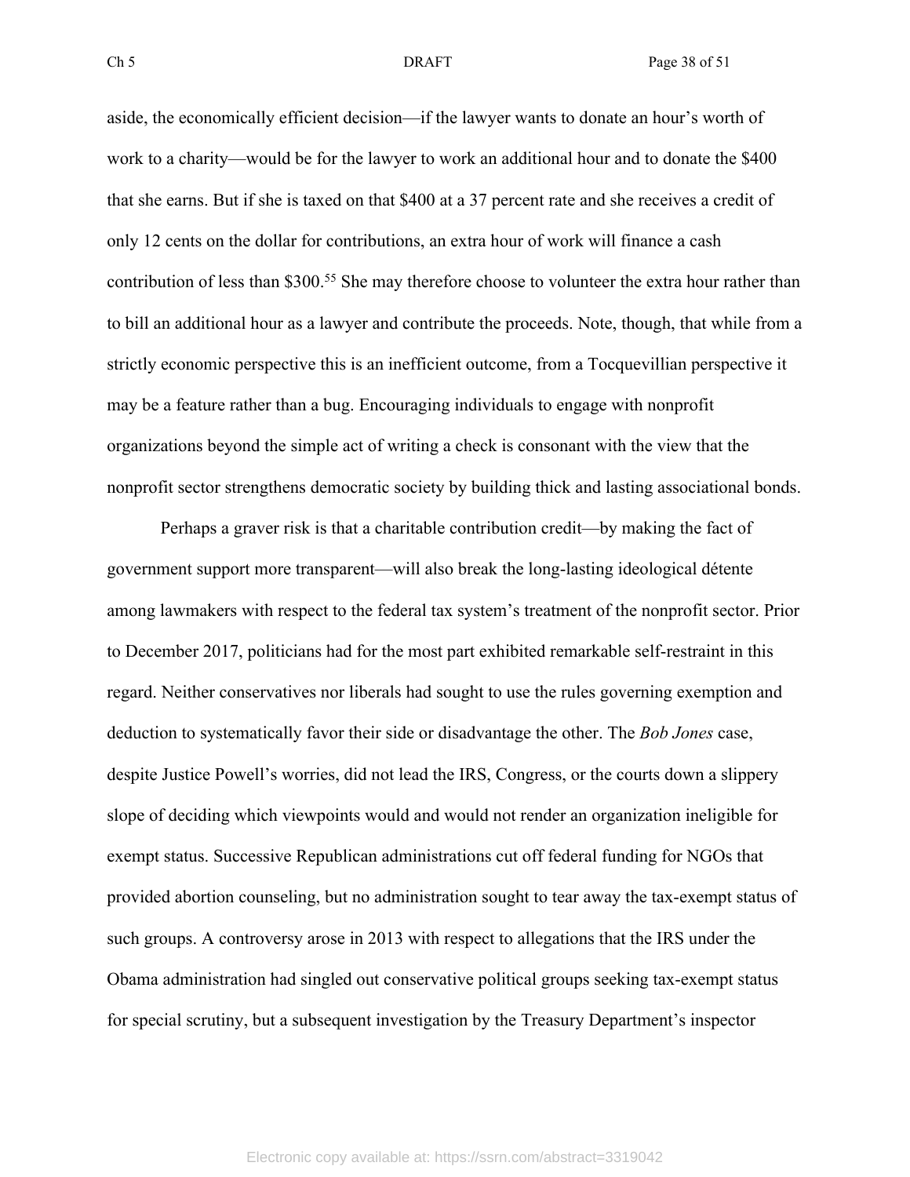aside, the economically efficient decision—if the lawyer wants to donate an hour's worth of work to a charity—would be for the lawyer to work an additional hour and to donate the $400 that she earns. But if she is taxed on that $400 at a 37 percent rate and she receives a credit of only 12 cents on the dollar for contributions, an extra hour of work will finance a cash contribution of less than $300.[55] She may therefore choose to volunteer the extra hour rather than to bill an additional hour as a lawyer and contribute the proceeds. Note, though, that while from a strictly economic perspective this is an inefficient outcome, from a Tocquevillian perspective it may be a feature rather than a bug. Encouraging individuals to engage with nonprofit organizations beyond the simple act of writing a check is consonant with the view that the nonprofit sector strengthens democratic society by building thick and lasting associational bonds.

Perhaps a graver risk is that a charitable contribution credit—by making the fact of government support more transparent—will also break the long-lasting ideological détente among lawmakers with respect to the federal tax system's treatment of the nonprofit sector. Prior to December 2017, politicians had for the most part exhibited remarkable self-restraint in this regard. Neither conservatives nor liberals had sought to use the rules governing exemption and deduction to systematically favor their side or disadvantage the other. The *Bob Jones* case, despite Justice Powell's worries, did not lead the IRS, Congress, or the courts down a slippery slope of deciding which viewpoints would and would not render an organization ineligible for exempt status. Successive Republican administrations cut off federal funding for NGOs that provided abortion counseling, but no administration sought to tear away the tax-exempt status of such groups. A controversy arose in 2013 with respect to allegations that the IRS under the Obama administration had singled out conservative political groups seeking tax-exempt status for special scrutiny, but a subsequent investigation by the Treasury Department's inspector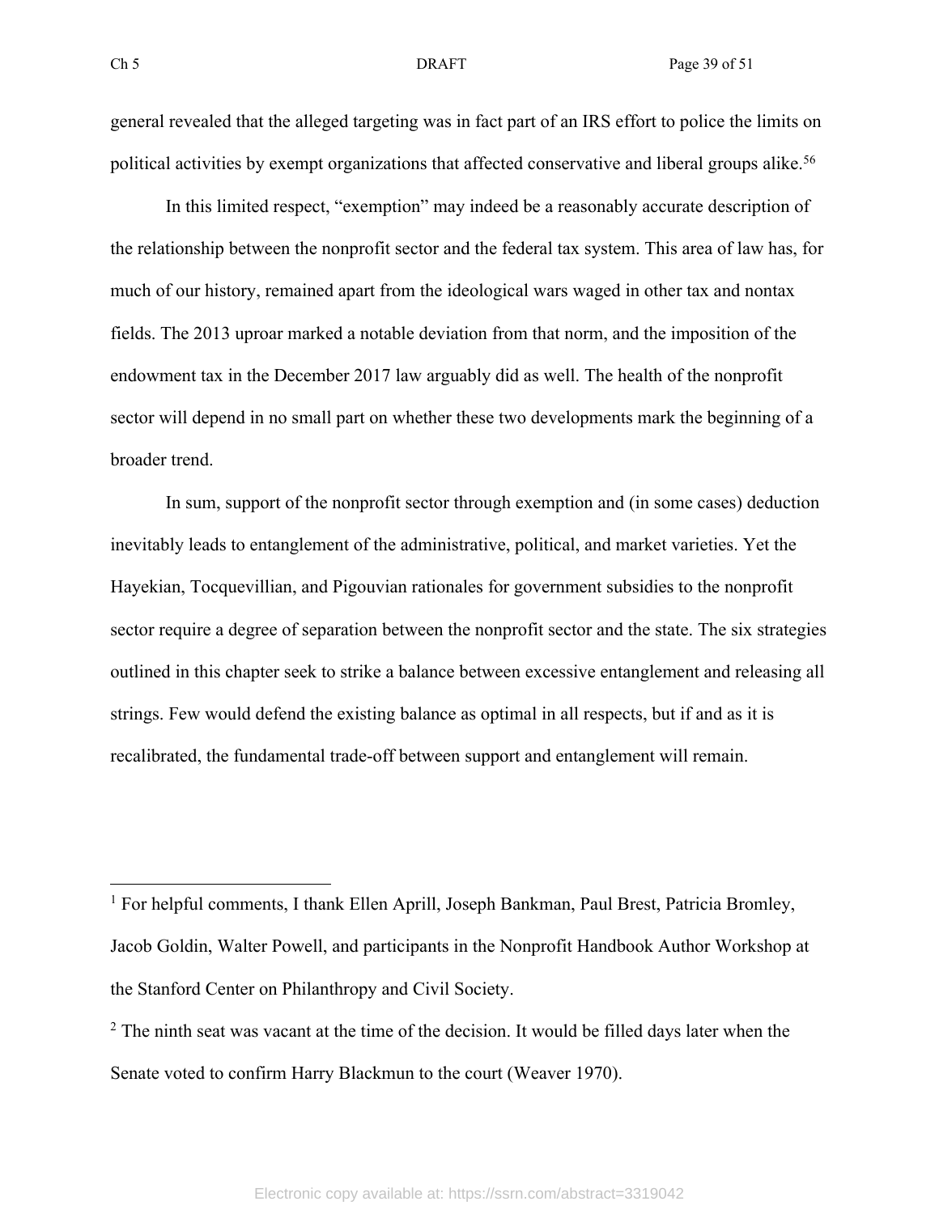general revealed that the alleged targeting was in fact part of an IRS effort to police the limits on political activities by exempt organizations that affected conservative and liberal groups alike.[56]

In this limited respect, "exemption" may indeed be a reasonably accurate description of the relationship between the nonprofit sector and the federal tax system. This area of law has, for much of our history, remained apart from the ideological wars waged in other tax and nontax fields. The 2013 uproar marked a notable deviation from that norm, and the imposition of the endowment tax in the December 2017 law arguably did as well. The health of the nonprofit sector will depend in no small part on whether these two developments mark the beginning of a broader trend.

In sum, support of the nonprofit sector through exemption and (in some cases) deduction inevitably leads to entanglement of the administrative, political, and market varieties. Yet the Hayekian, Tocquevillian, and Pigouvian rationales for government subsidies to the nonprofit sector require a degree of separation between the nonprofit sector and the state. The six strategies outlined in this chapter seek to strike a balance between excessive entanglement and releasing all strings. Few would defend the existing balance as optimal in all respects, but if and as it is recalibrated, the fundamental trade-off between support and entanglement will remain.

---

[1] For helpful comments, I thank Ellen Aprill, Joseph Bankman, Paul Brest, Patricia Bromley, Jacob Goldin, Walter Powell, and participants in the Nonprofit Handbook Author Workshop at the Stanford Center on Philanthropy and Civil Society.

[2] The ninth seat was vacant at the time of the decision. It would be filled days later when the Senate voted to confirm Harry Blackmun to the court (Weaver 1970).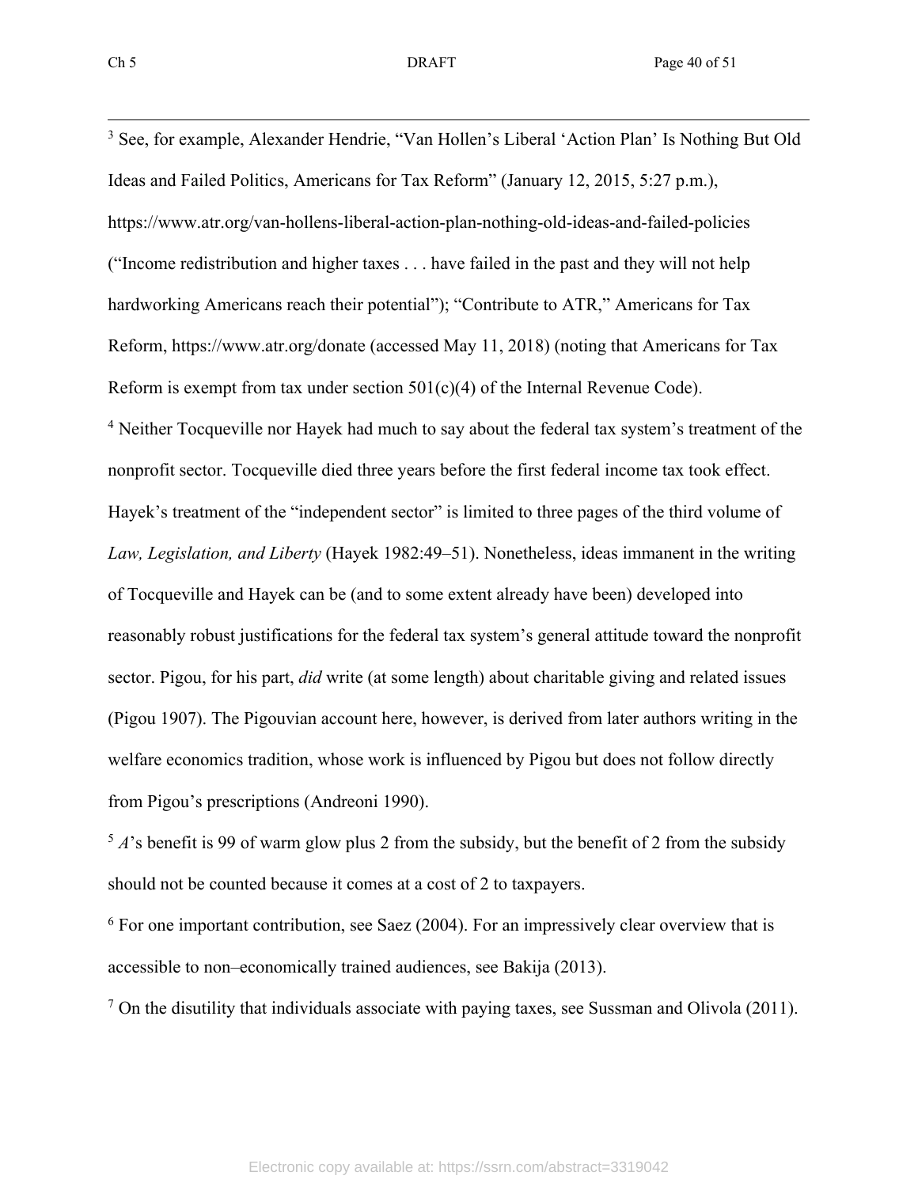[3] See, for example, Alexander Hendrie, "Van Hollen's Liberal 'Action Plan' Is Nothing But Old Ideas and Failed Politics, Americans for Tax Reform" (January 12, 2015, 5:27 p.m.), https://www.atr.org/van-hollens-liberal-action-plan-nothing-old-ideas-and-failed-policies ("Income redistribution and higher taxes . . . have failed in the past and they will not help hardworking Americans reach their potential"); "Contribute to ATR," Americans for Tax Reform, https://www.atr.org/donate (accessed May 11, 2018) (noting that Americans for Tax Reform is exempt from tax under section 501(c)(4) of the Internal Revenue Code).

[4] Neither Tocqueville nor Hayek had much to say about the federal tax system's treatment of the nonprofit sector. Tocqueville died three years before the first federal income tax took effect. Hayek's treatment of the "independent sector" is limited to three pages of the third volume of *Law, Legislation, and Liberty* (Hayek 1982:49–51). Nonetheless, ideas immanent in the writing of Tocqueville and Hayek can be (and to some extent already have been) developed into reasonably robust justifications for the federal tax system's general attitude toward the nonprofit sector. Pigou, for his part, *did* write (at some length) about charitable giving and related issues (Pigou 1907). The Pigouvian account here, however, is derived from later authors writing in the welfare economics tradition, whose work is influenced by Pigou but does not follow directly from Pigou's prescriptions (Andreoni 1990).

[5] *A*'s benefit is 99 of warm glow plus 2 from the subsidy, but the benefit of 2 from the subsidy should not be counted because it comes at a cost of 2 to taxpayers.

[6] For one important contribution, see Saez (2004). For an impressively clear overview that is accessible to non–economically trained audiences, see Bakija (2013).

[7] On the disutility that individuals associate with paying taxes, see Sussman and Olivola (2011).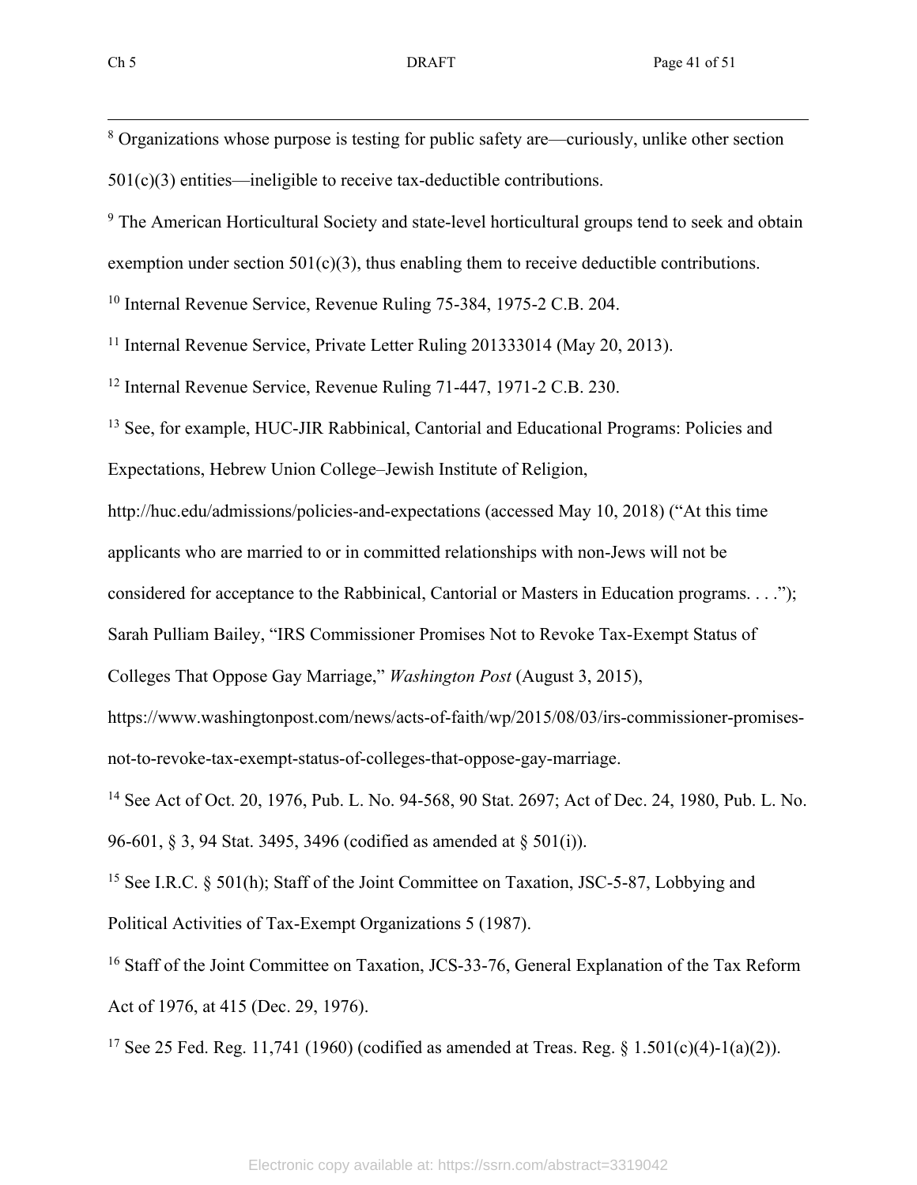[8] Organizations whose purpose is testing for public safety are—curiously, unlike other section 501(c)(3) entities—ineligible to receive tax-deductible contributions.

[9] The American Horticultural Society and state-level horticultural groups tend to seek and obtain exemption under section 501(c)(3), thus enabling them to receive deductible contributions.

[10] Internal Revenue Service, Revenue Ruling 75-384, 1975-2 C.B. 204.

[11] Internal Revenue Service, Private Letter Ruling 201333014 (May 20, 2013).

[12] Internal Revenue Service, Revenue Ruling 71-447, 1971-2 C.B. 230.

[13] See, for example, HUC-JIR Rabbinical, Cantorial and Educational Programs: Policies and Expectations, Hebrew Union College–Jewish Institute of Religion, http://huc.edu/admissions/policies-and-expectations (accessed May 10, 2018) ("At this time applicants who are married to or in committed relationships with non-Jews will not be considered for acceptance to the Rabbinical, Cantorial or Masters in Education programs. . . ."); Sarah Pulliam Bailey, "IRS Commissioner Promises Not to Revoke Tax-Exempt Status of Colleges That Oppose Gay Marriage," *Washington Post* (August 3, 2015), https://www.washingtonpost.com/news/acts-of-faith/wp/2015/08/03/irs-commissioner-promises-not-to-revoke-tax-exempt-status-of-colleges-that-oppose-gay-marriage.

[14] See Act of Oct. 20, 1976, Pub. L. No. 94-568, 90 Stat. 2697; Act of Dec. 24, 1980, Pub. L. No. 96-601, § 3, 94 Stat. 3495, 3496 (codified as amended at § 501(i)).

[15] See I.R.C. § 501(h); Staff of the Joint Committee on Taxation, JSC-5-87, Lobbying and Political Activities of Tax-Exempt Organizations 5 (1987).

[16] Staff of the Joint Committee on Taxation, JCS-33-76, General Explanation of the Tax Reform Act of 1976, at 415 (Dec. 29, 1976).

[17] See 25 Fed. Reg. 11,741 (1960) (codified as amended at Treas. Reg. § 1.501(c)(4)-1(a)(2)).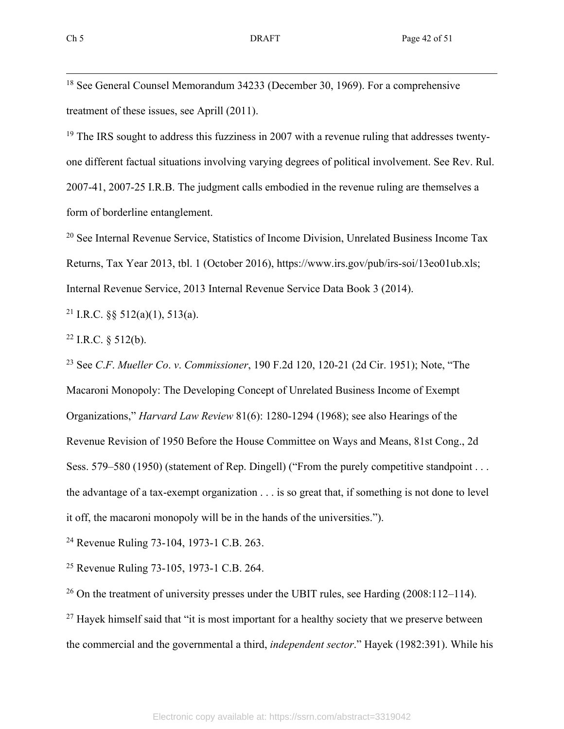[18] See General Counsel Memorandum 34233 (December 30, 1969). For a comprehensive treatment of these issues, see Aprill (2011).

[19] The IRS sought to address this fuzziness in 2007 with a revenue ruling that addresses twenty-one different factual situations involving varying degrees of political involvement. See Rev. Rul. 2007-41, 2007-25 I.R.B. The judgment calls embodied in the revenue ruling are themselves a form of borderline entanglement.

[20] See Internal Revenue Service, Statistics of Income Division, Unrelated Business Income Tax Returns, Tax Year 2013, tbl. 1 (October 2016), https://www.irs.gov/pub/irs-soi/13eo01ub.xls; Internal Revenue Service, 2013 Internal Revenue Service Data Book 3 (2014).

[21] I.R.C. §§ 512(a)(1), 513(a).

[22] I.R.C. § 512(b).

[23] See *C.F. Mueller Co. v. Commissioner*, 190 F.2d 120, 120-21 (2d Cir. 1951); Note, "The Macaroni Monopoly: The Developing Concept of Unrelated Business Income of Exempt Organizations," *Harvard Law Review* 81(6): 1280-1294 (1968); see also Hearings of the Revenue Revision of 1950 Before the House Committee on Ways and Means, 81st Cong., 2d Sess. 579–580 (1950) (statement of Rep. Dingell) ("From the purely competitive standpoint . . . the advantage of a tax-exempt organization . . . is so great that, if something is not done to level it off, the macaroni monopoly will be in the hands of the universities.").

[24] Revenue Ruling 73-104, 1973-1 C.B. 263.

[25] Revenue Ruling 73-105, 1973-1 C.B. 264.

[26] On the treatment of university presses under the UBIT rules, see Harding (2008:112–114).

[27] Hayek himself said that "it is most important for a healthy society that we preserve between the commercial and the governmental a third, *independent sector*." Hayek (1982:391). While his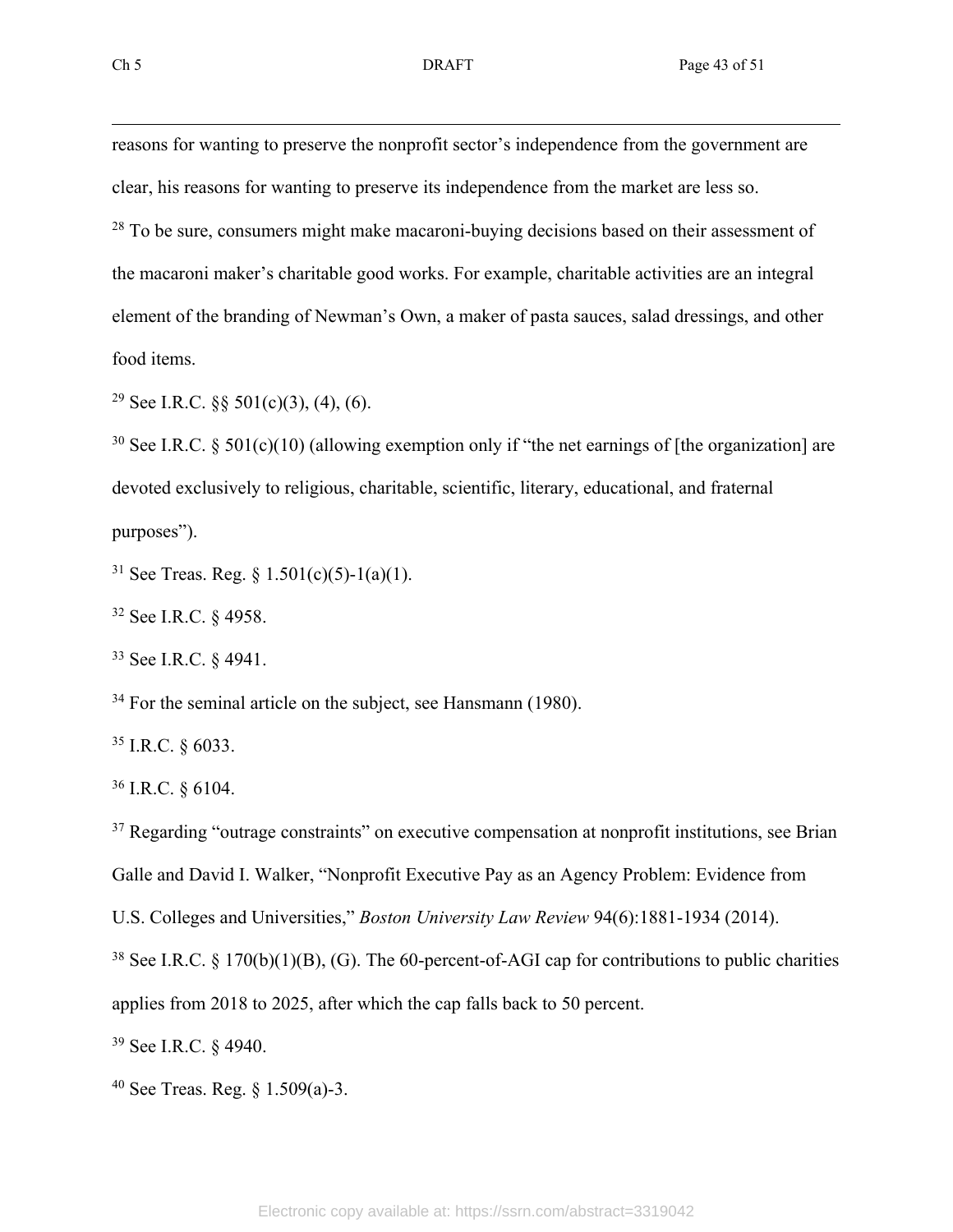reasons for wanting to preserve the nonprofit sector's independence from the government are clear, his reasons for wanting to preserve its independence from the market are less so.

[28] To be sure, consumers might make macaroni-buying decisions based on their assessment of the macaroni maker's charitable good works. For example, charitable activities are an integral element of the branding of Newman's Own, a maker of pasta sauces, salad dressings, and other food items.

[29] See I.R.C. §§ 501(c)(3), (4), (6).

[30] See I.R.C. § 501(c)(10) (allowing exemption only if "the net earnings of [the organization] are devoted exclusively to religious, charitable, scientific, literary, educational, and fraternal purposes").

[31] See Treas. Reg. § 1.501(c)(5)-1(a)(1).

[32] See I.R.C. § 4958.

[33] See I.R.C. § 4941.

[34] For the seminal article on the subject, see Hansmann (1980).

[35] I.R.C. § 6033.

[36] I.R.C. § 6104.

[37] Regarding "outrage constraints" on executive compensation at nonprofit institutions, see Brian Galle and David I. Walker, "Nonprofit Executive Pay as an Agency Problem: Evidence from U.S. Colleges and Universities," *Boston University Law Review* 94(6):1881-1934 (2014).

[38] See I.R.C. § 170(b)(1)(B), (G). The 60-percent-of-AGI cap for contributions to public charities applies from 2018 to 2025, after which the cap falls back to 50 percent.

[39] See I.R.C. § 4940.

[40] See Treas. Reg. § 1.509(a)-3.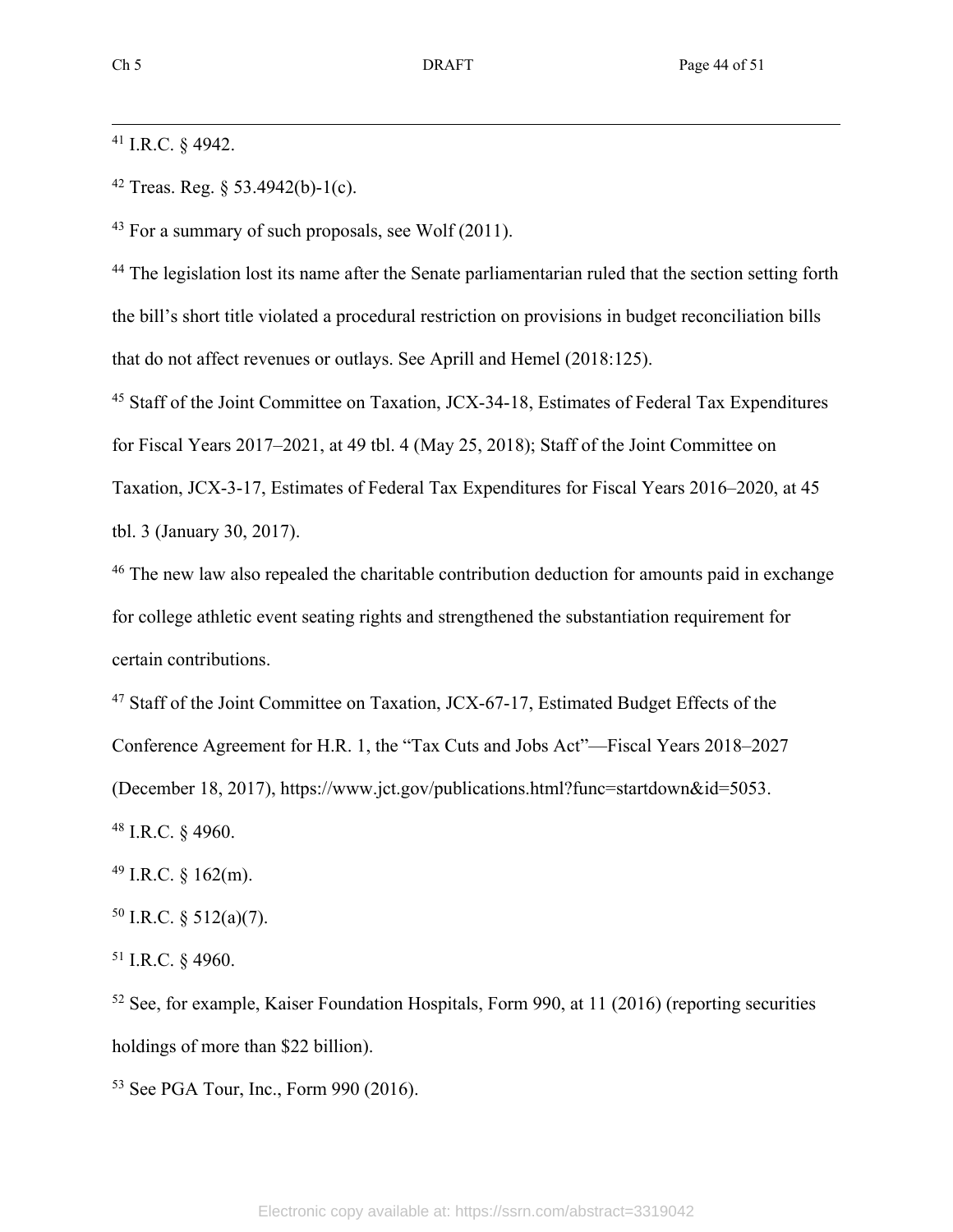[41] I.R.C. § 4942.

[42] Treas. Reg. § 53.4942(b)-1(c).

[43] For a summary of such proposals, see Wolf (2011).

[44] The legislation lost its name after the Senate parliamentarian ruled that the section setting forth the bill's short title violated a procedural restriction on provisions in budget reconciliation bills that do not affect revenues or outlays. See Aprill and Hemel (2018:125).

[45] Staff of the Joint Committee on Taxation, JCX-34-18, Estimates of Federal Tax Expenditures for Fiscal Years 2017–2021, at 49 tbl. 4 (May 25, 2018); Staff of the Joint Committee on Taxation, JCX-3-17, Estimates of Federal Tax Expenditures for Fiscal Years 2016–2020, at 45 tbl. 3 (January 30, 2017).

[46] The new law also repealed the charitable contribution deduction for amounts paid in exchange for college athletic event seating rights and strengthened the substantiation requirement for certain contributions.

[47] Staff of the Joint Committee on Taxation, JCX-67-17, Estimated Budget Effects of the Conference Agreement for H.R. 1, the "Tax Cuts and Jobs Act"—Fiscal Years 2018–2027 (December 18, 2017), https://www.jct.gov/publications.html?func=startdown&id=5053.

[48] I.R.C. § 4960.

[49] I.R.C. § 162(m).

[50] I.R.C. § 512(a)(7).

[51] I.R.C. § 4960.

[52] See, for example, Kaiser Foundation Hospitals, Form 990, at 11 (2016) (reporting securities holdings of more than $22 billion).

[53] See PGA Tour, Inc., Form 990 (2016).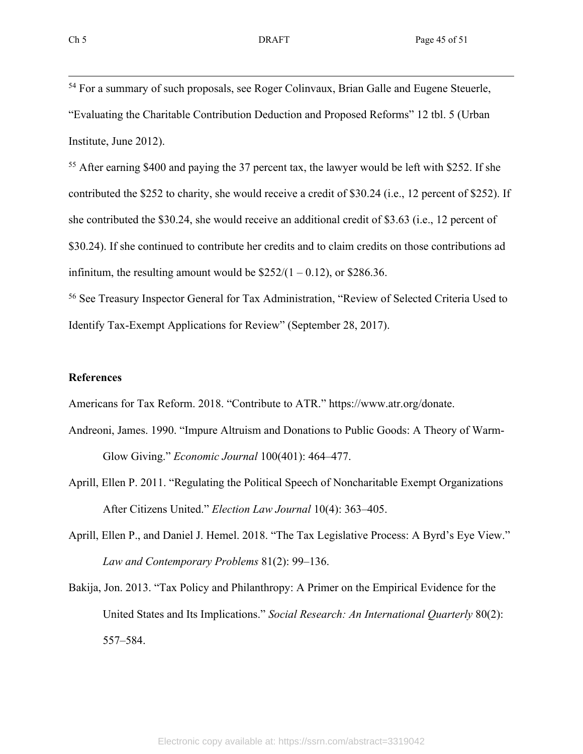[54] For a summary of such proposals, see Roger Colinvaux, Brian Galle and Eugene Steuerle, "Evaluating the Charitable Contribution Deduction and Proposed Reforms" 12 tbl. 5 (Urban Institute, June 2012).

[55] After earning $400 and paying the 37 percent tax, the lawyer would be left with $252. If she contributed the $252 to charity, she would receive a credit of $30.24 (i.e., 12 percent of $252). If she contributed the $30.24, she would receive an additional credit of $3.63 (i.e., 12 percent of $30.24). If she continued to contribute her credits and to claim credits on those contributions ad infinitum, the resulting amount would be $252/(1 – 0.12), or $286.36.

[56] See Treasury Inspector General for Tax Administration, "Review of Selected Criteria Used to Identify Tax-Exempt Applications for Review" (September 28, 2017).

**References**

Americans for Tax Reform. 2018. "Contribute to ATR." https://www.atr.org/donate.

Andreoni, James. 1990. "Impure Altruism and Donations to Public Goods: A Theory of Warm-Glow Giving." *Economic Journal* 100(401): 464–477.

Aprill, Ellen P. 2011. "Regulating the Political Speech of Noncharitable Exempt Organizations After Citizens United." *Election Law Journal* 10(4): 363–405.

Aprill, Ellen P., and Daniel J. Hemel. 2018. "The Tax Legislative Process: A Byrd's Eye View." *Law and Contemporary Problems* 81(2): 99–136.

Bakija, Jon. 2013. "Tax Policy and Philanthropy: A Primer on the Empirical Evidence for the United States and Its Implications." *Social Research: An International Quarterly* 80(2): 557–584.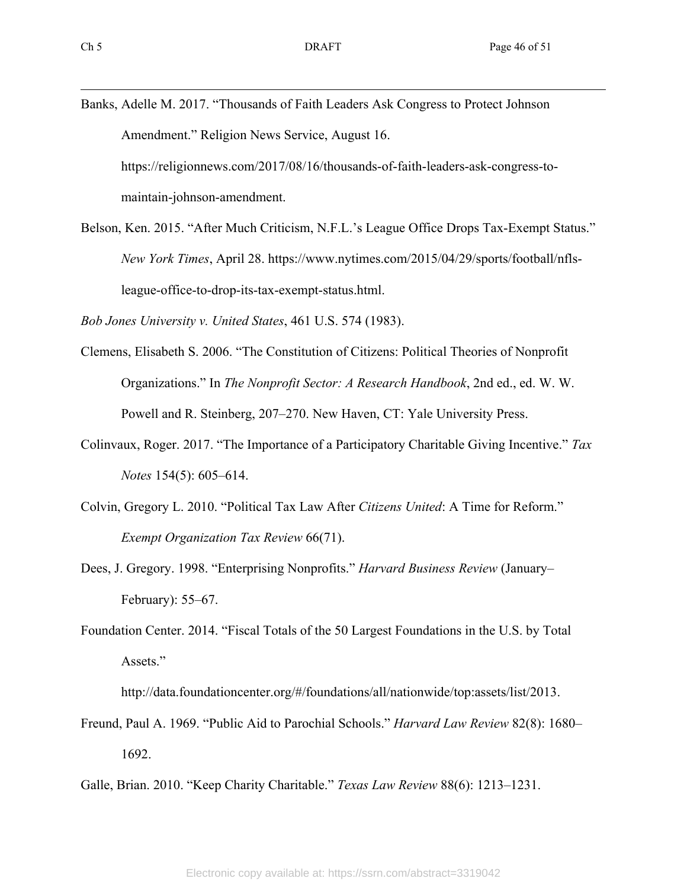Banks, Adelle M. 2017. “Thousands of Faith Leaders Ask Congress to Protect Johnson Amendment.” Religion News Service, August 16. https://religionnews.com/2017/08/16/thousands-of-faith-leaders-ask-congress-to-maintain-johnson-amendment.

Belson, Ken. 2015. “After Much Criticism, N.F.L.’s League Office Drops Tax-Exempt Status.” *New York Times*, April 28. https://www.nytimes.com/2015/04/29/sports/football/nfls-league-office-to-drop-its-tax-exempt-status.html.

*Bob Jones University v. United States*, 461 U.S. 574 (1983).

Clemens, Elisabeth S. 2006. “The Constitution of Citizens: Political Theories of Nonprofit Organizations.” In *The Nonprofit Sector: A Research Handbook*, 2nd ed., ed. W. W. Powell and R. Steinberg, 207–270. New Haven, CT: Yale University Press.

Colinvaux, Roger. 2017. “The Importance of a Participatory Charitable Giving Incentive.” *Tax Notes* 154(5): 605–614.

Colvin, Gregory L. 2010. “Political Tax Law After *Citizens United*: A Time for Reform.” *Exempt Organization Tax Review* 66(71).

Dees, J. Gregory. 1998. “Enterprising Nonprofits.” *Harvard Business Review* (January–February): 55–67.

Foundation Center. 2014. “Fiscal Totals of the 50 Largest Foundations in the U.S. by Total Assets.” http://data.foundationcenter.org/#/foundations/all/nationwide/top:assets/list/2013.

Freund, Paul A. 1969. “Public Aid to Parochial Schools.” *Harvard Law Review* 82(8): 1680–1692.

Galle, Brian. 2010. “Keep Charity Charitable.” *Texas Law Review* 88(6): 1213–1231.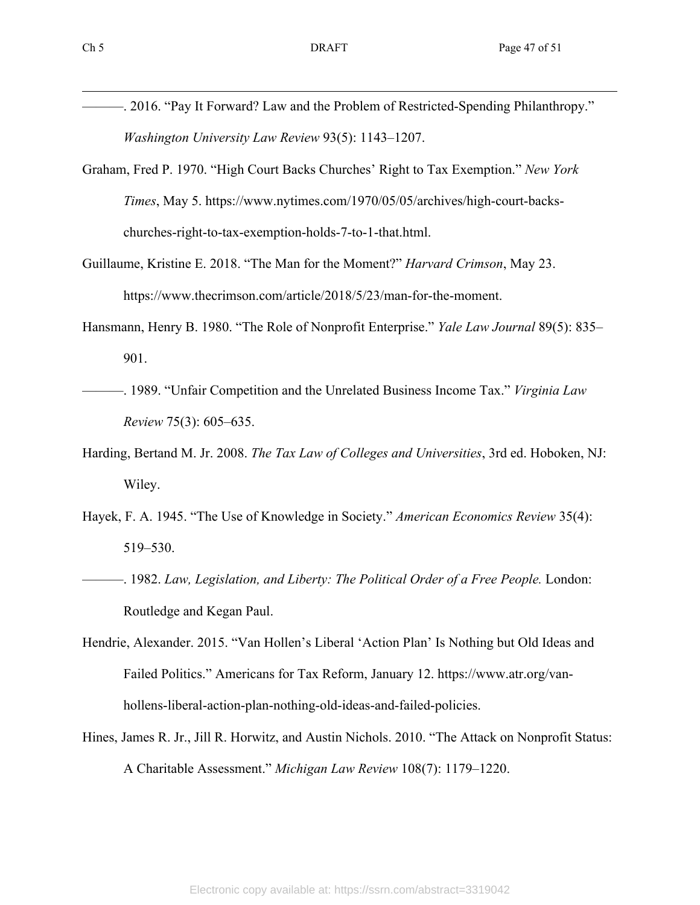———. 2016. “Pay It Forward? Law and the Problem of Restricted-Spending Philanthropy.” *Washington University Law Review* 93(5): 1143–1207.

Graham, Fred P. 1970. “High Court Backs Churches’ Right to Tax Exemption.” *New York Times*, May 5. https://www.nytimes.com/1970/05/05/archives/high-court-backs-churches-right-to-tax-exemption-holds-7-to-1-that.html.

Guillaume, Kristine E. 2018. “The Man for the Moment?” *Harvard Crimson*, May 23. https://www.thecrimson.com/article/2018/5/23/man-for-the-moment.

Hansmann, Henry B. 1980. “The Role of Nonprofit Enterprise.” *Yale Law Journal* 89(5): 835–901.

———. 1989. “Unfair Competition and the Unrelated Business Income Tax.” *Virginia Law Review* 75(3): 605–635.

Harding, Bertand M. Jr. 2008. *The Tax Law of Colleges and Universities*, 3rd ed. Hoboken, NJ: Wiley.

Hayek, F. A. 1945. “The Use of Knowledge in Society.” *American Economics Review* 35(4): 519–530.

———. 1982. *Law, Legislation, and Liberty: The Political Order of a Free People.* London: Routledge and Kegan Paul.

Hendrie, Alexander. 2015. “Van Hollen’s Liberal ‘Action Plan’ Is Nothing but Old Ideas and Failed Politics.” Americans for Tax Reform, January 12. https://www.atr.org/van-hollens-liberal-action-plan-nothing-old-ideas-and-failed-policies.

Hines, James R. Jr., Jill R. Horwitz, and Austin Nichols. 2010. “The Attack on Nonprofit Status: A Charitable Assessment.” *Michigan Law Review* 108(7): 1179–1220.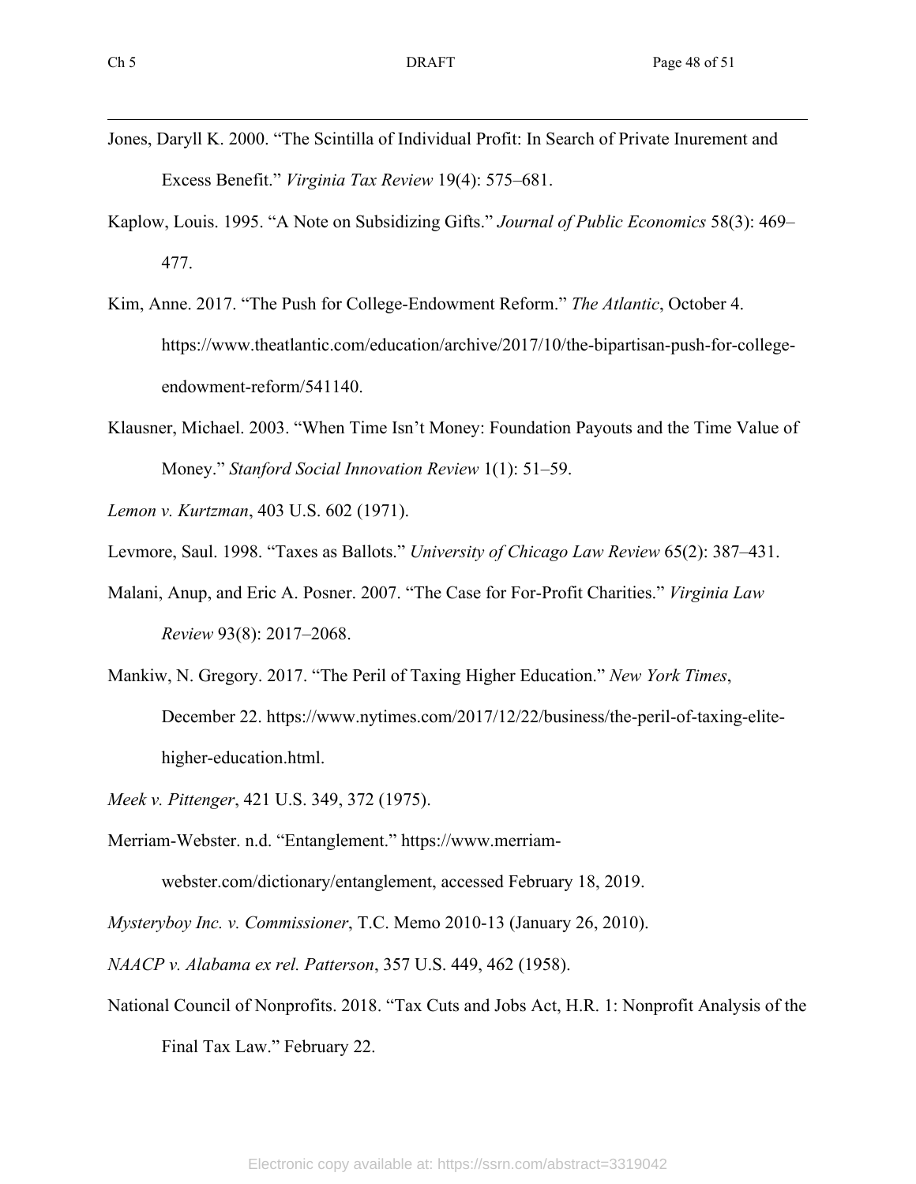Jones, Daryll K. 2000. "The Scintilla of Individual Profit: In Search of Private Inurement and Excess Benefit." *Virginia Tax Review* 19(4): 575–681.

Kaplow, Louis. 1995. "A Note on Subsidizing Gifts." *Journal of Public Economics* 58(3): 469–477.

Kim, Anne. 2017. "The Push for College-Endowment Reform." *The Atlantic*, October 4. https://www.theatlantic.com/education/archive/2017/10/the-bipartisan-push-for-college-endowment-reform/541140.

Klausner, Michael. 2003. "When Time Isn't Money: Foundation Payouts and the Time Value of Money." *Stanford Social Innovation Review* 1(1): 51–59.

*Lemon v. Kurtzman*, 403 U.S. 602 (1971).

Levmore, Saul. 1998. "Taxes as Ballots." *University of Chicago Law Review* 65(2): 387–431.

Malani, Anup, and Eric A. Posner. 2007. "The Case for For-Profit Charities." *Virginia Law Review* 93(8): 2017–2068.

Mankiw, N. Gregory. 2017. "The Peril of Taxing Higher Education." *New York Times*, December 22. https://www.nytimes.com/2017/12/22/business/the-peril-of-taxing-elite-higher-education.html.

*Meek v. Pittenger*, 421 U.S. 349, 372 (1975).

Merriam-Webster. n.d. "Entanglement." https://www.merriam-webster.com/dictionary/entanglement, accessed February 18, 2019.

*Mysteryboy Inc. v. Commissioner*, T.C. Memo 2010-13 (January 26, 2010).

*NAACP v. Alabama ex rel. Patterson*, 357 U.S. 449, 462 (1958).

National Council of Nonprofits. 2018. "Tax Cuts and Jobs Act, H.R. 1: Nonprofit Analysis of the Final Tax Law." February 22.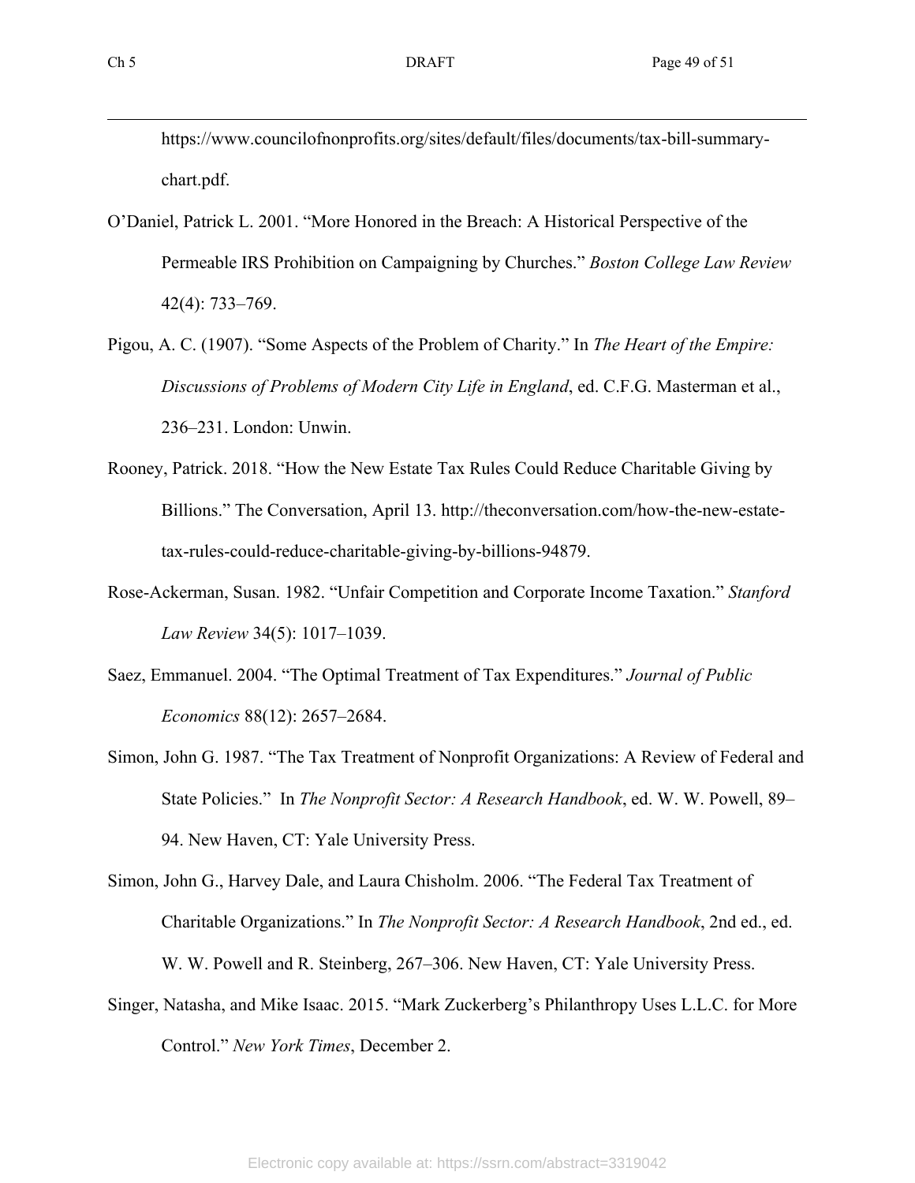https://www.councilofnonprofits.org/sites/default/files/documents/tax-bill-summary-chart.pdf.

O'Daniel, Patrick L. 2001. "More Honored in the Breach: A Historical Perspective of the Permeable IRS Prohibition on Campaigning by Churches." *Boston College Law Review* 42(4): 733–769.

Pigou, A. C. (1907). "Some Aspects of the Problem of Charity." In *The Heart of the Empire: Discussions of Problems of Modern City Life in England*, ed. C.F.G. Masterman et al., 236–231. London: Unwin.

Rooney, Patrick. 2018. "How the New Estate Tax Rules Could Reduce Charitable Giving by Billions." The Conversation, April 13. http://theconversation.com/how-the-new-estate-tax-rules-could-reduce-charitable-giving-by-billions-94879.

Rose-Ackerman, Susan. 1982. "Unfair Competition and Corporate Income Taxation." *Stanford Law Review* 34(5): 1017–1039.

Saez, Emmanuel. 2004. "The Optimal Treatment of Tax Expenditures." *Journal of Public Economics* 88(12): 2657–2684.

Simon, John G. 1987. "The Tax Treatment of Nonprofit Organizations: A Review of Federal and State Policies." In *The Nonprofit Sector: A Research Handbook*, ed. W. W. Powell, 89–94. New Haven, CT: Yale University Press.

Simon, John G., Harvey Dale, and Laura Chisholm. 2006. "The Federal Tax Treatment of Charitable Organizations." In *The Nonprofit Sector: A Research Handbook*, 2nd ed., ed. W. W. Powell and R. Steinberg, 267–306. New Haven, CT: Yale University Press.

Singer, Natasha, and Mike Isaac. 2015. "Mark Zuckerberg's Philanthropy Uses L.L.C. for More Control." *New York Times*, December 2.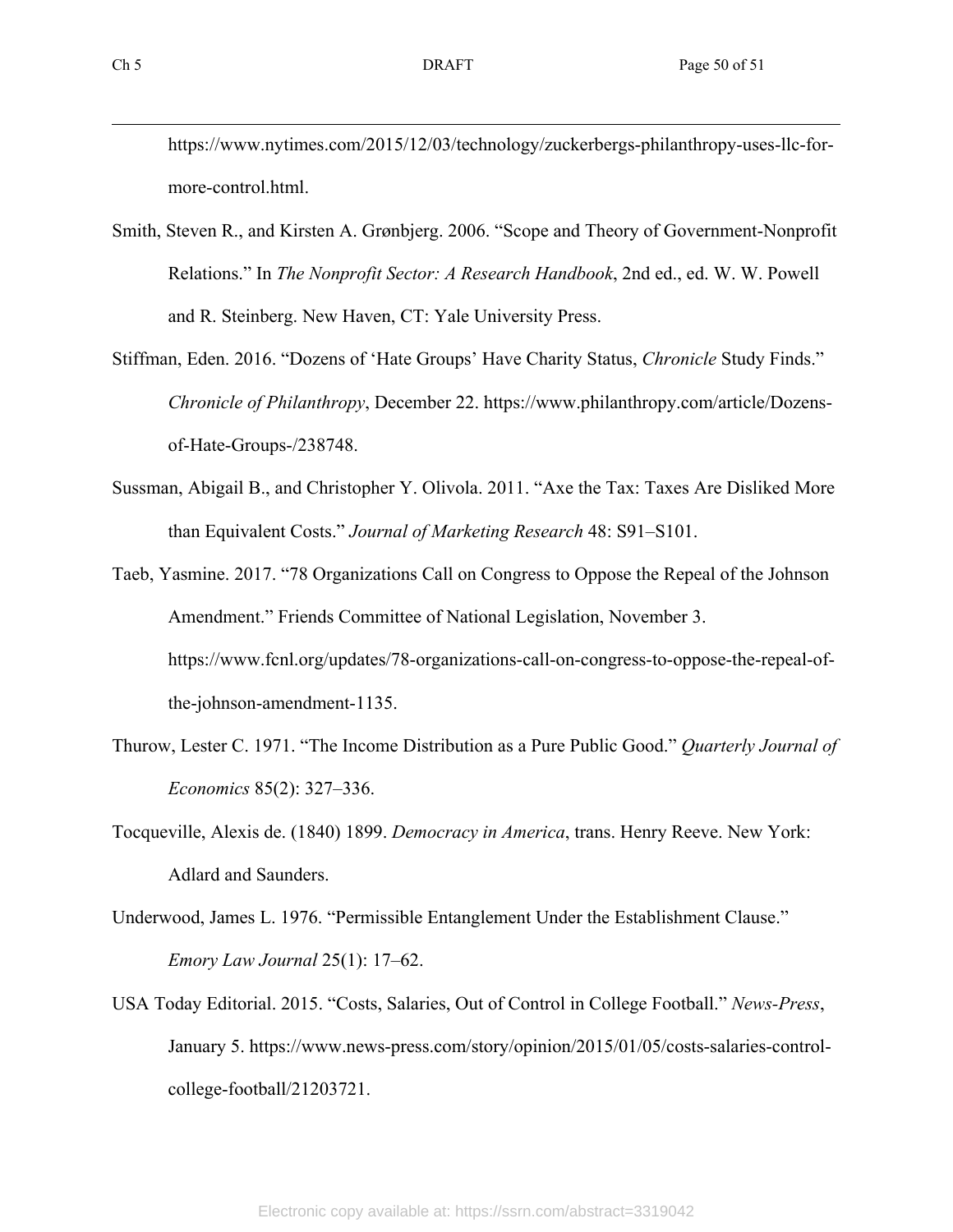https://www.nytimes.com/2015/12/03/technology/zuckerbergs-philanthropy-uses-llc-for-more-control.html.

Smith, Steven R., and Kirsten A. Grønbjerg. 2006. "Scope and Theory of Government-Nonprofit Relations." In *The Nonprofit Sector: A Research Handbook*, 2nd ed., ed. W. W. Powell and R. Steinberg. New Haven, CT: Yale University Press.

Stiffman, Eden. 2016. "Dozens of 'Hate Groups' Have Charity Status, *Chronicle* Study Finds." *Chronicle of Philanthropy*, December 22. https://www.philanthropy.com/article/Dozens-of-Hate-Groups-/238748.

Sussman, Abigail B., and Christopher Y. Olivola. 2011. "Axe the Tax: Taxes Are Disliked More than Equivalent Costs." *Journal of Marketing Research* 48: S91–S101.

Taeb, Yasmine. 2017. "78 Organizations Call on Congress to Oppose the Repeal of the Johnson Amendment." Friends Committee of National Legislation, November 3. https://www.fcnl.org/updates/78-organizations-call-on-congress-to-oppose-the-repeal-of-the-johnson-amendment-1135.

Thurow, Lester C. 1971. "The Income Distribution as a Pure Public Good." *Quarterly Journal of Economics* 85(2): 327–336.

Tocqueville, Alexis de. (1840) 1899. *Democracy in America*, trans. Henry Reeve. New York: Adlard and Saunders.

Underwood, James L. 1976. "Permissible Entanglement Under the Establishment Clause." *Emory Law Journal* 25(1): 17–62.

USA Today Editorial. 2015. "Costs, Salaries, Out of Control in College Football." *News-Press*, January 5. https://www.news-press.com/story/opinion/2015/01/05/costs-salaries-control-college-football/21203721.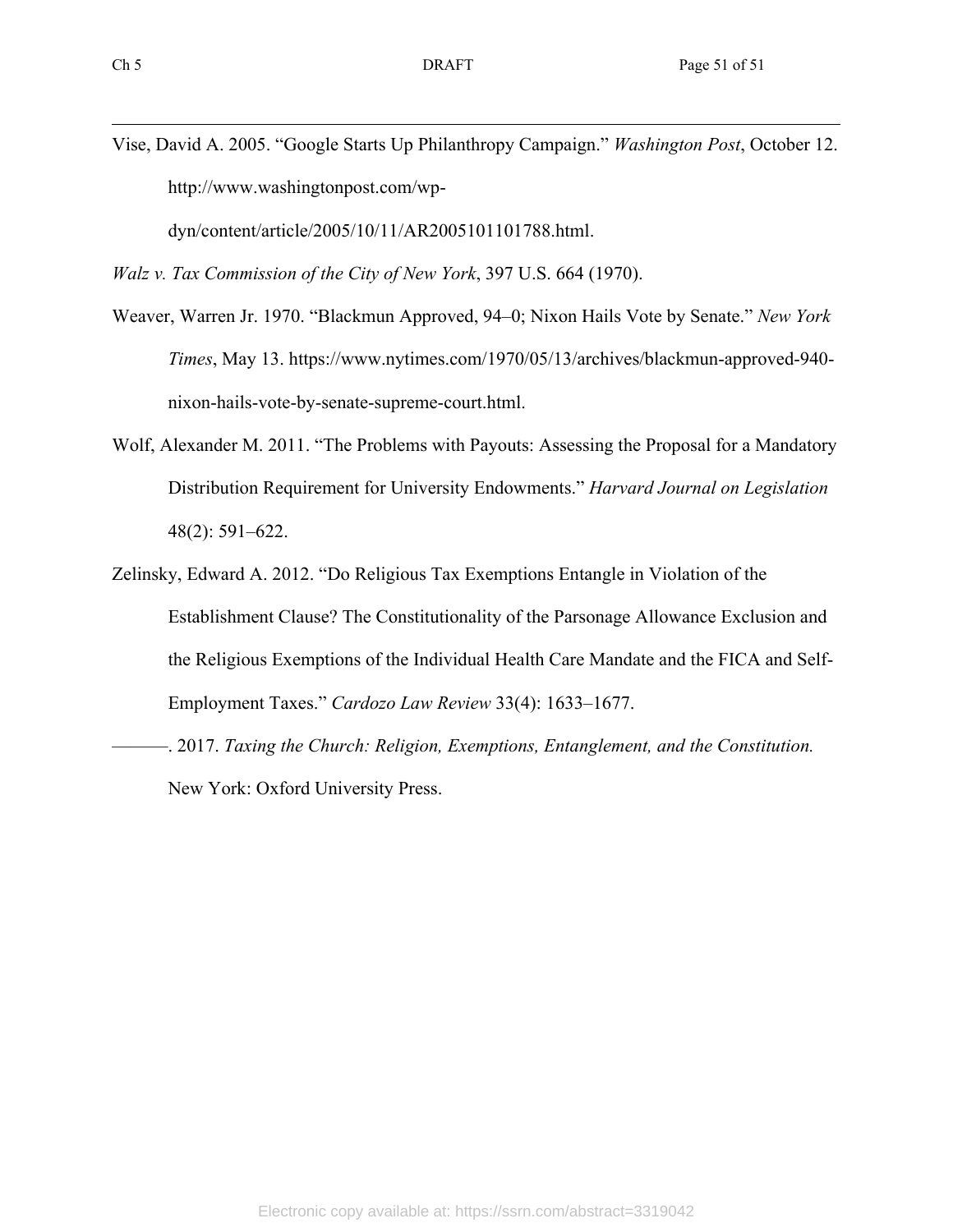Vise, David A. 2005. "Google Starts Up Philanthropy Campaign." *Washington Post*, October 12. http://www.washingtonpost.com/wp-dyn/content/article/2005/10/11/AR2005101101788.html.

*Walz v. Tax Commission of the City of New York*, 397 U.S. 664 (1970).

Weaver, Warren Jr. 1970. "Blackmun Approved, 94–0; Nixon Hails Vote by Senate." *New York Times*, May 13. https://www.nytimes.com/1970/05/13/archives/blackmun-approved-940-nixon-hails-vote-by-senate-supreme-court.html.

Wolf, Alexander M. 2011. "The Problems with Payouts: Assessing the Proposal for a Mandatory Distribution Requirement for University Endowments." *Harvard Journal on Legislation* 48(2): 591–622.

Zelinsky, Edward A. 2012. "Do Religious Tax Exemptions Entangle in Violation of the Establishment Clause? The Constitutionality of the Parsonage Allowance Exclusion and the Religious Exemptions of the Individual Health Care Mandate and the FICA and Self-Employment Taxes." *Cardozo Law Review* 33(4): 1633–1677.

———. 2017. *Taxing the Church: Religion, Exemptions, Entanglement, and the Constitution.* New York: Oxford University Press.